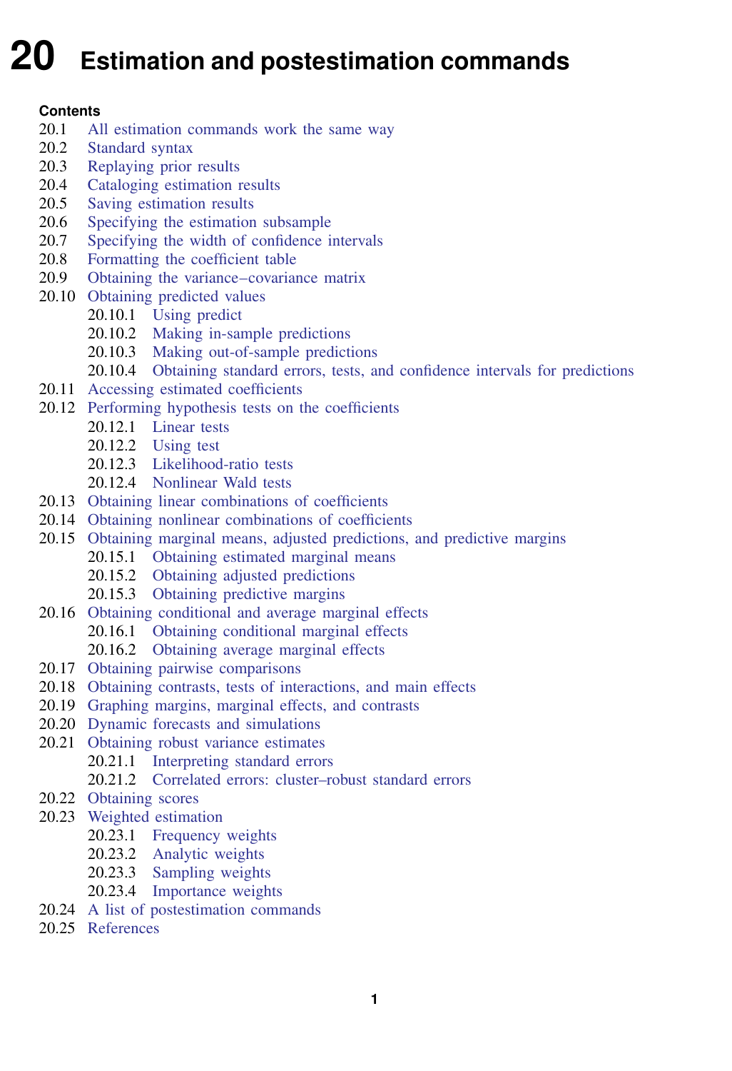# 20 Estimation and postestimation commands

**Contents**

20.1 All estimation commands work the same way
20.2 Standard syntax
20.3 Replaying prior results
20.4 Cataloging estimation results
20.5 Saving estimation results
20.6 Specifying the estimation subsample
20.7 Specifying the width of confidence intervals
20.8 Formatting the coefficient table
20.9 Obtaining the variance–covariance matrix
20.10 Obtaining predicted values
- 20.10.1 Using predict
- 20.10.2 Making in-sample predictions
- 20.10.3 Making out-of-sample predictions
- 20.10.4 Obtaining standard errors, tests, and confidence intervals for predictions

20.11 Accessing estimated coefficients
20.12 Performing hypothesis tests on the coefficients
- 20.12.1 Linear tests
- 20.12.2 Using test
- 20.12.3 Likelihood-ratio tests
- 20.12.4 Nonlinear Wald tests

20.13 Obtaining linear combinations of coefficients
20.14 Obtaining nonlinear combinations of coefficients
20.15 Obtaining marginal means, adjusted predictions, and predictive margins
- 20.15.1 Obtaining estimated marginal means
- 20.15.2 Obtaining adjusted predictions
- 20.15.3 Obtaining predictive margins

20.16 Obtaining conditional and average marginal effects
- 20.16.1 Obtaining conditional marginal effects
- 20.16.2 Obtaining average marginal effects

20.17 Obtaining pairwise comparisons
20.18 Obtaining contrasts, tests of interactions, and main effects
20.19 Graphing margins, marginal effects, and contrasts
20.20 Dynamic forecasts and simulations
20.21 Obtaining robust variance estimates
- 20.21.1 Interpreting standard errors
- 20.21.2 Correlated errors: cluster–robust standard errors

20.22 Obtaining scores
20.23 Weighted estimation
- 20.23.1 Frequency weights
- 20.23.2 Analytic weights
- 20.23.3 Sampling weights
- 20.23.4 Importance weights

20.24 A list of postestimation commands
20.25 References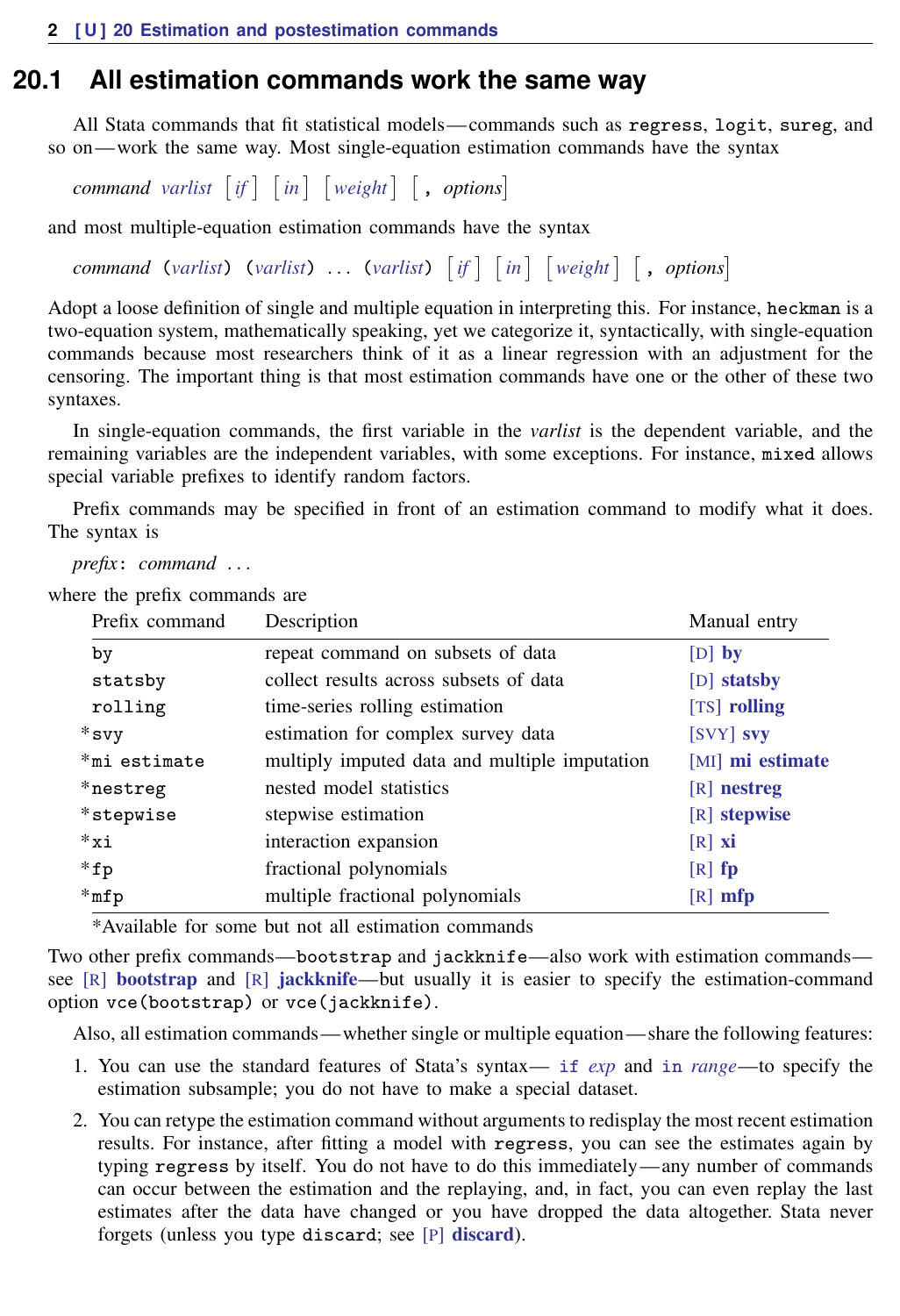## 20.1 All estimation commands work the same way

All Stata commands that fit statistical models—commands such as `regress`, `logit`, `sureg`, and so on—work the same way. Most single-equation estimation commands have the syntax

*command* *varlist* [*if*] [*in*] [*weight*] [, *options*]

and most multiple-equation estimation commands have the syntax

*command* (*varlist*) (*varlist*) ... (*varlist*) [*if*] [*in*] [*weight*] [, *options*]

Adopt a loose definition of single and multiple equation in interpreting this. For instance, `heckman` is a two-equation system, mathematically speaking, yet we categorize it, syntactically, with single-equation commands because most researchers think of it as a linear regression with an adjustment for the censoring. The important thing is that most estimation commands have one or the other of these two syntaxes.

In single-equation commands, the first variable in the *varlist* is the dependent variable, and the remaining variables are the independent variables, with some exceptions. For instance, `mixed` allows special variable prefixes to identify random factors.

Prefix commands may be specified in front of an estimation command to modify what it does. The syntax is

*prefix*: *command* ...

where the prefix commands are

| Prefix command | Description | Manual entry |
|---|---|---|
| `by` | repeat command on subsets of data | [D] **by** |
| `statsby` | collect results across subsets of data | [D] **statsby** |
| `rolling` | time-series rolling estimation | [TS] **rolling** |
| *`svy` | estimation for complex survey data | [SVY] **svy** |
| *`mi estimate` | multiply imputed data and multiple imputation | [MI] **mi estimate** |
| *`nestreg` | nested model statistics | [R] **nestreg** |
| *`stepwise` | stepwise estimation | [R] **stepwise** |
| *`xi` | interaction expansion | [R] **xi** |
| *`fp` | fractional polynomials | [R] **fp** |
| *`mfp` | multiple fractional polynomials | [R] **mfp** |

*Available for some but not all estimation commands

Two other prefix commands—`bootstrap` and `jackknife`—also work with estimation commands—see [R] **bootstrap** and [R] **jackknife**—but usually it is easier to specify the estimation-command option `vce(bootstrap)` or `vce(jackknife)`.

Also, all estimation commands—whether single or multiple equation—share the following features:

1. You can use the standard features of Stata's syntax— `if` *exp* and `in` *range*—to specify the estimation subsample; you do not have to make a special dataset.

2. You can retype the estimation command without arguments to redisplay the most recent estimation results. For instance, after fitting a model with `regress`, you can see the estimates again by typing `regress` by itself. You do not have to do this immediately—any number of commands can occur between the estimation and the replaying, and, in fact, you can even replay the last estimates after the data have changed or you have dropped the data altogether. Stata never forgets (unless you type `discard`; see [P] **discard**).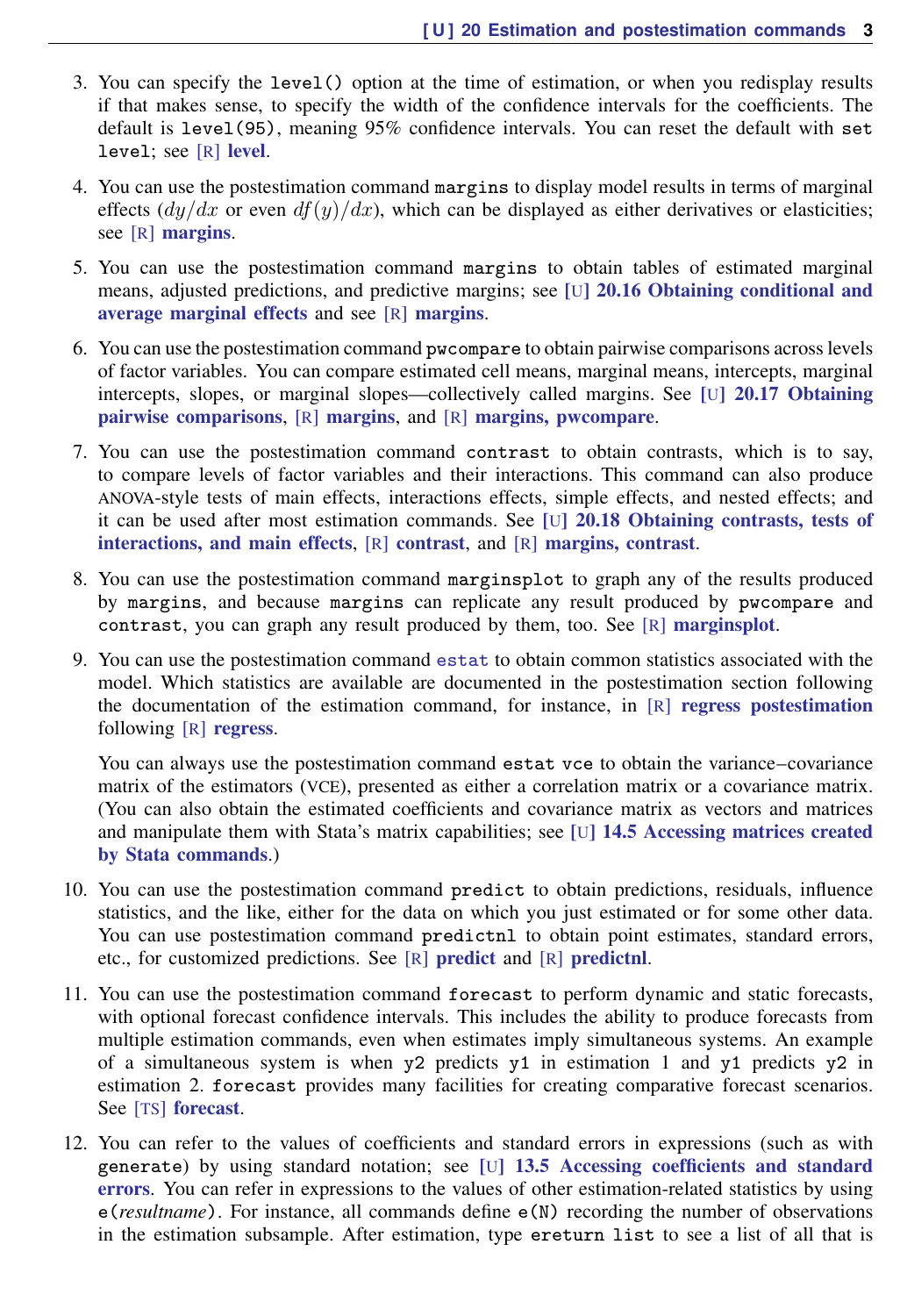3. You can specify the `level()` option at the time of estimation, or when you redisplay results if that makes sense, to specify the width of the confidence intervals for the coefficients. The default is `level(95)`, meaning 95% confidence intervals. You can reset the default with `set level`; see [R] **level**.

4. You can use the postestimation command `margins` to display model results in terms of marginal effects ($dy/dx$ or even $df(y)/dx$), which can be displayed as either derivatives or elasticities; see [R] **margins**.

5. You can use the postestimation command `margins` to obtain tables of estimated marginal means, adjusted predictions, and predictive margins; see [U] **20.16 Obtaining conditional and average marginal effects** and see [R] **margins**.

6. You can use the postestimation command `pwcompare` to obtain pairwise comparisons across levels of factor variables. You can compare estimated cell means, marginal means, intercepts, marginal intercepts, slopes, or marginal slopes—collectively called margins. See [U] **20.17 Obtaining pairwise comparisons**, [R] **margins**, and [R] **margins, pwcompare**.

7. You can use the postestimation command `contrast` to obtain contrasts, which is to say, to compare levels of factor variables and their interactions. This command can also produce ANOVA-style tests of main effects, interactions effects, simple effects, and nested effects; and it can be used after most estimation commands. See [U] **20.18 Obtaining contrasts, tests of interactions, and main effects**, [R] **contrast**, and [R] **margins, contrast**.

8. You can use the postestimation command `marginsplot` to graph any of the results produced by `margins`, and because `margins` can replicate any result produced by `pwcompare` and `contrast`, you can graph any result produced by them, too. See [R] **marginsplot**.

9. You can use the postestimation command `estat` to obtain common statistics associated with the model. Which statistics are available are documented in the postestimation section following the documentation of the estimation command, for instance, in [R] **regress postestimation** following [R] **regress**.

   You can always use the postestimation command `estat vce` to obtain the variance–covariance matrix of the estimators (VCE), presented as either a correlation matrix or a covariance matrix. (You can also obtain the estimated coefficients and covariance matrix as vectors and matrices and manipulate them with Stata's matrix capabilities; see [U] **14.5 Accessing matrices created by Stata commands**.)

10. You can use the postestimation command `predict` to obtain predictions, residuals, influence statistics, and the like, either for the data on which you just estimated or for some other data. You can use postestimation command `predictnl` to obtain point estimates, standard errors, etc., for customized predictions. See [R] **predict** and [R] **predictnl**.

11. You can use the postestimation command `forecast` to perform dynamic and static forecasts, with optional forecast confidence intervals. This includes the ability to produce forecasts from multiple estimation commands, even when estimates imply simultaneous systems. An example of a simultaneous system is when `y2` predicts `y1` in estimation 1 and `y1` predicts `y2` in estimation 2. `forecast` provides many facilities for creating comparative forecast scenarios. See [TS] **forecast**.

12. You can refer to the values of coefficients and standard errors in expressions (such as with `generate`) by using standard notation; see [U] **13.5 Accessing coefficients and standard errors**. You can refer in expressions to the values of other estimation-related statistics by using `e(`*resultname*`)`. For instance, all commands define `e(N)` recording the number of observations in the estimation subsample. After estimation, type `ereturn list` to see a list of all that is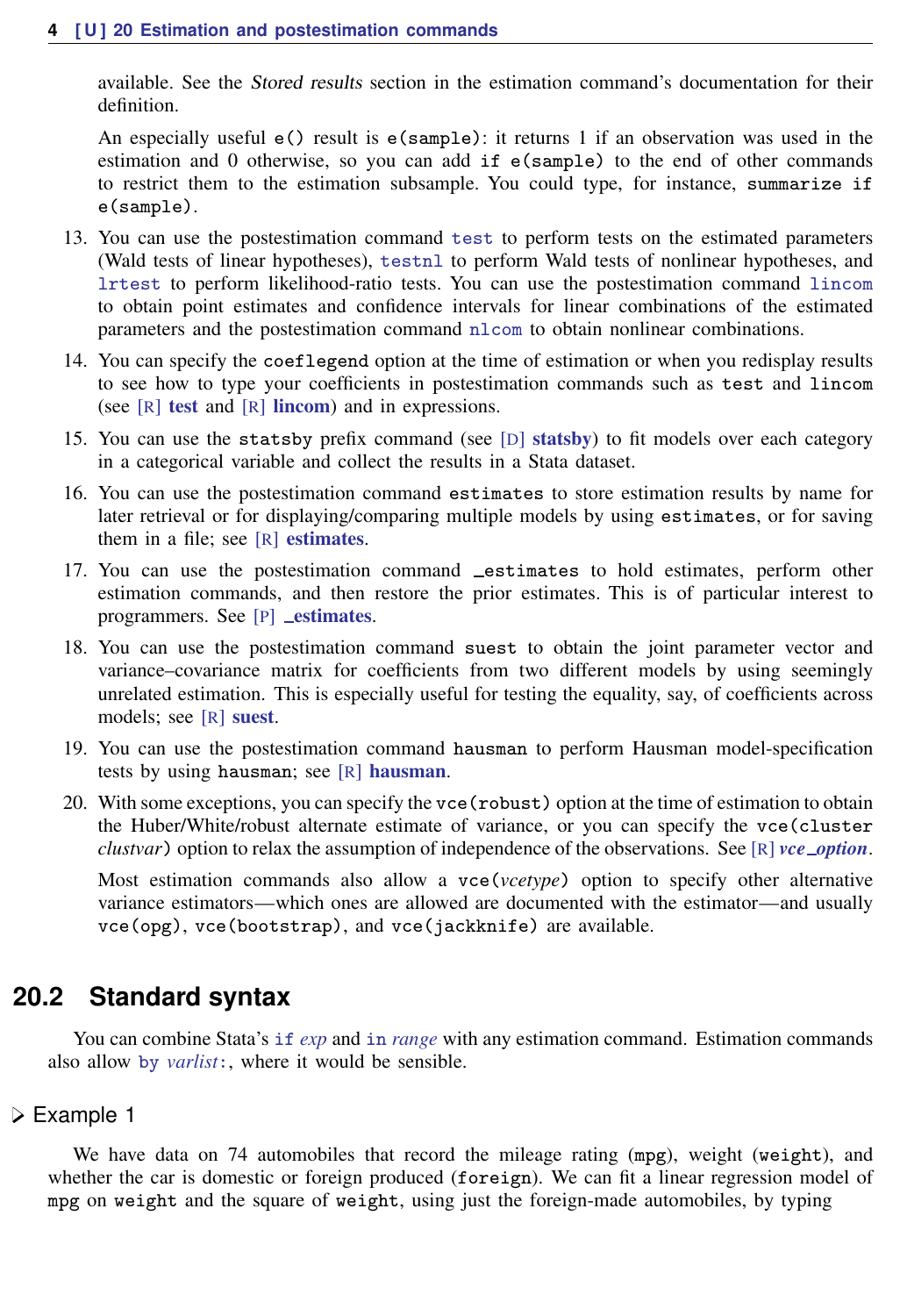available. See the *Stored results* section in the estimation command's documentation for their definition.

An especially useful `e()` result is `e(sample)`: it returns 1 if an observation was used in the estimation and 0 otherwise, so you can add `if e(sample)` to the end of other commands to restrict them to the estimation subsample. You could type, for instance, `summarize if e(sample)`.

13. You can use the postestimation command `test` to perform tests on the estimated parameters (Wald tests of linear hypotheses), `testnl` to perform Wald tests of nonlinear hypotheses, and `lrtest` to perform likelihood-ratio tests. You can use the postestimation command `lincom` to obtain point estimates and confidence intervals for linear combinations of the estimated parameters and the postestimation command `nlcom` to obtain nonlinear combinations.

14. You can specify the `coeflegend` option at the time of estimation or when you redisplay results to see how to type your coefficients in postestimation commands such as `test` and `lincom` (see [R] **test** and [R] **lincom**) and in expressions.

15. You can use the `statsby` prefix command (see [D] **statsby**) to fit models over each category in a categorical variable and collect the results in a Stata dataset.

16. You can use the postestimation command `estimates` to store estimation results by name for later retrieval or for displaying/comparing multiple models by using `estimates`, or for saving them in a file; see [R] **estimates**.

17. You can use the postestimation command `_estimates` to hold estimates, perform other estimation commands, and then restore the prior estimates. This is of particular interest to programmers. See [P] **_estimates**.

18. You can use the postestimation command `suest` to obtain the joint parameter vector and variance–covariance matrix for coefficients from two different models by using seemingly unrelated estimation. This is especially useful for testing the equality, say, of coefficients across models; see [R] **suest**.

19. You can use the postestimation command `hausman` to perform Hausman model-specification tests by using `hausman`; see [R] **hausman**.

20. With some exceptions, you can specify the `vce(robust)` option at the time of estimation to obtain the Huber/White/robust alternate estimate of variance, or you can specify the `vce(cluster` *clustvar*`)` option to relax the assumption of independence of the observations. See [R] ***vce_option***.

    Most estimation commands also allow a `vce(`*vcetype*`)` option to specify other alternative variance estimators—which ones are allowed are documented with the estimator—and usually `vce(opg)`, `vce(bootstrap)`, and `vce(jackknife)` are available.

## 20.2 Standard syntax

You can combine Stata's `if` *exp* and `in` *range* with any estimation command. Estimation commands also allow `by` *varlist*`:`, where it would be sensible.

### ▷ Example 1

We have data on 74 automobiles that record the mileage rating (`mpg`), weight (`weight`), and whether the car is domestic or foreign produced (`foreign`). We can fit a linear regression model of `mpg` on `weight` and the square of `weight`, using just the foreign-made automobiles, by typing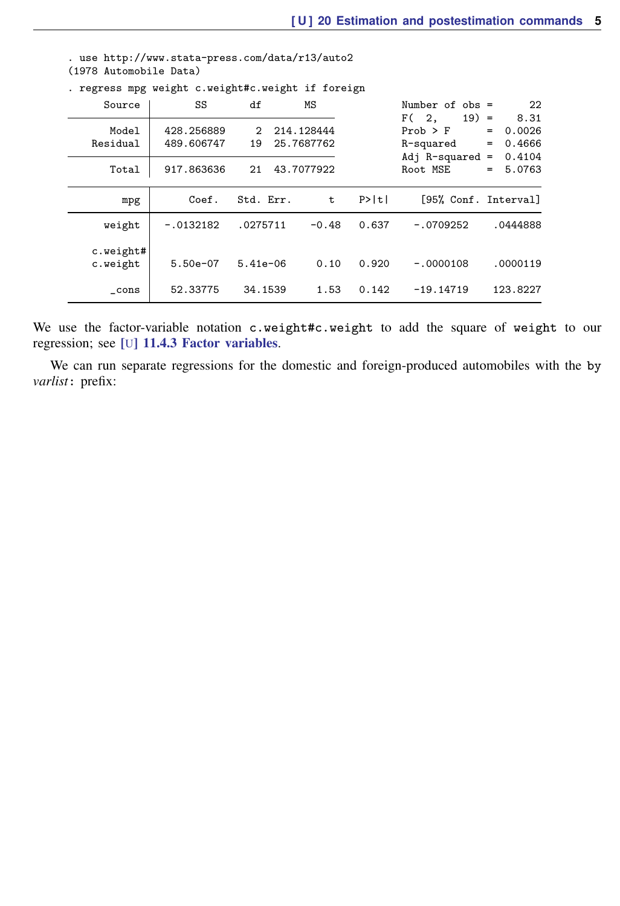```
. use http://www.stata-press.com/data/r13/auto2
(1978 Automobile Data)

. regress mpg weight c.weight#c.weight if foreign

      Source |       SS       df       MS              Number of obs =      22
-------------+------------------------------           F(  2,    19) =    8.31
       Model |  428.256889     2  214.128444           Prob > F      =  0.0026
    Residual |  489.606747    19  25.7687762           R-squared     =  0.4666
-------------+------------------------------           Adj R-squared =  0.4104
       Total |  917.863636    21  43.7077922           Root MSE      =  5.0763

------------------------------------------------------------------------------
         mpg |      Coef.   Std. Err.      t    P>|t|     [95% Conf. Interval]
-------------+----------------------------------------------------------------
      weight |  -.0132182   .0275711    -0.48   0.637    -.0709252    .0444888
             |
   c.weight#|
    c.weight |   5.50e-07   5.41e-06     0.10   0.920    -.0000108    .0000119
             |
       _cons |   52.33775    34.1539     1.53   0.142    -19.14719    123.8227
------------------------------------------------------------------------------
```

We use the factor-variable notation `c.weight#c.weight` to add the square of `weight` to our regression; see [U] 11.4.3 Factor variables.

We can run separate regressions for the domestic and foreign-produced automobiles with the `by` *varlist*`:` prefix: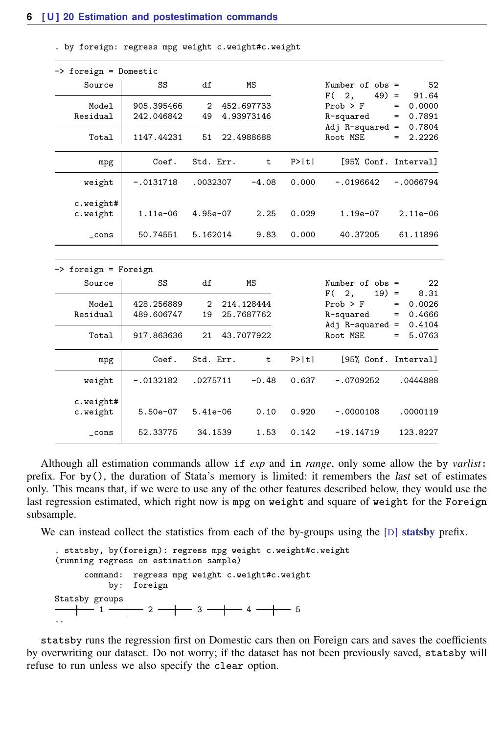```
. by foreign: regress mpg weight c.weight#c.weight

-> foreign = Domestic

      Source |       SS           df       MS      Number of obs   =        52
-------------+----------------------------------   F(2, 49)        =     91.64
       Model |  905.395466         2  452.697733   Prob > F        =    0.0000
    Residual |  242.046842        49  4.93973146   R-squared       =    0.7891
-------------+----------------------------------   Adj R-squared   =    0.7804
       Total |  1147.44231        51  22.4988688   Root MSE        =    2.2226

------------------------------------------------------------------------------
         mpg |      Coef.   Std. Err.      t    P>|t|     [95% Conf. Interval]
-------------+----------------------------------------------------------------
      weight |  -.0131718   .0032307    -4.08   0.000    -.0196642   -.0066794
             |
    c.weight#|
    c.weight |   1.11e-06   4.95e-07     2.25   0.029     1.19e-07    2.11e-06
             |
       _cons |   50.74551   5.162014     9.83   0.000     40.37205    61.11896
------------------------------------------------------------------------------

-> foreign = Foreign

      Source |       SS           df       MS      Number of obs   =        22
-------------+----------------------------------   F(2, 19)        =      8.31
       Model |  428.256889         2  214.128444   Prob > F        =    0.0026
    Residual |  489.606747        19  25.7687762   R-squared       =    0.4666
-------------+----------------------------------   Adj R-squared   =    0.4104
       Total |  917.863636        21  43.7077922   Root MSE        =    5.0763

------------------------------------------------------------------------------
         mpg |      Coef.   Std. Err.      t    P>|t|     [95% Conf. Interval]
-------------+----------------------------------------------------------------
      weight |  -.0132182   .0275711    -0.48   0.637    -.0709252    .0444888
             |
    c.weight#|
    c.weight |   5.50e-07   5.41e-06     0.10   0.920    -.0000108    .0000119
             |
       _cons |   52.33775    34.1539     1.53   0.142    -19.14719    123.8227
------------------------------------------------------------------------------
```

Although all estimation commands allow `if` *exp* and `in` *range*, only some allow the `by` *varlist*: prefix. For `by()`, the duration of Stata's memory is limited: it remembers the *last* set of estimates only. This means that, if we were to use any of the other features described below, they would use the last regression estimated, which right now is `mpg` on `weight` and square of `weight` for the `Foreign` subsample.

We can instead collect the statistics from each of the by-groups using the [D] **statsby** prefix.

```
. statsby, by(foreign): regress mpg weight c.weight#c.weight
(running regress on estimation sample)

      command:  regress mpg weight c.weight#c.weight
           by:  foreign

Statsby groups
----+--- 1 ---+--- 2 ---+--- 3 ---+--- 4 ---+--- 5
..
```

`statsby` runs the regression first on Domestic cars then on Foreign cars and saves the coefficients by overwriting our dataset. Do not worry; if the dataset has not been previously saved, `statsby` will refuse to run unless we also specify the `clear` option.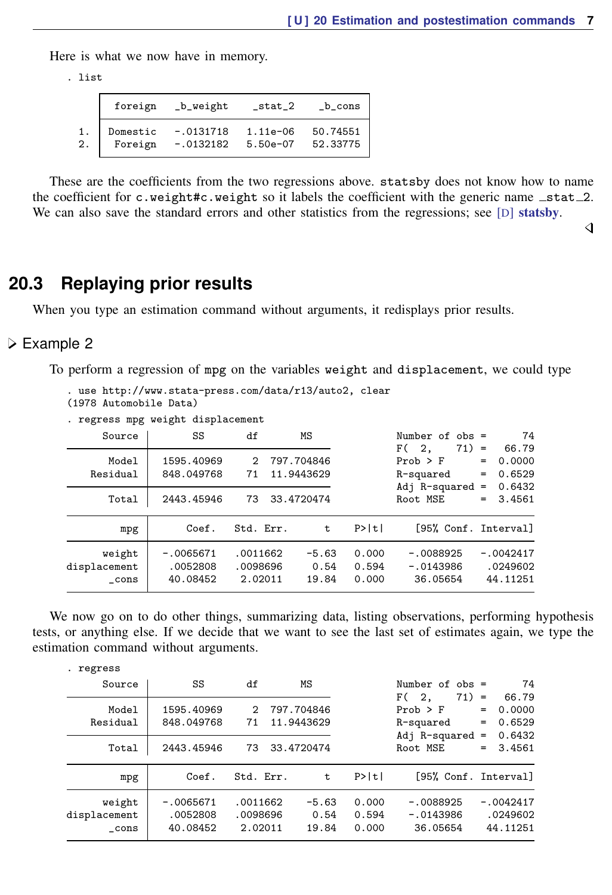Here is what we now have in memory.

```
. list

     +----------------------------------------------+
     | foreign   _b_weight     _stat_2     _b_cons  |
     |----------------------------------------------|
  1. | Domestic  -.0131718    1.11e-06    50.74551  |
  2. |  Foreign  -.0132182    5.50e-07    52.33775  |
     +----------------------------------------------+
```

These are the coefficients from the two regressions above. statsby does not know how to name the coefficient for c.weight#c.weight so it labels the coefficient with the generic name _stat_2. We can also save the standard errors and other statistics from the regressions; see [D] **statsby**. ◁

## 20.3 Replaying prior results

When you type an estimation command without arguments, it redisplays prior results.

### ▷ Example 2

To perform a regression of mpg on the variables weight and displacement, we could type

```
. use http://www.stata-press.com/data/r13/auto2, clear
(1978 Automobile Data)
. regress mpg weight displacement
      Source |       SS       df       MS              Number of obs =      74
-------------+------------------------------           F(  2,    71) =   66.79
       Model |  1595.40969     2  797.704846           Prob > F      =  0.0000
    Residual |  848.049768    71  11.9443629           R-squared     =  0.6529
-------------+------------------------------           Adj R-squared =  0.6432
       Total |  2443.45946    73  33.4720474           Root MSE      =  3.4561

------------------------------------------------------------------------------
         mpg |      Coef.   Std. Err.      t    P>|t|     [95% Conf. Interval]
-------------+----------------------------------------------------------------
      weight |  -.0065671   .0011662    -5.63   0.000    -.0088925   -.0042417
displacement |   .0052808   .0098696     0.54   0.594    -.0143986    .0249602
       _cons |   40.08452    2.02011    19.84   0.000     36.05654    44.11251
------------------------------------------------------------------------------
```

We now go on to do other things, summarizing data, listing observations, performing hypothesis tests, or anything else. If we decide that we want to see the last set of estimates again, we type the estimation command without arguments.

```
. regress
      Source |       SS       df       MS              Number of obs =      74
-------------+------------------------------           F(  2,    71) =   66.79
       Model |  1595.40969     2  797.704846           Prob > F      =  0.0000
    Residual |  848.049768    71  11.9443629           R-squared     =  0.6529
-------------+------------------------------           Adj R-squared =  0.6432
       Total |  2443.45946    73  33.4720474           Root MSE      =  3.4561

------------------------------------------------------------------------------
         mpg |      Coef.   Std. Err.      t    P>|t|     [95% Conf. Interval]
-------------+----------------------------------------------------------------
      weight |  -.0065671   .0011662    -5.63   0.000    -.0088925   -.0042417
displacement |   .0052808   .0098696     0.54   0.594    -.0143986    .0249602
       _cons |   40.08452    2.02011    19.84   0.000     36.05654    44.11251
------------------------------------------------------------------------------
```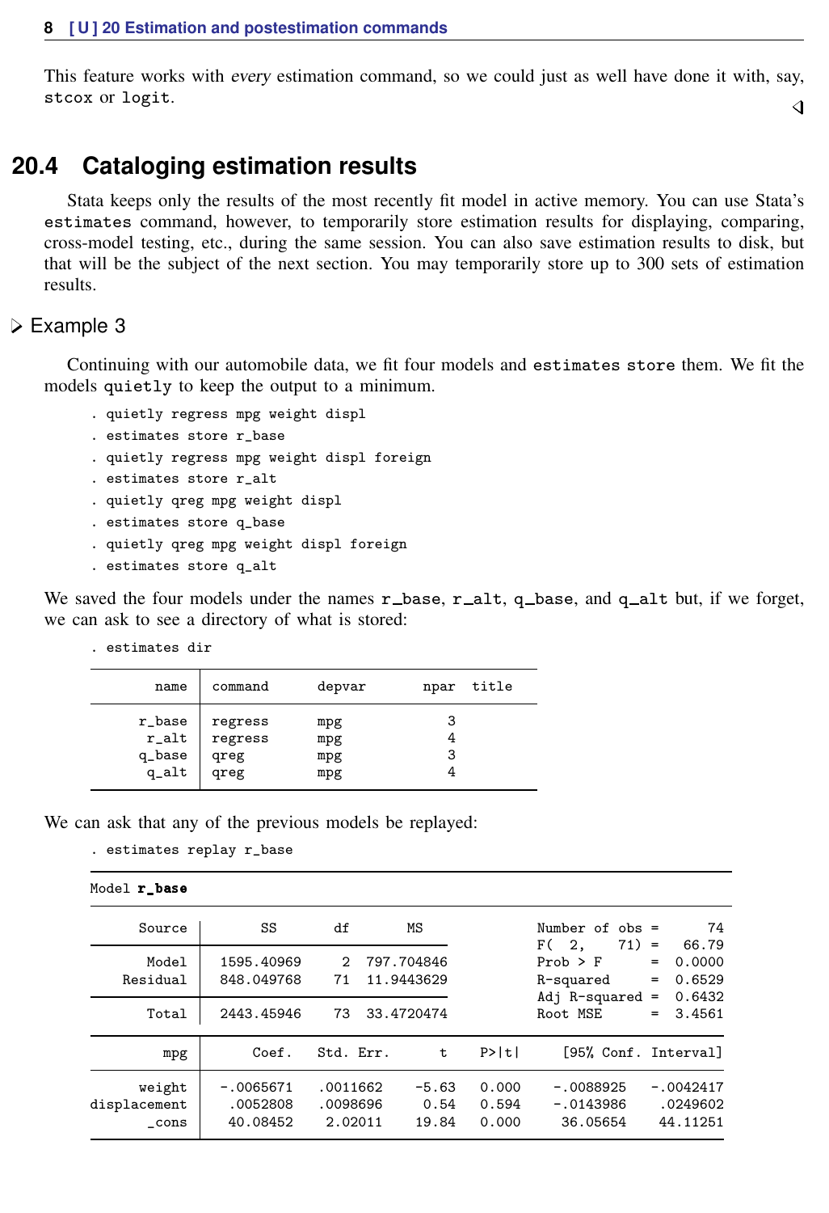This feature works with *every* estimation command, so we could just as well have done it with, say, `stcox` or `logit`.

◁

## 20.4 Cataloging estimation results

Stata keeps only the results of the most recently fit model in active memory. You can use Stata's `estimates` command, however, to temporarily store estimation results for displaying, comparing, cross-model testing, etc., during the same session. You can also save estimation results to disk, but that will be the subject of the next section. You may temporarily store up to 300 sets of estimation results.

### ▷ Example 3

Continuing with our automobile data, we fit four models and `estimates store` them. We fit the models `quietly` to keep the output to a minimum.

```
. quietly regress mpg weight displ
. estimates store r_base
. quietly regress mpg weight displ foreign
. estimates store r_alt
. quietly qreg mpg weight displ
. estimates store q_base
. quietly qreg mpg weight displ foreign
. estimates store q_alt
```

We saved the four models under the names `r_base`, `r_alt`, `q_base`, and `q_alt` but, if we forget, we can ask to see a directory of what is stored:

```
. estimates dir
```

| name | command | depvar | npar | title |
|---|---|---|---|---|
| r_base | regress | mpg | 3 | |
| r_alt | regress | mpg | 4 | |
| q_base | qreg | mpg | 3 | |
| q_alt | qreg | mpg | 4 | |

We can ask that any of the previous models be replayed:

```
. estimates replay r_base
```

Model **r_base**

```
      Source |       SS       df       MS              Number of obs =      74
-------------+------------------------------           F(  2,    71) =   66.79
       Model |  1595.40969     2  797.704846           Prob > F      =  0.0000
    Residual |  848.049768    71  11.9443629           R-squared     =  0.6529
-------------+------------------------------           Adj R-squared =  0.6432
       Total |  2443.45946    73  33.4720474           Root MSE      =  3.4561
```

| mpg | Coef. | Std. Err. | t | P>\|t\| | [95% Conf. | Interval] |
|---|---|---|---|---|---|---|
| weight | -.0065671 | .0011662 | -5.63 | 0.000 | -.0088925 | -.0042417 |
| displacement | .0052808 | .0098696 | 0.54 | 0.594 | -.0143986 | .0249602 |
| _cons | 40.08452 | 2.02011 | 19.84 | 0.000 | 36.05654 | 44.11251 |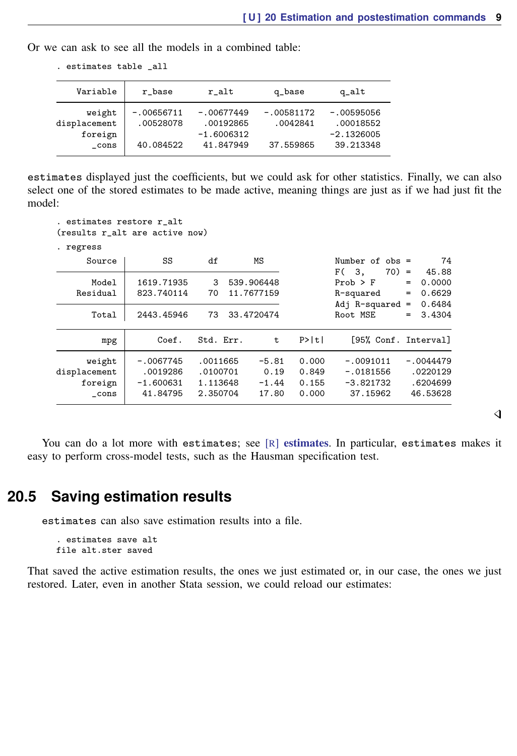Or we can ask to see all the models in a combined table:

```
. estimates table _all

----------------------------------------------------------------
    Variable |   r_base       r_alt        q_base       q_alt
-------------+--------------------------------------------------
      weight | -.00656711   -.00677449   -.00581172   -.00595056
displacement |  .00528078    .00192865     .0042841    .00018552
     foreign |              -1.6006312                -2.1326005
       _cons |  40.084522    41.847949    37.559865    39.213348
----------------------------------------------------------------
```

estimates displayed just the coefficients, but we could ask for other statistics. Finally, we can also select one of the stored estimates to be made active, meaning things are just as if we had just fit the model:

```
. estimates restore r_alt
(results r_alt are active now)
. regress

      Source |       SS       df       MS              Number of obs =      74
-------------+------------------------------           F(  3,    70) =   45.88
       Model |  1619.71935     3  539.906448           Prob > F      =  0.0000
    Residual |  823.740114    70  11.7677159           R-squared     =  0.6629
-------------+------------------------------           Adj R-squared =  0.6484
       Total |  2443.45946    73  33.4720474           Root MSE      =  3.4304

------------------------------------------------------------------------------
         mpg |      Coef.   Std. Err.      t    P>|t|     [95% Conf. Interval]
-------------+----------------------------------------------------------------
      weight |  -.0067745   .0011665    -5.81   0.000    -.0091011   -.0044479
displacement |   .0019286   .0100701     0.19   0.849    -.0181556    .0220129
     foreign |  -1.600631   1.113648    -1.44   0.155    -3.821732    .6204699
       _cons |   41.84795   2.350704    17.80   0.000     37.15962    46.53628
------------------------------------------------------------------------------
```

◁

You can do a lot more with estimates; see [R] **estimates**. In particular, estimates makes it easy to perform cross-model tests, such as the Hausman specification test.

## 20.5 Saving estimation results

estimates can also save estimation results into a file.

```
. estimates save alt
file alt.ster saved
```

That saved the active estimation results, the ones we just estimated or, in our case, the ones we just restored. Later, even in another Stata session, we could reload our estimates: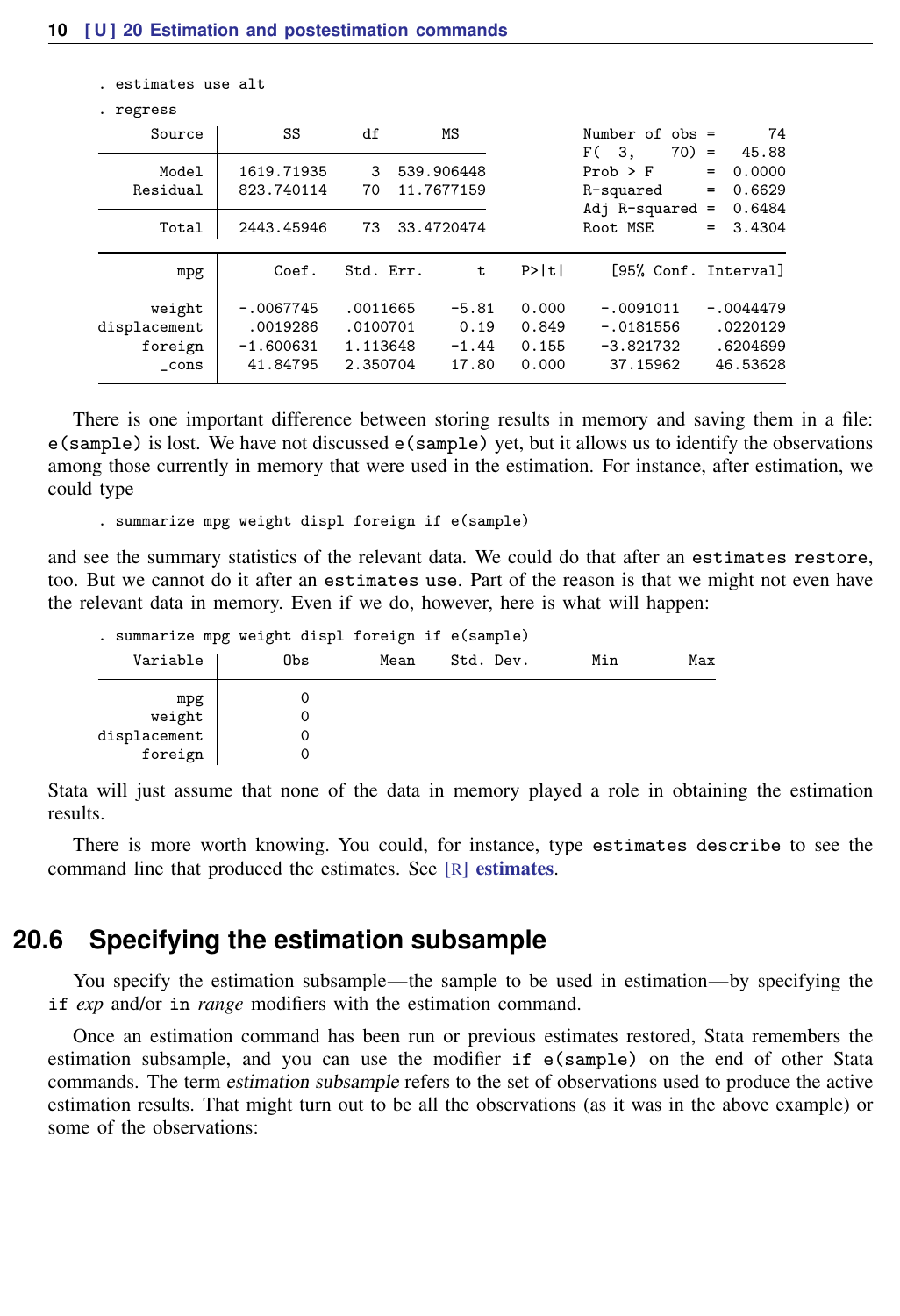```
. estimates use alt

. regress

      Source |       SS       df       MS              Number of obs =      74
-------------+------------------------------           F(  3,    70) =   45.88
       Model |  1619.71935     3  539.906448           Prob > F      =  0.0000
    Residual |  823.740114    70  11.7677159           R-squared     =  0.6629
-------------+------------------------------           Adj R-squared =  0.6484
       Total |  2443.45946    73  33.4720474           Root MSE      =  3.4304

------------------------------------------------------------------------------
         mpg |      Coef.   Std. Err.      t    P>|t|     [95% Conf. Interval]
-------------+----------------------------------------------------------------
      weight |  -.0067745   .0011665    -5.81   0.000    -.0091011   -.0044479
displacement |   .0019286   .0100701     0.19   0.849    -.0181556    .0220129
     foreign |  -1.600631   1.113648    -1.44   0.155    -3.821732    .6204699
       _cons |   41.84795   2.350704    17.80   0.000     37.15962    46.53628
------------------------------------------------------------------------------
```

There is one important difference between storing results in memory and saving them in a file: `e(sample)` is lost. We have not discussed `e(sample)` yet, but it allows us to identify the observations among those currently in memory that were used in the estimation. For instance, after estimation, we could type

```
. summarize mpg weight displ foreign if e(sample)
```

and see the summary statistics of the relevant data. We could do that after an `estimates restore`, too. But we cannot do it after an `estimates use`. Part of the reason is that we might not even have the relevant data in memory. Even if we do, however, here is what will happen:

```
. summarize mpg weight displ foreign if e(sample)

    Variable |       Obs        Mean    Std. Dev.       Min        Max
-------------+--------------------------------------------------------
         mpg |         0
      weight |         0
displacement |         0
     foreign |         0
```

Stata will just assume that none of the data in memory played a role in obtaining the estimation results.

There is more worth knowing. You could, for instance, type `estimates describe` to see the command line that produced the estimates. See [R] **estimates**.

## 20.6 Specifying the estimation subsample

You specify the estimation subsample—the sample to be used in estimation—by specifying the `if` *exp* and/or `in` *range* modifiers with the estimation command.

Once an estimation command has been run or previous estimates restored, Stata remembers the estimation subsample, and you can use the modifier `if e(sample)` on the end of other Stata commands. The term *estimation subsample* refers to the set of observations used to produce the active estimation results. That might turn out to be all the observations (as it was in the above example) or some of the observations: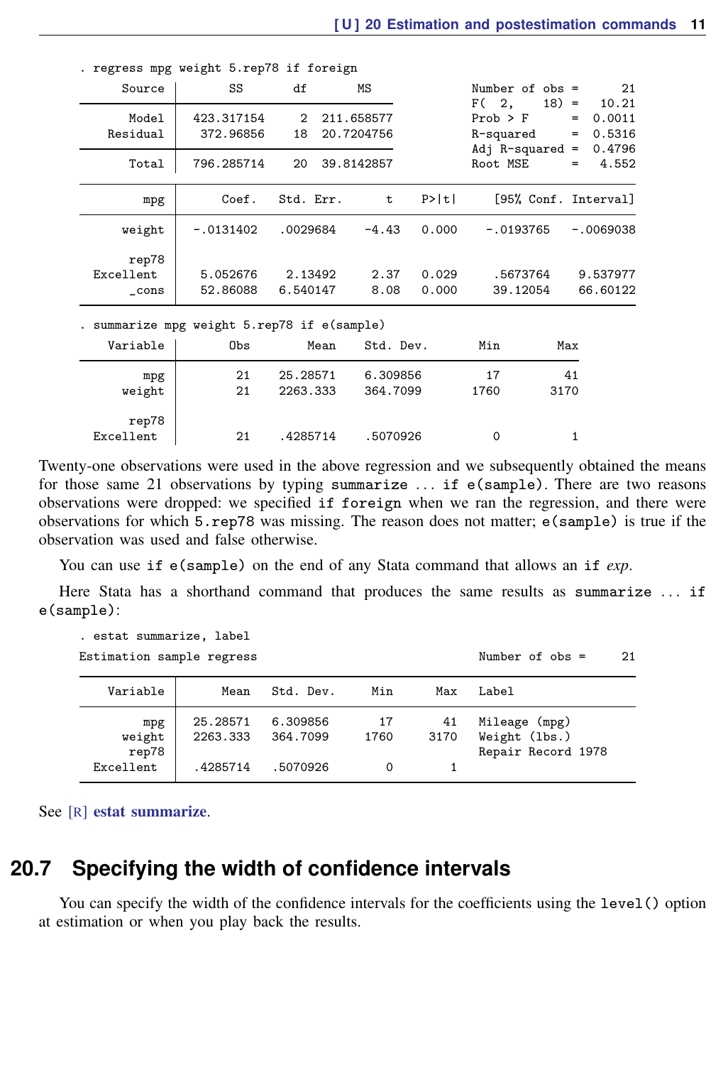```
. regress mpg weight 5.rep78 if foreign

      Source |       SS           df       MS      Number of obs   =        21
-------------+----------------------------------   F(  2,     18)  =     10.21
       Model |  423.317154         2  211.658577   Prob > F        =    0.0011
    Residual |   372.96856        18  20.7204756   R-squared       =    0.5316
-------------+----------------------------------   Adj R-squared   =    0.4796
       Total |  796.285714        20  39.8142857   Root MSE        =     4.552

------------------------------------------------------------------------------
         mpg |      Coef.   Std. Err.      t    P>|t|     [95% Conf. Interval]
-------------+----------------------------------------------------------------
      weight |  -.0131402   .0029684    -4.43   0.000    -.0193765   -.0069038
             |
       rep78 |
   Excellent |   5.052676    2.13492     2.37   0.029     .5673764    9.537977
       _cons |   52.86088   6.540147     8.08   0.000     39.12054    66.60122
------------------------------------------------------------------------------

. summarize mpg weight 5.rep78 if e(sample)

    Variable |        Obs        Mean    Std. Dev.       Min        Max
-------------+---------------------------------------------------------
         mpg |         21    25.28571    6.309856         17         41
      weight |         21    2263.333    364.7099       1760       3170
             |
       rep78 |
   Excellent |         21    .4285714    .5070926          0          1
```

Twenty-one observations were used in the above regression and we subsequently obtained the means for those same 21 observations by typing `summarize ... if e(sample)`. There are two reasons observations were dropped: we specified `if foreign` when we ran the regression, and there were observations for which `5.rep78` was missing. The reason does not matter; `e(sample)` is true if the observation was used and false otherwise.

You can use `if e(sample)` on the end of any Stata command that allows an `if` *exp*.

Here Stata has a shorthand command that produces the same results as `summarize ... if e(sample)`:

```
. estat summarize, label

Estimation sample regress                          Number of obs =         21

-------------------------------------------------------------------------------
    Variable |       Mean   Std. Dev.        Min        Max   Label
-------------+-----------------------------------------------------------------
         mpg |   25.28571   6.309856          17         41   Mileage (mpg)
      weight |   2263.333   364.7099        1760       3170   Weight (lbs.)
       rep78 |                                                Repair Record 1978
   Excellent |   .4285714   .5070926           0          1
-------------------------------------------------------------------------------
```

See [R] **estat summarize**.

## 20.7 Specifying the width of confidence intervals

You can specify the width of the confidence intervals for the coefficients using the `level()` option at estimation or when you play back the results.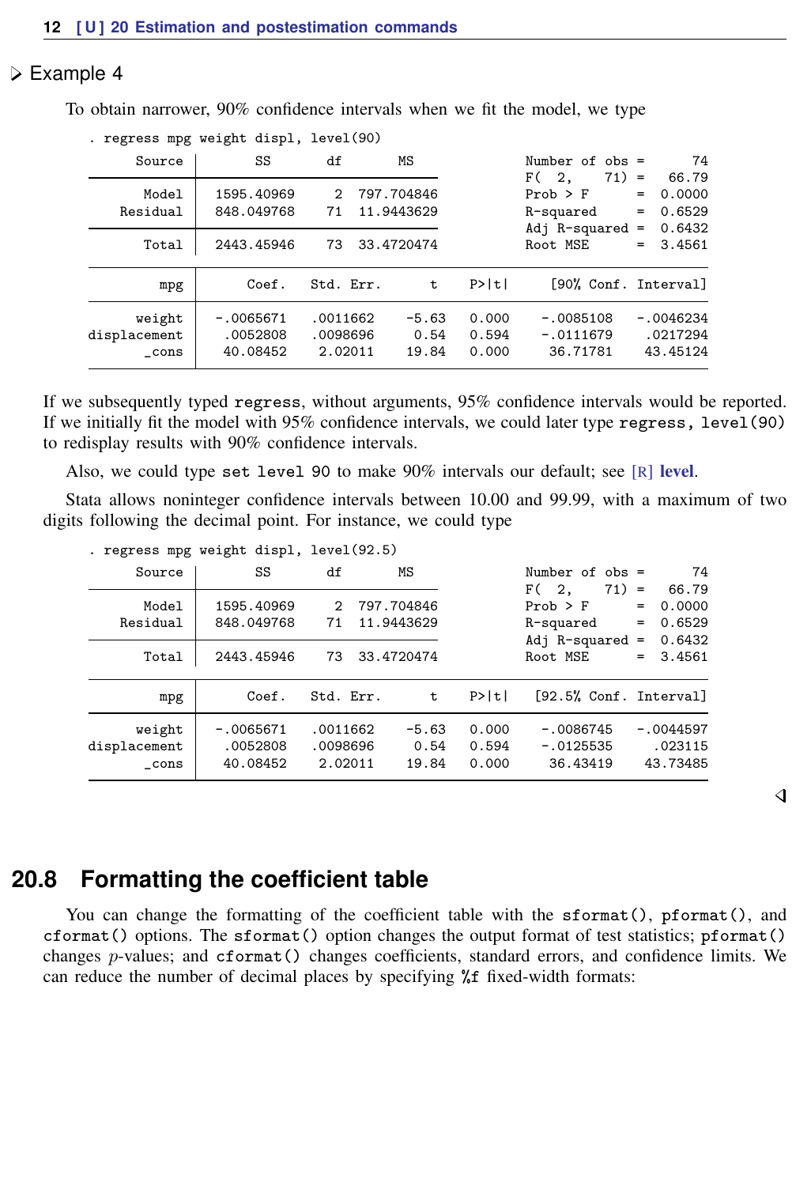▷ Example 4

To obtain narrower, 90% confidence intervals when we fit the model, we type

```
. regress mpg weight displ, level(90)
      Source |       SS       df       MS              Number of obs =      74
-------------+------------------------------           F(  2,    71) =   66.79
       Model |  1595.40969     2  797.704846           Prob > F      =  0.0000
    Residual |  848.049768    71  11.9443629           R-squared     =  0.6529
-------------+------------------------------           Adj R-squared =  0.6432
       Total |  2443.45946    73  33.4720474           Root MSE      =  3.4561

------------------------------------------------------------------------------
         mpg |      Coef.   Std. Err.      t    P>|t|     [90% Conf. Interval]
-------------+----------------------------------------------------------------
      weight |  -.0065671   .0011662    -5.63   0.000    -.0085108   -.0046234
displacement |   .0052808   .0098696     0.54   0.594    -.0111679    .0217294
       _cons |   40.08452    2.02011    19.84   0.000     36.71781    43.45124
------------------------------------------------------------------------------
```

If we subsequently typed `regress`, without arguments, 95% confidence intervals would be reported. If we initially fit the model with 95% confidence intervals, we could later type `regress, level(90)` to redisplay results with 90% confidence intervals.

Also, we could type `set level 90` to make 90% intervals our default; see [R] **level**.

Stata allows noninteger confidence intervals between 10.00 and 99.99, with a maximum of two digits following the decimal point. For instance, we could type

```
. regress mpg weight displ, level(92.5)
      Source |       SS       df       MS              Number of obs =      74
-------------+------------------------------           F(  2,    71) =   66.79
       Model |  1595.40969     2  797.704846           Prob > F      =  0.0000
    Residual |  848.049768    71  11.9443629           R-squared     =  0.6529
-------------+------------------------------           Adj R-squared =  0.6432
       Total |  2443.45946    73  33.4720474           Root MSE      =  3.4561

------------------------------------------------------------------------------
         mpg |      Coef.   Std. Err.      t    P>|t|   [92.5% Conf. Interval]
-------------+----------------------------------------------------------------
      weight |  -.0065671   .0011662    -5.63   0.000    -.0086745   -.0044597
displacement |   .0052808   .0098696     0.54   0.594    -.0125535     .023115
       _cons |   40.08452    2.02011    19.84   0.000     36.43419    43.73485
------------------------------------------------------------------------------
```

◁

## 20.8 Formatting the coefficient table

You can change the formatting of the coefficient table with the `sformat()`, `pformat()`, and `cformat()` options. The `sformat()` option changes the output format of test statistics; `pformat()` changes $p$-values; and `cformat()` changes coefficients, standard errors, and confidence limits. We can reduce the number of decimal places by specifying `%f` fixed-width formats: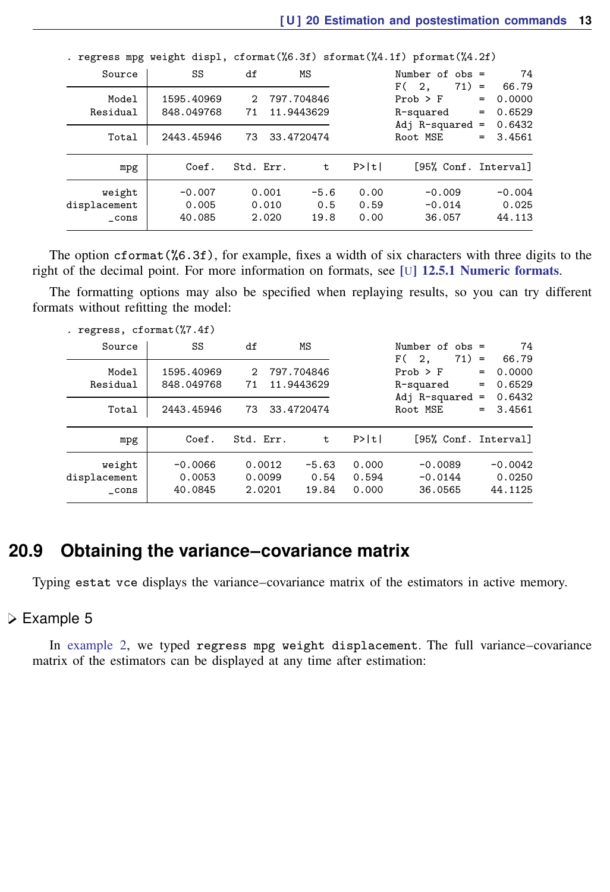```
. regress mpg weight displ, cformat(%6.3f) sformat(%4.1f) pformat(%4.2f)
      Source |       SS           df       MS      Number of obs   =        74
-------------+----------------------------------   F(  2,     71)  =     66.79
       Model |  1595.40969         2  797.704846   Prob > F        =    0.0000
    Residual |  848.049768        71  11.9443629   R-squared       =    0.6529
-------------+----------------------------------   Adj R-squared   =    0.6432
       Total |  2443.45946        73  33.4720474   Root MSE        =    3.4561

------------------------------------------------------------------------------
         mpg |     Coef.   Std. Err.      t    P>|t|     [95% Conf. Interval]
-------------+----------------------------------------------------------------
      weight |    -0.007      0.001    -5.6    0.00       -0.009      -0.004
displacement |     0.005      0.010     0.5    0.59       -0.014       0.025
       _cons |    40.085      2.020    19.8    0.00       36.057      44.113
------------------------------------------------------------------------------
```

The option `cformat(%6.3f)`, for example, fixes a width of six characters with three digits to the right of the decimal point. For more information on formats, see [U] **12.5.1 Numeric formats**.

The formatting options may also be specified when replaying results, so you can try different formats without refitting the model:

```
. regress, cformat(%7.4f)
      Source |       SS           df       MS      Number of obs   =        74
-------------+----------------------------------   F(  2,     71)  =     66.79
       Model |  1595.40969         2  797.704846   Prob > F        =    0.0000
    Residual |  848.049768        71  11.9443629   R-squared       =    0.6529
-------------+----------------------------------   Adj R-squared   =    0.6432
       Total |  2443.45946        73  33.4720474   Root MSE        =    3.4561

------------------------------------------------------------------------------
         mpg |     Coef.   Std. Err.      t    P>|t|     [95% Conf. Interval]
-------------+----------------------------------------------------------------
      weight |   -0.0066     0.0012   -5.63   0.000      -0.0089     -0.0042
displacement |    0.0053     0.0099    0.54   0.594      -0.0144      0.0250
       _cons |   40.0845     2.0201   19.84   0.000      36.0565     44.1125
------------------------------------------------------------------------------
```

## 20.9 Obtaining the variance–covariance matrix

Typing `estat vce` displays the variance–covariance matrix of the estimators in active memory.

### ▷ Example 5

In example 2, we typed `regress mpg weight displacement`. The full variance–covariance matrix of the estimators can be displayed at any time after estimation: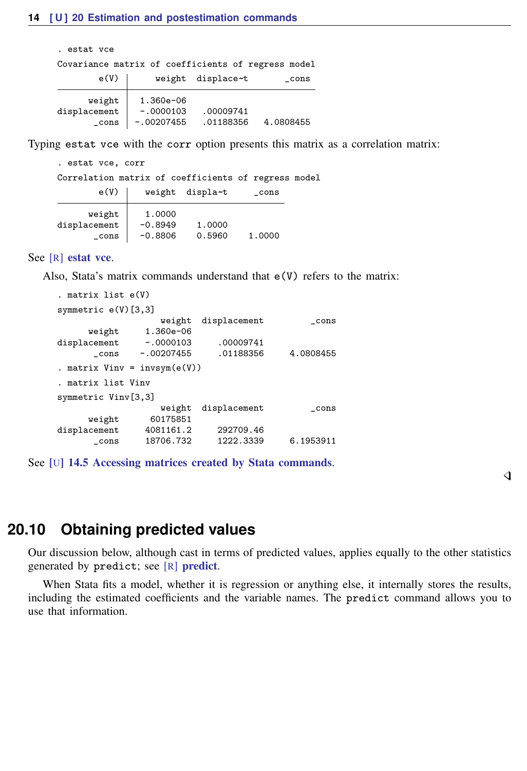```
. estat vce

Covariance matrix of coefficients of regress model

        e(V) |      weight  displace~t       _cons 
-------------+------------------------------------
      weight |   1.360e-06                        
displacement |   -.0000103   .00009741            
       _cons |  -.00207455   .01188356   4.0808455 
```

Typing `estat vce` with the `corr` option presents this matrix as a correlation matrix:

```
. estat vce, corr

Correlation matrix of coefficients of regress model

        e(V) |   weight  displa~t     _cons 
-------------+------------------------------
      weight |   1.0000                     
displacement |  -0.8949    1.0000           
       _cons |  -0.8806    0.5960    1.0000 
```

See [R] **estat vce**.

Also, Stata's matrix commands understand that `e(V)` refers to the matrix:

```
. matrix list e(V)

symmetric e(V)[3,3]
                  weight  displacement         _cons
      weight   1.360e-06
displacement    -.0000103     .00009741
       _cons   -.00207455     .01188356     4.0808455

. matrix Vinv = invsym(e(V))

. matrix list Vinv

symmetric Vinv[3,3]
                  weight  displacement         _cons
      weight    60175851
displacement   4081161.2     292709.46
       _cons   18706.732     1222.3339     6.1953911
```

See [U] **14.5 Accessing matrices created by Stata commands**.

## 20.10 Obtaining predicted values

Our discussion below, although cast in terms of predicted values, applies equally to the other statistics generated by `predict`; see [R] **predict**.

When Stata fits a model, whether it is regression or anything else, it internally stores the results, including the estimated coefficients and the variable names. The `predict` command allows you to use that information.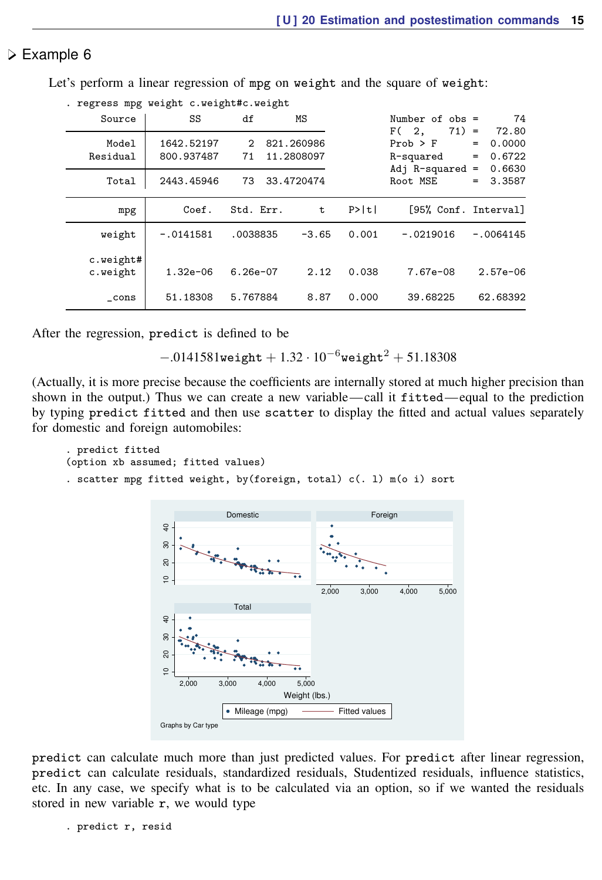## ▷ Example 6

Let's perform a linear regression of `mpg` on `weight` and the square of `weight`:

```
. regress mpg weight c.weight#c.weight
      Source |       SS       df       MS              Number of obs =      74
-------------+------------------------------           F(  2,    71) =   72.80
       Model |  1642.52197     2  821.260986           Prob > F      =  0.0000
    Residual |  800.937487    71  11.2808097           R-squared     =  0.6722
-------------+------------------------------           Adj R-squared =  0.6630
       Total |  2443.45946    73  33.4720474           Root MSE      =  3.3587

------------------------------------------------------------------------------
         mpg |      Coef.   Std. Err.      t    P>|t|     [95% Conf. Interval]
-------------+----------------------------------------------------------------
      weight |  -.0141581   .0038835    -3.65   0.001    -.0219016   -.0064145
             |
    c.weight#|
    c.weight |   1.32e-06   6.26e-07     2.12   0.038     7.67e-08    2.57e-06
             |
       _cons |   51.18308   5.767884     8.87   0.000     39.68225    62.68392
------------------------------------------------------------------------------
```

After the regression, `predict` is defined to be

$$-.0141581\texttt{weight} + 1.32 \cdot 10^{-6}\texttt{weight}^2 + 51.18308$$

(Actually, it is more precise because the coefficients are internally stored at much higher precision than shown in the output.) Thus we can create a new variable—call it `fitted`—equal to the prediction by typing `predict fitted` and then use `scatter` to display the fitted and actual values separately for domestic and foreign automobiles:

```
. predict fitted
(option xb assumed; fitted values)
. scatter mpg fitted weight, by(foreign, total) c(. l) m(o i) sort
```

`predict` can calculate much more than just predicted values. For `predict` after linear regression, `predict` can calculate residuals, standardized residuals, Studentized residuals, influence statistics, etc. In any case, we specify what is to be calculated via an option, so if we wanted the residuals stored in new variable `r`, we would type

```
. predict r, resid
```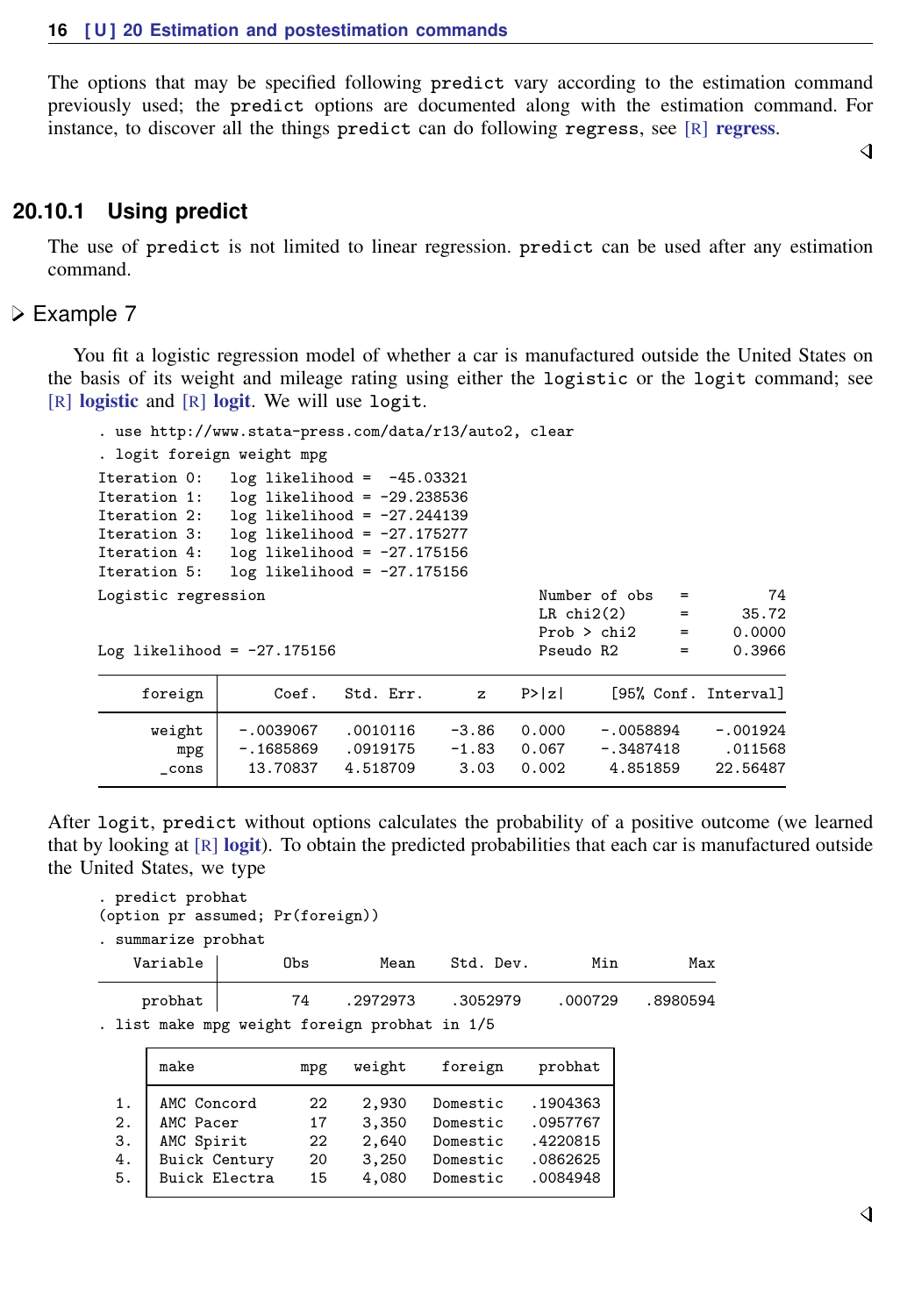The options that may be specified following `predict` vary according to the estimation command previously used; the `predict` options are documented along with the estimation command. For instance, to discover all the things `predict` can do following `regress`, see [R] **regress**.

◁

### 20.10.1 Using predict

The use of `predict` is not limited to linear regression. `predict` can be used after any estimation command.

▷ Example 7

You fit a logistic regression model of whether a car is manufactured outside the United States on the basis of its weight and mileage rating using either the `logistic` or the `logit` command; see [R] **logistic** and [R] **logit**. We will use `logit`.

```
. use http://www.stata-press.com/data/r13/auto2, clear
. logit foreign weight mpg
Iteration 0:   log likelihood =  -45.03321
Iteration 1:   log likelihood = -29.238536
Iteration 2:   log likelihood = -27.244139
Iteration 3:   log likelihood = -27.175277
Iteration 4:   log likelihood = -27.175156
Iteration 5:   log likelihood = -27.175156
Logistic regression                               Number of obs   =         74
                                                  LR chi2(2)      =      35.72
                                                  Prob > chi2     =     0.0000
Log likelihood = -27.175156                       Pseudo R2       =     0.3966

------------------------------------------------------------------------------
     foreign |      Coef.   Std. Err.      z    P>|z|     [95% Conf. Interval]
-------------+----------------------------------------------------------------
      weight |  -.0039067   .0010116    -3.86   0.000    -.0058894    -.001924
         mpg |  -.1685869   .0919175    -1.83   0.067    -.3487418     .011568
       _cons |   13.70837   4.518709     3.03   0.002     4.851859    22.56487
------------------------------------------------------------------------------
```

After `logit`, `predict` without options calculates the probability of a positive outcome (we learned that by looking at [R] **logit**). To obtain the predicted probabilities that each car is manufactured outside the United States, we type

```
. predict probhat
(option pr assumed; Pr(foreign))
. summarize probhat

    Variable |       Obs        Mean    Std. Dev.       Min        Max
-------------+--------------------------------------------------------
     probhat |        74    .2972973    .3052979     .000729   .8980594
. list make mpg weight foreign probhat in 1/5

     +----------------------------------------------------------+
     | make            mpg   weight    foreign      probhat     |
     |----------------------------------------------------------|
  1. | AMC Concord      22    2,930   Domestic     .1904363     |
  2. | AMC Pacer        17    3,350   Domestic     .0957767     |
  3. | AMC Spirit       22    2,640   Domestic     .4220815     |
  4. | Buick Century    20    3,250   Domestic     .0862625     |
  5. | Buick Electra    15    4,080   Domestic     .0084948     |
     +----------------------------------------------------------+
```

◁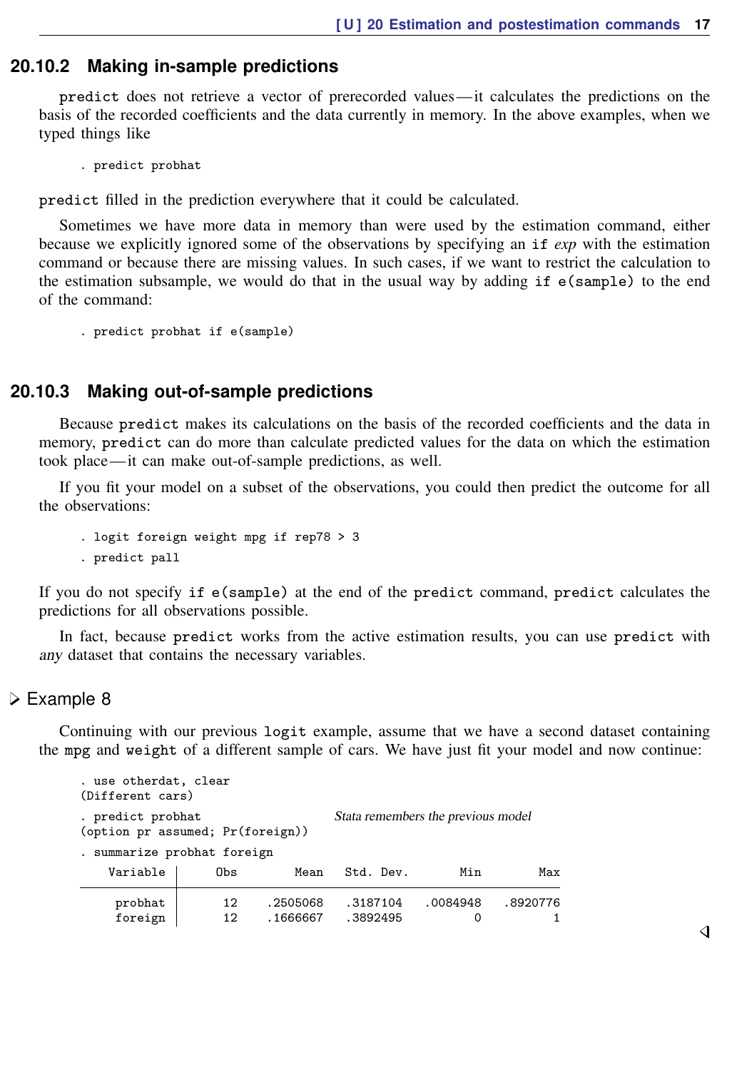### 20.10.2 Making in-sample predictions

`predict` does not retrieve a vector of prerecorded values—it calculates the predictions on the basis of the recorded coefficients and the data currently in memory. In the above examples, when we typed things like

```
. predict probhat
```

`predict` filled in the prediction everywhere that it could be calculated.

Sometimes we have more data in memory than were used by the estimation command, either because we explicitly ignored some of the observations by specifying an `if` *exp* with the estimation command or because there are missing values. In such cases, if we want to restrict the calculation to the estimation subsample, we would do that in the usual way by adding `if e(sample)` to the end of the command:

```
. predict probhat if e(sample)
```

### 20.10.3 Making out-of-sample predictions

Because `predict` makes its calculations on the basis of the recorded coefficients and the data in memory, `predict` can do more than calculate predicted values for the data on which the estimation took place—it can make out-of-sample predictions, as well.

If you fit your model on a subset of the observations, you could then predict the outcome for all the observations:

```
. logit foreign weight mpg if rep78 > 3
. predict pall
```

If you do not specify `if e(sample)` at the end of the `predict` command, `predict` calculates the predictions for all observations possible.

In fact, because `predict` works from the active estimation results, you can use `predict` with *any* dataset that contains the necessary variables.

#### ▷ Example 8

Continuing with our previous `logit` example, assume that we have a second dataset containing the `mpg` and `weight` of a different sample of cars. We have just fit your model and now continue:

```
. use otherdat, clear
(Different cars)
. predict probhat                        Stata remembers the previous model
(option pr assumed; Pr(foreign))
. summarize probhat foreign

    Variable |       Obs        Mean    Std. Dev.       Min        Max
-------------+---------------------------------------------------------
     probhat |        12    .2505068    .3187104   .0084948   .8920776
     foreign |        12    .1666667    .3892495          0          1
```

◁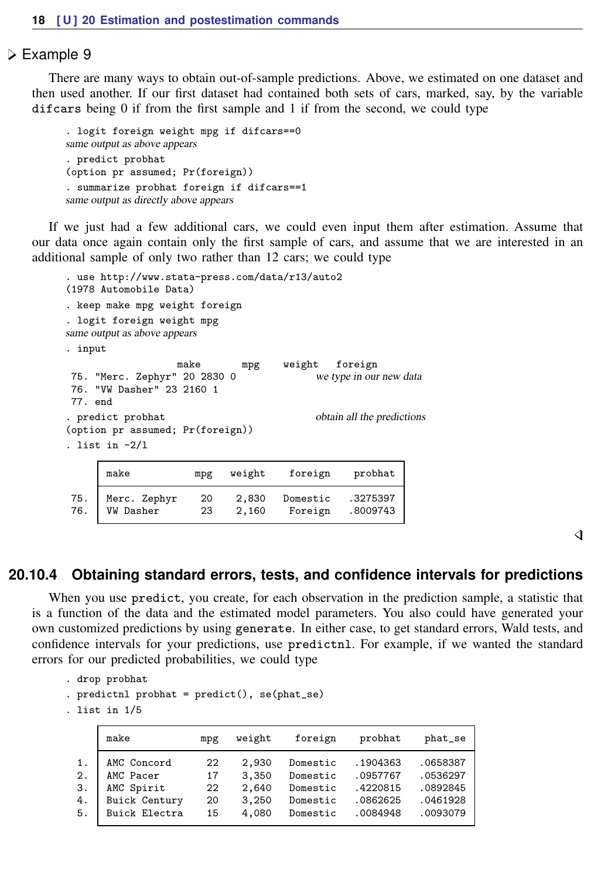▷ Example 9

There are many ways to obtain out-of-sample predictions. Above, we estimated on one dataset and then used another. If our first dataset had contained both sets of cars, marked, say, by the variable `difcars` being 0 if from the first sample and 1 if from the second, we could type

```
. logit foreign weight mpg if difcars==0
same output as above appears
. predict probhat
(option pr assumed; Pr(foreign))
. summarize probhat foreign if difcars==1
same output as directly above appears
```

If we just had a few additional cars, we could even input them after estimation. Assume that our data once again contain only the first sample of cars, and assume that we are interested in an additional sample of only two rather than 12 cars; we could type

```
. use http://www.stata-press.com/data/r13/auto2
(1978 Automobile Data)
. keep make mpg weight foreign
. logit foreign weight mpg
same output as above appears
. input
                   make        mpg     weight   foreign
 75. "Merc. Zephyr" 20 2830 0                we type in our new data
 76. "VW Dasher" 23 2160 1
 77. end
. predict probhat                            obtain all the predictions
(option pr assumed; Pr(foreign))
. list in -2/l
```

| | make | mpg | weight | foreign | probhat |
|---|---|---|---|---|---|
| 75. | Merc. Zephyr | 20 | 2,830 | Domestic | .3275397 |
| 76. | VW Dasher | 23 | 2,160 | Foreign | .8009743 |

◁

## 20.10.4 Obtaining standard errors, tests, and confidence intervals for predictions

When you use `predict`, you create, for each observation in the prediction sample, a statistic that is a function of the data and the estimated model parameters. You also could have generated your own customized predictions by using `generate`. In either case, to get standard errors, Wald tests, and confidence intervals for your predictions, use `predictnl`. For example, if we wanted the standard errors for our predicted probabilities, we could type

```
. drop probhat
. predictnl probhat = predict(), se(phat_se)
. list in 1/5
```

| | make | mpg | weight | foreign | probhat | phat_se |
|---|---|---|---|---|---|---|
| 1. | AMC Concord | 22 | 2,930 | Domestic | .1904363 | .0658387 |
| 2. | AMC Pacer | 17 | 3,350 | Domestic | .0957767 | .0536297 |
| 3. | AMC Spirit | 22 | 2,640 | Domestic | .4220815 | .0892845 |
| 4. | Buick Century | 20 | 3,250 | Domestic | .0862625 | .0461928 |
| 5. | Buick Electra | 15 | 4,080 | Domestic | .0084948 | .0093079 |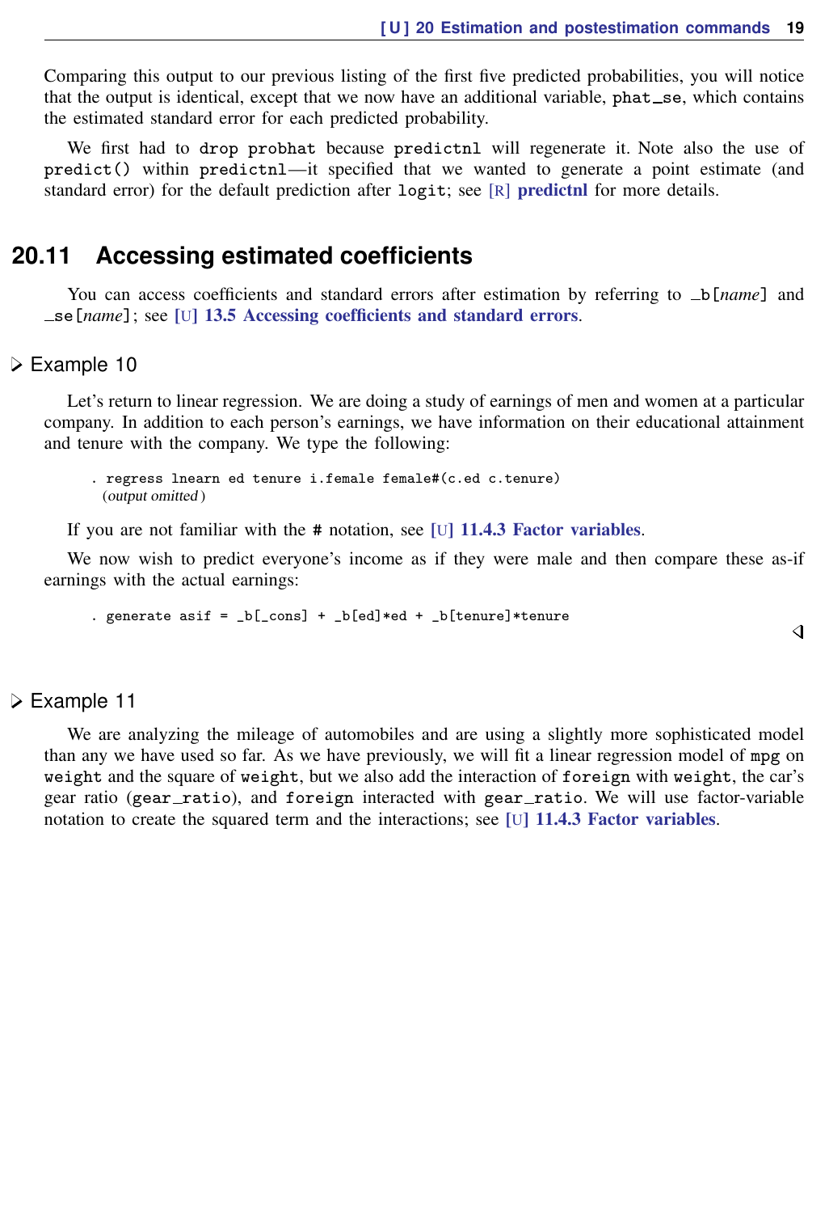Comparing this output to our previous listing of the first five predicted probabilities, you will notice that the output is identical, except that we now have an additional variable, `phat_se`, which contains the estimated standard error for each predicted probability.

We first had to `drop probhat` because `predictnl` will regenerate it. Note also the use of `predict()` within `predictnl`—it specified that we wanted to generate a point estimate (and standard error) for the default prediction after `logit`; see [R] **predictnl** for more details.

## 20.11 Accessing estimated coefficients

You can access coefficients and standard errors after estimation by referring to `_b[`*name*`]` and `_se[`*name*`]`; see [U] **13.5 Accessing coefficients and standard errors**.

### ▷ Example 10

Let's return to linear regression. We are doing a study of earnings of men and women at a particular company. In addition to each person's earnings, we have information on their educational attainment and tenure with the company. We type the following:

```
. regress lnearn ed tenure i.female female#(c.ed c.tenure)
  (output omitted )
```

If you are not familiar with the `#` notation, see [U] **11.4.3 Factor variables**.

We now wish to predict everyone's income as if they were male and then compare these as-if earnings with the actual earnings:

```
. generate asif = _b[_cons] + _b[ed]*ed + _b[tenure]*tenure
```

◁

### ▷ Example 11

We are analyzing the mileage of automobiles and are using a slightly more sophisticated model than any we have used so far. As we have previously, we will fit a linear regression model of `mpg` on `weight` and the square of `weight`, but we also add the interaction of `foreign` with `weight`, the car's gear ratio (`gear_ratio`), and `foreign` interacted with `gear_ratio`. We will use factor-variable notation to create the squared term and the interactions; see [U] **11.4.3 Factor variables**.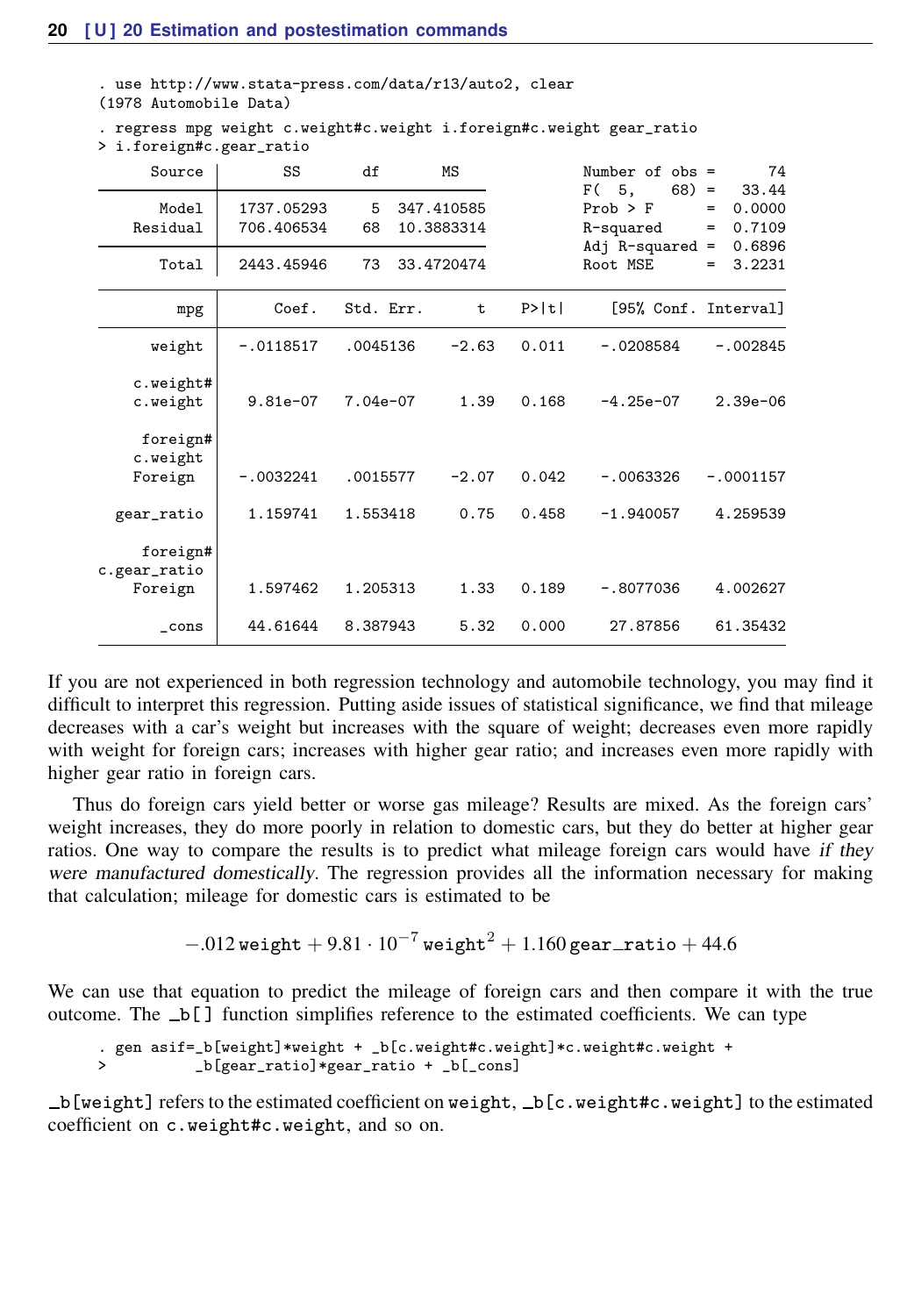```
. use http://www.stata-press.com/data/r13/auto2, clear
(1978 Automobile Data)

. regress mpg weight c.weight#c.weight i.foreign#c.weight gear_ratio
> i.foreign#c.gear_ratio

      Source |       SS       df       MS              Number of obs =      74
-------------+------------------------------           F(  5,    68) =   33.44
       Model |  1737.05293     5  347.410585           Prob > F      =  0.0000
    Residual |  706.406534    68  10.3883314           R-squared     =  0.7109
-------------+------------------------------           Adj R-squared =  0.6896
       Total |  2443.45946    73  33.4720474           Root MSE      =  3.2231

------------------------------------------------------------------------------
         mpg |      Coef.   Std. Err.      t    P>|t|     [95% Conf. Interval]
-------------+----------------------------------------------------------------
      weight |  -.0118517   .0045136    -2.63   0.011    -.0208584    -.002845
             |
    c.weight#|
    c.weight |   9.81e-07   7.04e-07     1.39   0.168    -4.25e-07    2.39e-06
             |
     foreign#|
    c.weight |
     Foreign |  -.0032241   .0015577    -2.07   0.042    -.0063326   -.0001157
             |
  gear_ratio |   1.159741   1.553418     0.75   0.458    -1.940057    4.259539
             |
     foreign#|
c.gear_ratio |
     Foreign |   1.597462   1.205313     1.33   0.189    -.8077036    4.002627
             |
       _cons |   44.61644   8.387943     5.32   0.000     27.87856    61.35432
------------------------------------------------------------------------------
```

If you are not experienced in both regression technology and automobile technology, you may find it difficult to interpret this regression. Putting aside issues of statistical significance, we find that mileage decreases with a car's weight but increases with the square of weight; decreases even more rapidly with weight for foreign cars; increases with higher gear ratio; and increases even more rapidly with higher gear ratio in foreign cars.

Thus do foreign cars yield better or worse gas mileage? Results are mixed. As the foreign cars' weight increases, they do more poorly in relation to domestic cars, but they do better at higher gear ratios. One way to compare the results is to predict what mileage foreign cars would have *if they were manufactured domestically*. The regression provides all the information necessary for making that calculation; mileage for domestic cars is estimated to be

$$-.012\,\texttt{weight} + 9.81 \cdot 10^{-7}\,\texttt{weight}^2 + 1.160\,\texttt{gear\_ratio} + 44.6$$

We can use that equation to predict the mileage of foreign cars and then compare it with the true outcome. The `_b[]` function simplifies reference to the estimated coefficients. We can type

```
. gen asif=_b[weight]*weight + _b[c.weight#c.weight]*c.weight#c.weight +
>          _b[gear_ratio]*gear_ratio + _b[_cons]
```

`_b[weight]` refers to the estimated coefficient on `weight`, `_b[c.weight#c.weight]` to the estimated coefficient on `c.weight#c.weight`, and so on.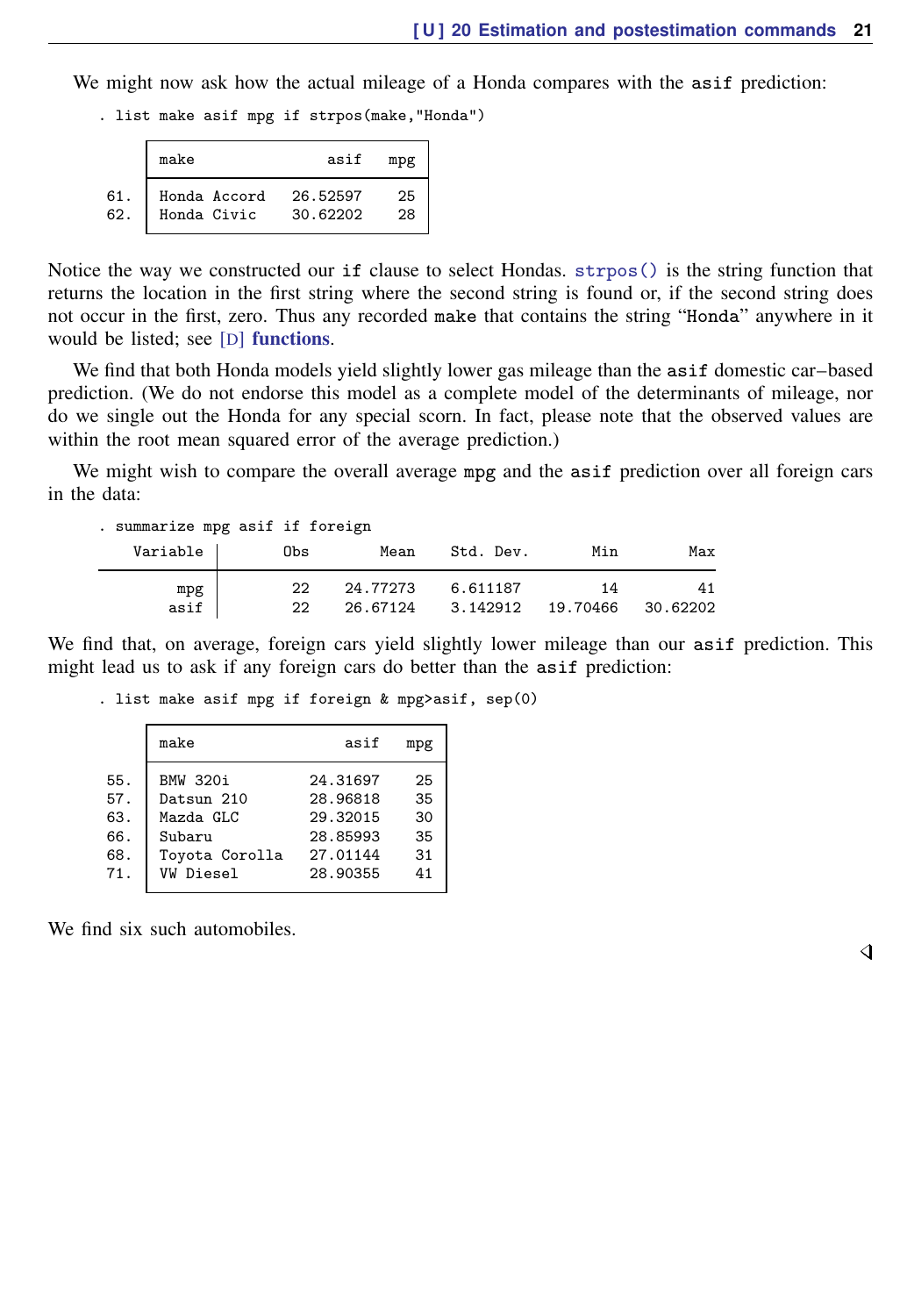We might now ask how the actual mileage of a Honda compares with the `asif` prediction:

```
. list make asif mpg if strpos(make,"Honda")

     +-------------------------------+
     | make               asif   mpg |
     |-------------------------------|
 61. | Honda Accord   26.52597    25 |
 62. | Honda Civic    30.62202    28 |
     +-------------------------------+
```

Notice the way we constructed our `if` clause to select Hondas. `strpos()` is the string function that returns the location in the first string where the second string is found or, if the second string does not occur in the first, zero. Thus any recorded `make` that contains the string "`Honda`" anywhere in it would be listed; see [D] **functions**.

We find that both Honda models yield slightly lower gas mileage than the `asif` domestic car–based prediction. (We do not endorse this model as a complete model of the determinants of mileage, nor do we single out the Honda for any special scorn. In fact, please note that the observed values are within the root mean squared error of the average prediction.)

We might wish to compare the overall average `mpg` and the `asif` prediction over all foreign cars in the data:

```
. summarize mpg asif if foreign

    Variable |       Obs        Mean    Std. Dev.       Min        Max
-------------+--------------------------------------------------------
         mpg |        22    24.77273    6.611187         14         41
        asif |        22    26.67124    3.142912   19.70466   30.62202
```

We find that, on average, foreign cars yield slightly lower mileage than our `asif` prediction. This might lead us to ask if any foreign cars do better than the `asif` prediction:

```
. list make asif mpg if foreign & mpg>asif, sep(0)

     +---------------------------------+
     | make                 asif   mpg |
     |---------------------------------|
 55. | BMW 320i         24.31697    25 |
 57. | Datsun 210       28.96818    35 |
 63. | Mazda GLC        29.32015    30 |
 66. | Subaru           28.85993    35 |
 68. | Toyota Corolla   27.01144    31 |
 71. | VW Diesel        28.90355    41 |
     +---------------------------------+
```

We find six such automobiles.

◁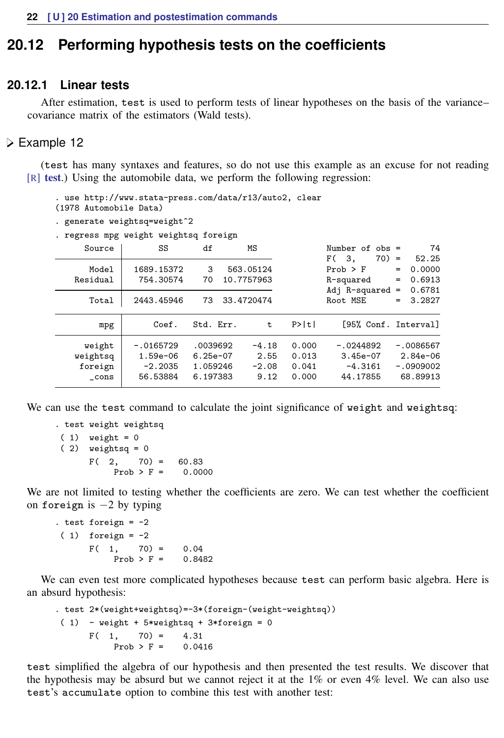## 20.12 Performing hypothesis tests on the coefficients

### 20.12.1 Linear tests

After estimation, `test` is used to perform tests of linear hypotheses on the basis of the variance–covariance matrix of the estimators (Wald tests).

#### ▷ Example 12

(`test` has many syntaxes and features, so do not use this example as an excuse for not reading [R] **test**.) Using the automobile data, we perform the following regression:

```
. use http://www.stata-press.com/data/r13/auto2, clear
(1978 Automobile Data)
. generate weightsq=weight^2
. regress mpg weight weightsq foreign
      Source |       SS       df       MS              Number of obs =      74
-------------+------------------------------           F(  3,    70) =   52.25
       Model |  1689.15372     3  563.05124            Prob > F      =  0.0000
    Residual |   754.30574    70  10.7757963           R-squared     =  0.6913
-------------+------------------------------           Adj R-squared =  0.6781
       Total |  2443.45946    73  33.4720474           Root MSE      =  3.2827

------------------------------------------------------------------------------
         mpg |      Coef.   Std. Err.      t    P>|t|     [95% Conf. Interval]
-------------+----------------------------------------------------------------
      weight |  -.0165729   .0039692    -4.18   0.000    -.0244892   -.0086567
    weightsq |   1.59e-06   6.25e-07     2.55   0.013     3.45e-07    2.84e-06
     foreign |    -2.2035   1.059246    -2.08   0.041      -4.3161   -.0909002
       _cons |   56.53884   6.197383     9.12   0.000     44.17855    68.89913
------------------------------------------------------------------------------
```

We can use the `test` command to calculate the joint significance of `weight` and `weightsq`:

```
. test weight weightsq
 ( 1)  weight = 0
 ( 2)  weightsq = 0
       F(  2,    70) =   60.83
            Prob > F =    0.0000
```

We are not limited to testing whether the coefficients are zero. We can test whether the coefficient on `foreign` is $-2$ by typing

```
. test foreign = -2
 ( 1)  foreign = -2
       F(  1,    70) =    0.04
            Prob > F =    0.8482
```

We can even test more complicated hypotheses because `test` can perform basic algebra. Here is an absurd hypothesis:

```
. test 2*(weight+weightsq)=-3*(foreign-(weight-weightsq))
 ( 1)  - weight + 5*weightsq + 3*foreign = 0
       F(  1,    70) =    4.31
            Prob > F =    0.0416
```

`test` simplified the algebra of our hypothesis and then presented the test results. We discover that the hypothesis may be absurd but we cannot reject it at the 1% or even 4% level. We can also use `test`'s `accumulate` option to combine this test with another test: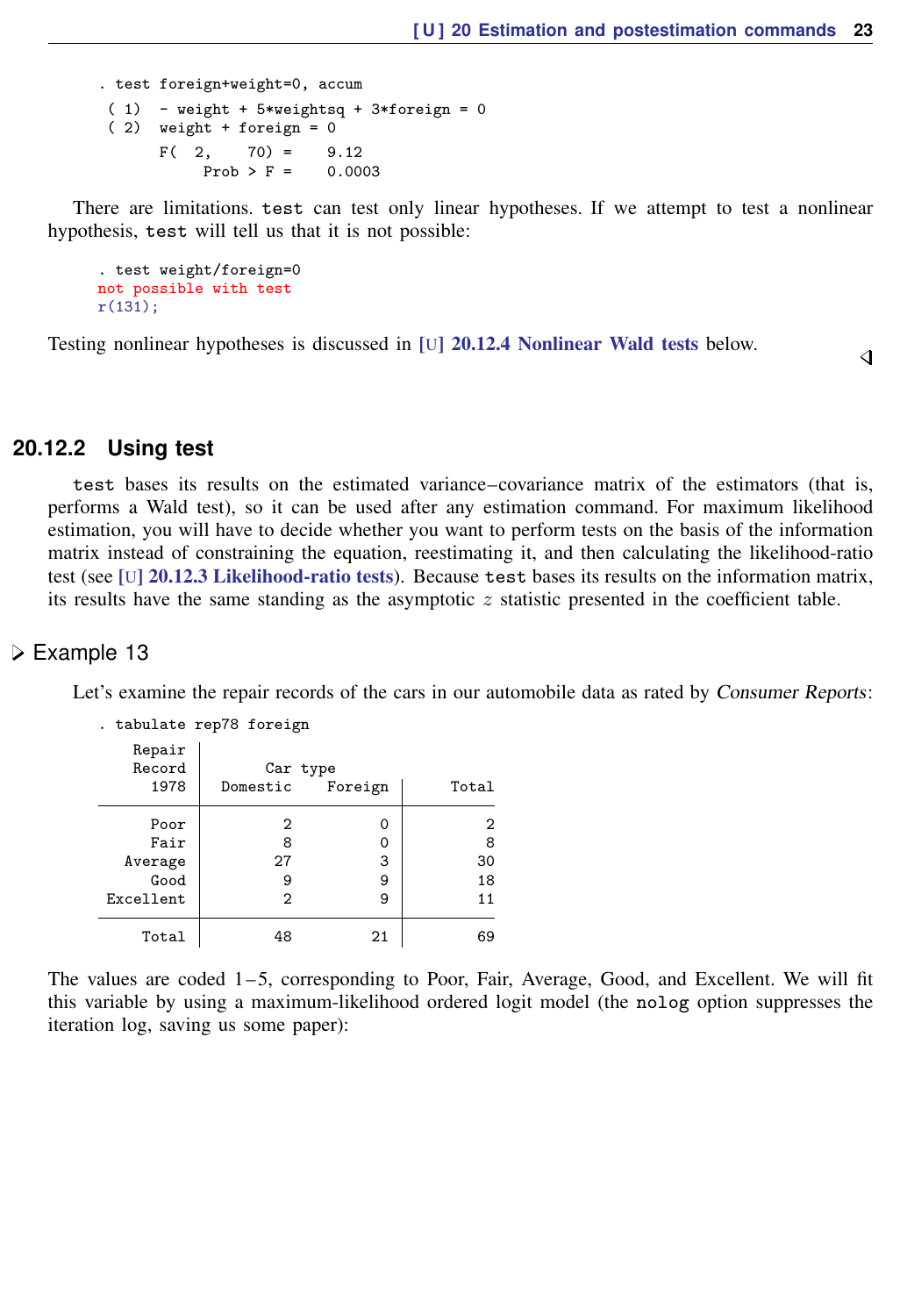```
. test foreign+weight=0, accum
 ( 1)  - weight + 5*weightsq + 3*foreign = 0
 ( 2)  weight + foreign = 0
       F(  2,    70) =    9.12
            Prob > F =    0.0003
```

There are limitations. `test` can test only linear hypotheses. If we attempt to test a nonlinear hypothesis, `test` will tell us that it is not possible:

```
. test weight/foreign=0
not possible with test
r(131);
```

Testing nonlinear hypotheses is discussed in [U] **20.12.4 Nonlinear Wald tests** below.

◁

### 20.12.2 Using test

`test` bases its results on the estimated variance–covariance matrix of the estimators (that is, performs a Wald test), so it can be used after any estimation command. For maximum likelihood estimation, you will have to decide whether you want to perform tests on the basis of the information matrix instead of constraining the equation, reestimating it, and then calculating the likelihood-ratio test (see [U] **20.12.3 Likelihood-ratio tests**). Because `test` bases its results on the information matrix, its results have the same standing as the asymptotic $z$ statistic presented in the coefficient table.

▷ Example 13

Let's examine the repair records of the cars in our automobile data as rated by *Consumer Reports*:

```
. tabulate rep78 foreign
    Repair
    Record         Car type
      1978     Domestic    Foreign       Total

      Poor            2          0           2
      Fair            8          0           8
   Average           27          3          30
      Good            9          9          18
 Excellent            2          9          11

     Total           48         21          69
```

The values are coded 1–5, corresponding to Poor, Fair, Average, Good, and Excellent. We will fit this variable by using a maximum-likelihood ordered logit model (the `nolog` option suppresses the iteration log, saving us some paper):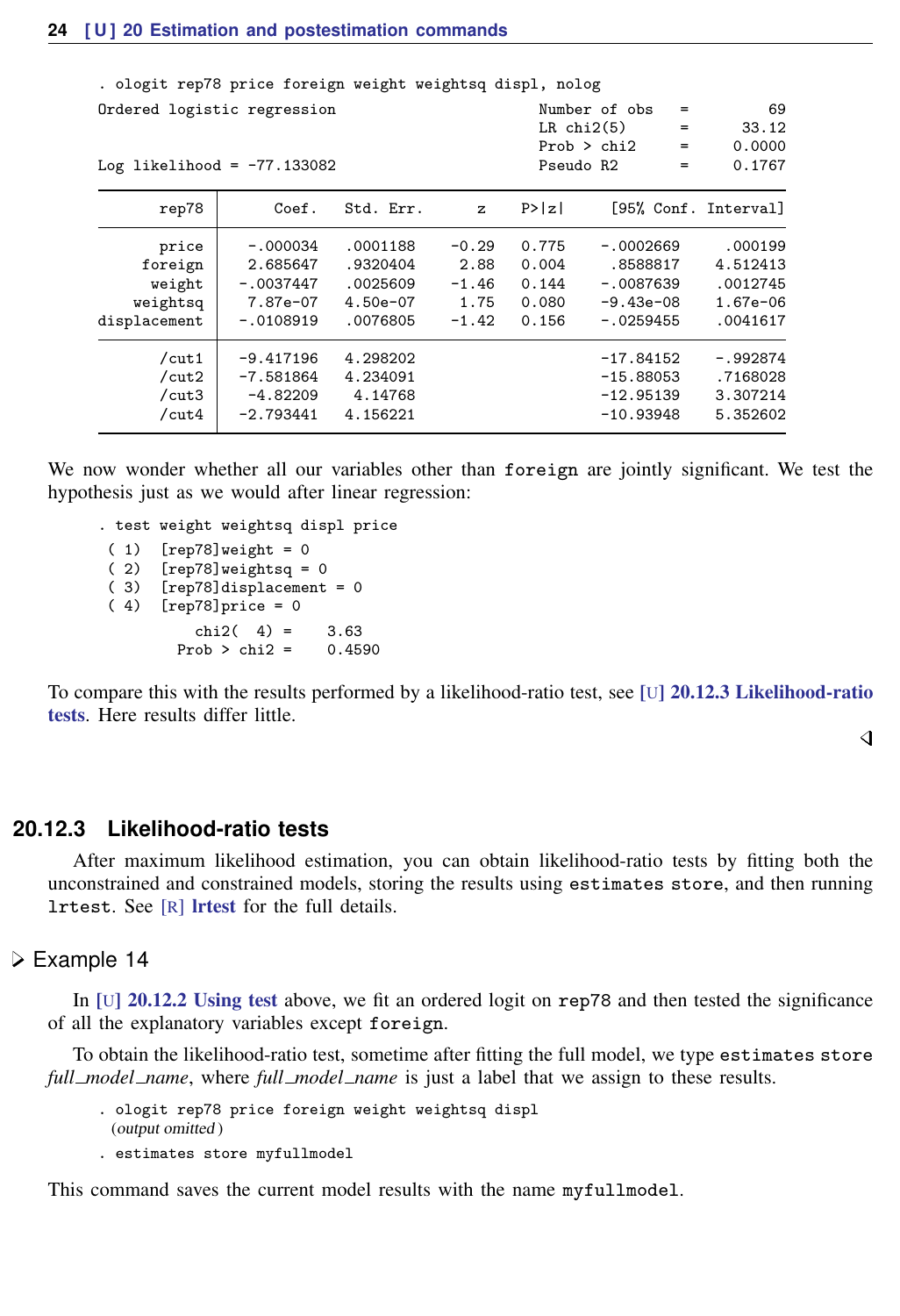```
. ologit rep78 price foreign weight weightsq displ, nolog
Ordered logistic regression                     Number of obs   =         69
                                                LR chi2(5)      =      33.12
                                                Prob > chi2     =     0.0000
Log likelihood = -77.133082                     Pseudo R2       =     0.1767

------------------------------------------------------------------------------
       rep78 |      Coef.   Std. Err.      z    P>|z|     [95% Conf. Interval]
-------------+----------------------------------------------------------------
       price |   -.000034   .0001188    -0.29   0.775    -.0002669     .000199
     foreign |   2.685647   .9320404     2.88   0.004     .8588817    4.512413
      weight |  -.0037447   .0025609    -1.46   0.144    -.0087639    .0012745
    weightsq |   7.87e-07   4.50e-07     1.75   0.080    -9.43e-08    1.67e-06
displacement |  -.0108919   .0076805    -1.42   0.156    -.0259455    .0041617
-------------+----------------------------------------------------------------
       /cut1 |  -9.417196   4.298202                     -17.84152    -.992874
       /cut2 |  -7.581864   4.234091                     -15.88053    .7168028
       /cut3 |   -4.82209    4.14768                     -12.95139    3.307214
       /cut4 |  -2.793441   4.156221                     -10.93948    5.352602
------------------------------------------------------------------------------
```

We now wonder whether all our variables other than `foreign` are jointly significant. We test the hypothesis just as we would after linear regression:

```
. test weight weightsq displ price
 ( 1)  [rep78]weight = 0
 ( 2)  [rep78]weightsq = 0
 ( 3)  [rep78]displacement = 0
 ( 4)  [rep78]price = 0

           chi2(  4) =    3.63
         Prob > chi2 =    0.4590
```

To compare this with the results performed by a likelihood-ratio test, see [U] **20.12.3 Likelihood-ratio tests**. Here results differ little.

◁

### 20.12.3 Likelihood-ratio tests

After maximum likelihood estimation, you can obtain likelihood-ratio tests by fitting both the unconstrained and constrained models, storing the results using `estimates store`, and then running `lrtest`. See [R] **lrtest** for the full details.

▷ Example 14

In [U] **20.12.2 Using test** above, we fit an ordered logit on `rep78` and then tested the significance of all the explanatory variables except `foreign`.

To obtain the likelihood-ratio test, sometime after fitting the full model, we type `estimates store` *full_model_name*, where *full_model_name* is just a label that we assign to these results.

```
. ologit rep78 price foreign weight weightsq displ
  (output omitted )
. estimates store myfullmodel
```

This command saves the current model results with the name `myfullmodel`.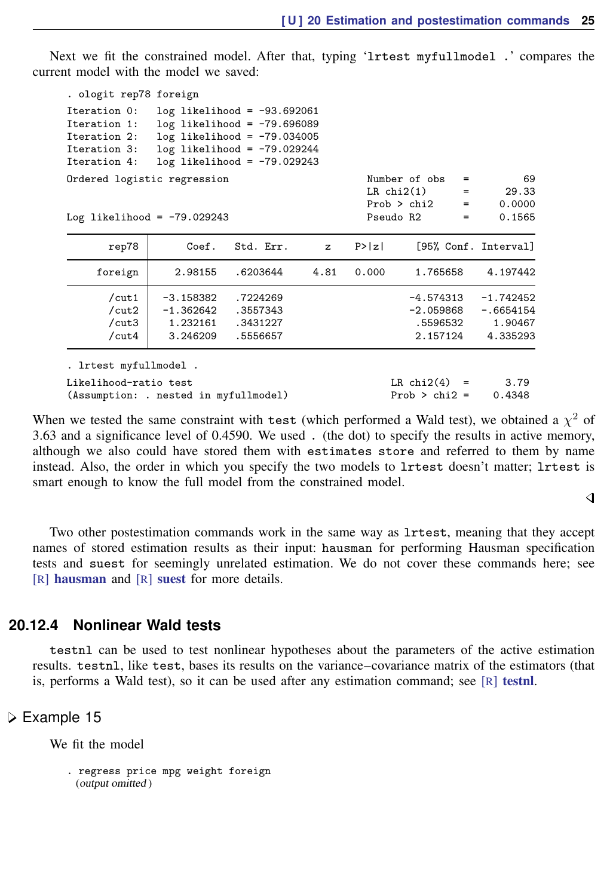Next we fit the constrained model. After that, typing ‘lrtest myfullmodel .’ compares the current model with the model we saved:

```
. ologit rep78 foreign
Iteration 0:   log likelihood = -93.692061
Iteration 1:   log likelihood = -79.696089
Iteration 2:   log likelihood = -79.034005
Iteration 3:   log likelihood = -79.029244
Iteration 4:   log likelihood = -79.029243
Ordered logistic regression                     Number of obs   =         69
                                                LR chi2(1)      =      29.33
                                                Prob > chi2     =     0.0000
Log likelihood = -79.029243                     Pseudo R2       =     0.1565

------------------------------------------------------------------------------
       rep78 |      Coef.   Std. Err.      z    P>|z|     [95% Conf. Interval]
-------------+----------------------------------------------------------------
     foreign |    2.98155   .6203644     4.81   0.000     1.765658    4.197442
-------------+----------------------------------------------------------------
       /cut1 |  -3.158382   .7224269                     -4.574313   -1.742452
       /cut2 |  -1.362642   .3557343                     -2.059868   -.6654154
       /cut3 |   1.232161   .3431227                      .5596532     1.90467
       /cut4 |   3.246209   .5556657                      2.157124    4.335293
------------------------------------------------------------------------------

. lrtest myfullmodel .
Likelihood-ratio test                                 LR chi2(4)  =      3.79
(Assumption: . nested in myfullmodel)                 Prob > chi2 =    0.4348
```

When we tested the same constraint with test (which performed a Wald test), we obtained a $\chi^2$ of 3.63 and a significance level of 0.4590. We used . (the dot) to specify the results in active memory, although we also could have stored them with estimates store and referred to them by name instead. Also, the order in which you specify the two models to lrtest doesn't matter; lrtest is smart enough to know the full model from the constrained model.

◁

Two other postestimation commands work in the same way as lrtest, meaning that they accept names of stored estimation results as their input: hausman for performing Hausman specification tests and suest for seemingly unrelated estimation. We do not cover these commands here; see [R] **hausman** and [R] **suest** for more details.

## 20.12.4 Nonlinear Wald tests

testnl can be used to test nonlinear hypotheses about the parameters of the active estimation results. testnl, like test, bases its results on the variance–covariance matrix of the estimators (that is, performs a Wald test), so it can be used after any estimation command; see [R] **testnl**.

### ▷ Example 15

We fit the model

```
. regress price mpg weight foreign
  (output omitted)
```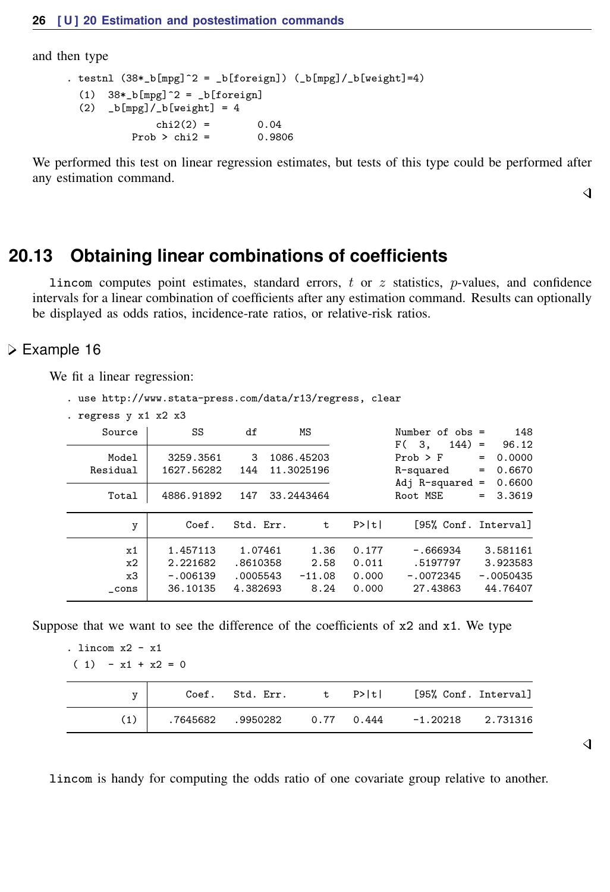and then type

```
. testnl (38*_b[mpg]^2 = _b[foreign]) (_b[mpg]/_b[weight]=4)
  (1)  38*_b[mpg]^2 = _b[foreign]
  (2)  _b[mpg]/_b[weight] = 4

               chi2(2) =        0.04
           Prob > chi2 =        0.9806
```

We performed this test on linear regression estimates, but tests of this type could be performed after any estimation command.

## 20.13 Obtaining linear combinations of coefficients

`lincom` computes point estimates, standard errors, $t$ or $z$ statistics, $p$-values, and confidence intervals for a linear combination of coefficients after any estimation command. Results can optionally be displayed as odds ratios, incidence-rate ratios, or relative-risk ratios.

### Example 16

We fit a linear regression:

```
. use http://www.stata-press.com/data/r13/regress, clear
. regress y x1 x2 x3
      Source |       SS       df       MS              Number of obs =     148
-------------+------------------------------           F(  3,   144) =   96.12
       Model |  3259.3561     3  1086.45203           Prob > F      =  0.0000
    Residual |  1627.56282   144  11.3025196           R-squared     =  0.6670
-------------+------------------------------           Adj R-squared =  0.6600
       Total |  4886.91892   147  33.2443464           Root MSE      =  3.3619

------------------------------------------------------------------------------
           y |      Coef.   Std. Err.      t    P>|t|     [95% Conf. Interval]
-------------+----------------------------------------------------------------
          x1 |   1.457113    1.07461     1.36   0.177     -.666934    3.581161
          x2 |   2.221682   .8610358     2.58   0.011     .5197797    3.923583
          x3 |   -.006139   .0005543   -11.08   0.000    -.0072345   -.0050435
       _cons |   36.10135   4.382693     8.24   0.000     27.43863    44.76407
------------------------------------------------------------------------------
```

Suppose that we want to see the difference of the coefficients of `x2` and `x1`. We type

```
. lincom x2 - x1
 ( 1)  - x1 + x2 = 0

------------------------------------------------------------------------------
           y |      Coef.   Std. Err.      t    P>|t|     [95% Conf. Interval]
-------------+----------------------------------------------------------------
         (1) |   .7645682   .9950282     0.77   0.444     -1.20218    2.731316
------------------------------------------------------------------------------
```

`lincom` is handy for computing the odds ratio of one covariate group relative to another.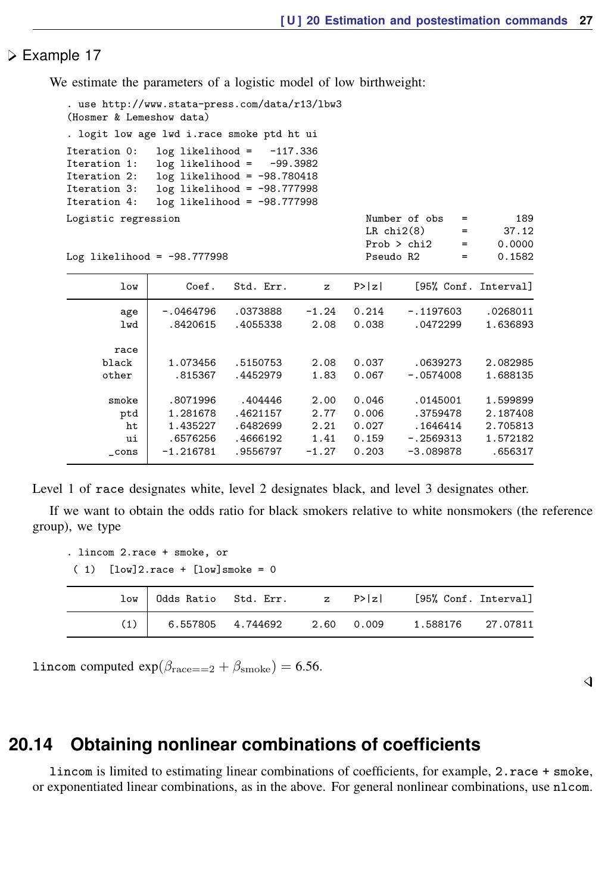▷ Example 17

We estimate the parameters of a logistic model of low birthweight:

```
. use http://www.stata-press.com/data/r13/lbw3
(Hosmer & Lemeshow data)
. logit low age lwd i.race smoke ptd ht ui
Iteration 0:   log likelihood =   -117.336
Iteration 1:   log likelihood =   -99.3982
Iteration 2:   log likelihood = -98.780418
Iteration 3:   log likelihood = -98.777998
Iteration 4:   log likelihood = -98.777998
Logistic regression                               Number of obs   =        189
                                                  LR chi2(8)      =      37.12
                                                  Prob > chi2     =     0.0000
Log likelihood = -98.777998                       Pseudo R2       =     0.1582
```

| low | Coef. | Std. Err. | z | P>\|z\| | [95% Conf. | Interval] |
|---|---|---|---|---|---|---|
| age | -.0464796 | .0373888 | -1.24 | 0.214 | -.1197603 | .0268011 |
| lwd | .8420615 | .4055338 | 2.08 | 0.038 | .0472299 | 1.636893 |
| race | | | | | | |
| black | 1.073456 | .5150753 | 2.08 | 0.037 | .0639273 | 2.082985 |
| other | .815367 | .4452979 | 1.83 | 0.067 | -.0574008 | 1.688135 |
| smoke | .8071996 | .404446 | 2.00 | 0.046 | .0145001 | 1.599899 |
| ptd | 1.281678 | .4621157 | 2.77 | 0.006 | .3759478 | 2.187408 |
| ht | 1.435227 | .6482699 | 2.21 | 0.027 | .1646414 | 2.705813 |
| ui | .6576256 | .4666192 | 1.41 | 0.159 | -.2569313 | 1.572182 |
| _cons | -1.216781 | .9556797 | -1.27 | 0.203 | -3.089878 | .656317 |

Level 1 of `race` designates white, level 2 designates black, and level 3 designates other.

If we want to obtain the odds ratio for black smokers relative to white nonsmokers (the reference group), we type

```
. lincom 2.race + smoke, or
 ( 1)  [low]2.race + [low]smoke = 0
```

| low | Odds Ratio | Std. Err. | z | P>\|z\| | [95% Conf. | Interval] |
|---|---|---|---|---|---|---|
| (1) | 6.557805 | 4.744692 | 2.60 | 0.009 | 1.588176 | 27.07811 |

`lincom` computed $\exp(\beta_{\text{race}==2} + \beta_{\text{smoke}}) = 6.56$.

◁

## 20.14 Obtaining nonlinear combinations of coefficients

`lincom` is limited to estimating linear combinations of coefficients, for example, `2.race + smoke`, or exponentiated linear combinations, as in the above. For general nonlinear combinations, use `nlcom`.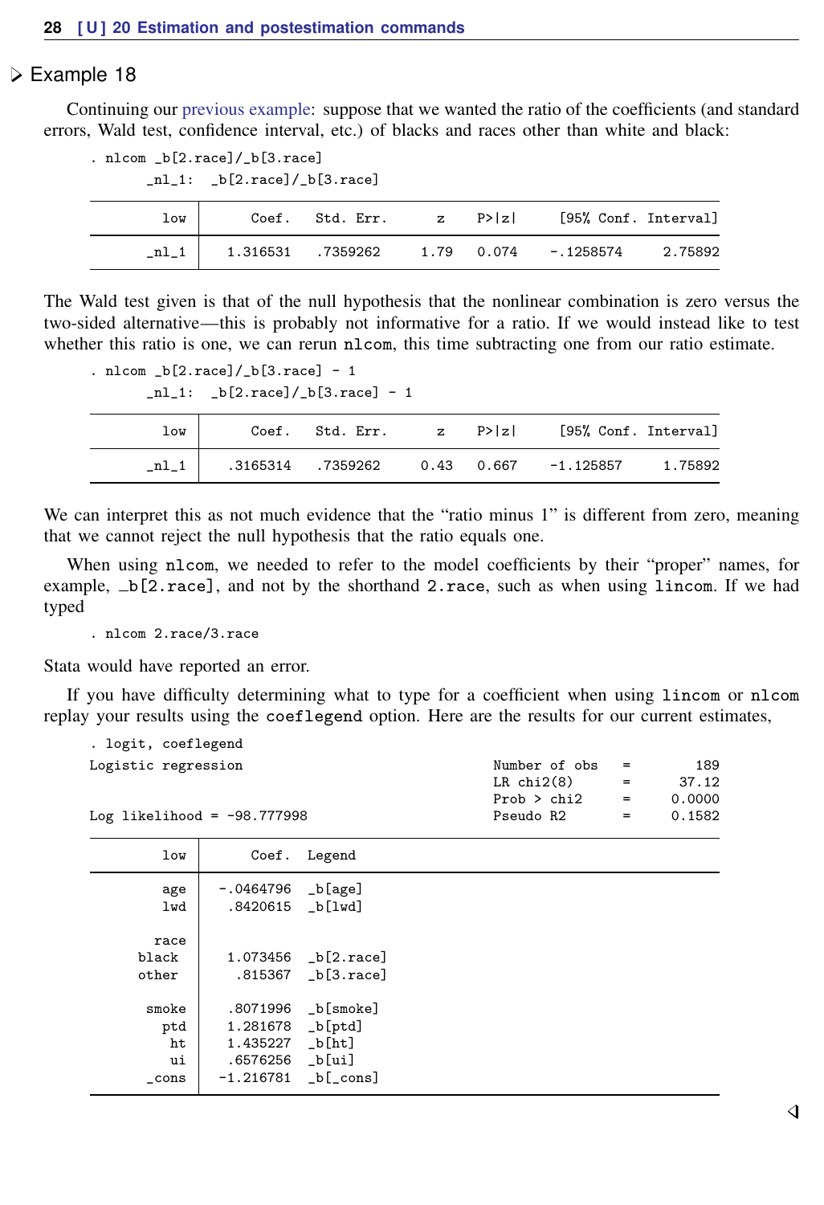## Example 18

Continuing our previous example: suppose that we wanted the ratio of the coefficients (and standard errors, Wald test, confidence interval, etc.) of blacks and races other than white and black:

```
. nlcom _b[2.race]/_b[3.race]
       _nl_1:  _b[2.race]/_b[3.race]
```

| low | Coef. | Std. Err. | z | P>\|z\| | [95% Conf. Interval] | |
|---|---|---|---|---|---|---|
| _nl_1 | 1.316531 | .7359262 | 1.79 | 0.074 | -.1258574 | 2.75892 |

The Wald test given is that of the null hypothesis that the nonlinear combination is zero versus the two-sided alternative—this is probably not informative for a ratio. If we would instead like to test whether this ratio is one, we can rerun `nlcom`, this time subtracting one from our ratio estimate.

```
. nlcom _b[2.race]/_b[3.race] - 1
       _nl_1:  _b[2.race]/_b[3.race] - 1
```

| low | Coef. | Std. Err. | z | P>\|z\| | [95% Conf. Interval] | |
|---|---|---|---|---|---|---|
| _nl_1 | .3165314 | .7359262 | 0.43 | 0.667 | -1.125857 | 1.75892 |

We can interpret this as not much evidence that the "ratio minus 1" is different from zero, meaning that we cannot reject the null hypothesis that the ratio equals one.

When using `nlcom`, we needed to refer to the model coefficients by their "proper" names, for example, `_b[2.race]`, and not by the shorthand `2.race`, such as when using `lincom`. If we had typed

```
. nlcom 2.race/3.race
```

Stata would have reported an error.

If you have difficulty determining what to type for a coefficient when using `lincom` or `nlcom` replay your results using the `coeflegend` option. Here are the results for our current estimates,

```
. logit, coeflegend
Logistic regression                             Number of obs   =        189
                                                LR chi2(8)      =      37.12
                                                Prob > chi2     =     0.0000
Log likelihood = -98.777998                     Pseudo R2       =     0.1582
```

| low | Coef. | Legend |
|---|---|---|
| age | -.0464796 | _b[age] |
| lwd | .8420615 | _b[lwd] |
| race | | |
| black | 1.073456 | _b[2.race] |
| other | .815367 | _b[3.race] |
| smoke | .8071996 | _b[smoke] |
| ptd | 1.281678 | _b[ptd] |
| ht | 1.435227 | _b[ht] |
| ui | .6576256 | _b[ui] |
| _cons | -1.216781 | _b[_cons] |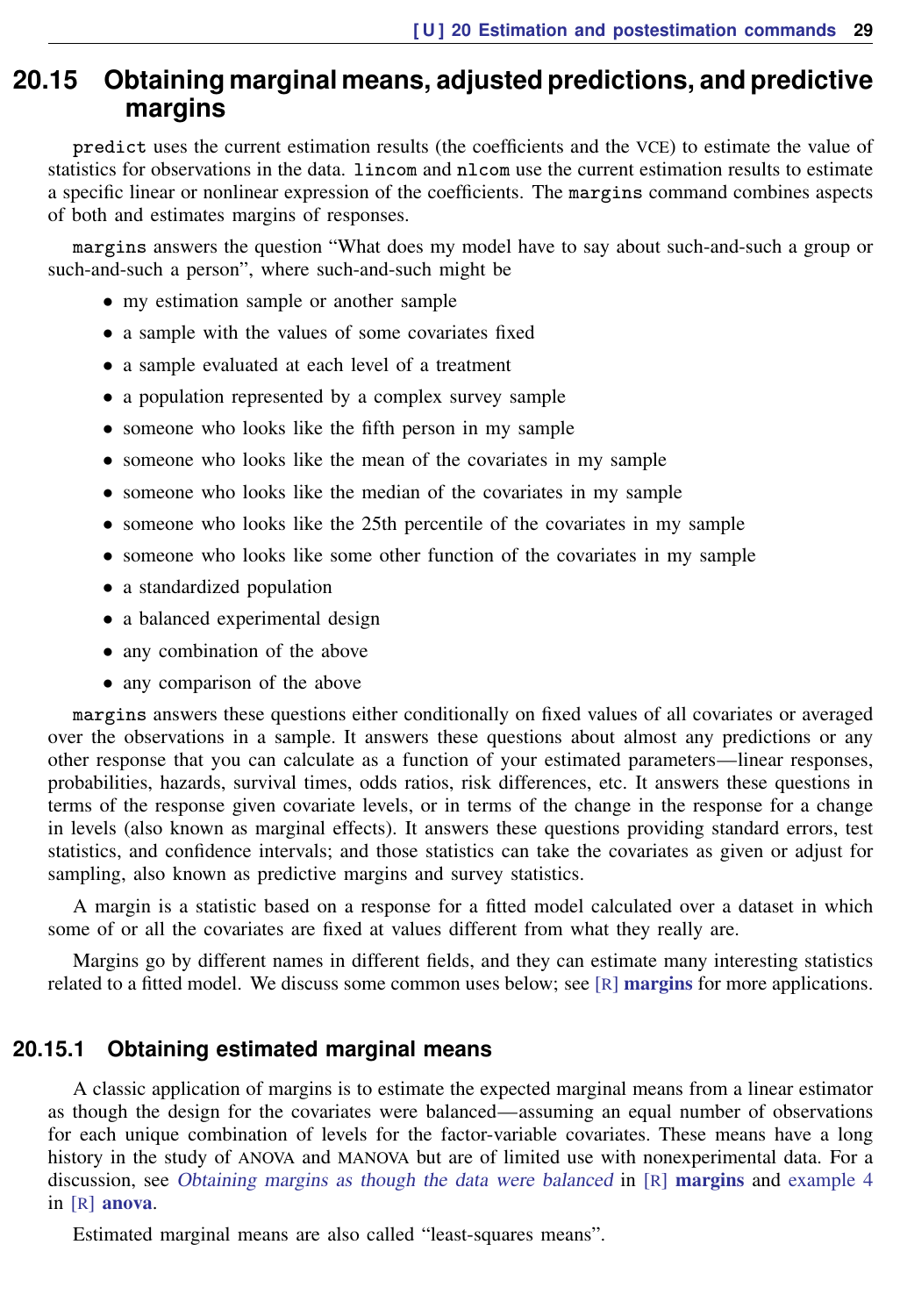## 20.15 Obtaining marginal means, adjusted predictions, and predictive margins

`predict` uses the current estimation results (the coefficients and the VCE) to estimate the value of statistics for observations in the data. `lincom` and `nlcom` use the current estimation results to estimate a specific linear or nonlinear expression of the coefficients. The `margins` command combines aspects of both and estimates margins of responses.

`margins` answers the question "What does my model have to say about such-and-such a group or such-and-such a person", where such-and-such might be

- my estimation sample or another sample
- a sample with the values of some covariates fixed
- a sample evaluated at each level of a treatment
- a population represented by a complex survey sample
- someone who looks like the fifth person in my sample
- someone who looks like the mean of the covariates in my sample
- someone who looks like the median of the covariates in my sample
- someone who looks like the 25th percentile of the covariates in my sample
- someone who looks like some other function of the covariates in my sample
- a standardized population
- a balanced experimental design
- any combination of the above
- any comparison of the above

`margins` answers these questions either conditionally on fixed values of all covariates or averaged over the observations in a sample. It answers these questions about almost any predictions or any other response that you can calculate as a function of your estimated parameters—linear responses, probabilities, hazards, survival times, odds ratios, risk differences, etc. It answers these questions in terms of the response given covariate levels, or in terms of the change in the response for a change in levels (also known as marginal effects). It answers these questions providing standard errors, test statistics, and confidence intervals; and those statistics can take the covariates as given or adjust for sampling, also known as predictive margins and survey statistics.

A margin is a statistic based on a response for a fitted model calculated over a dataset in which some of or all the covariates are fixed at values different from what they really are.

Margins go by different names in different fields, and they can estimate many interesting statistics related to a fitted model. We discuss some common uses below; see [R] **margins** for more applications.

### 20.15.1 Obtaining estimated marginal means

A classic application of margins is to estimate the expected marginal means from a linear estimator as though the design for the covariates were balanced—assuming an equal number of observations for each unique combination of levels for the factor-variable covariates. These means have a long history in the study of ANOVA and MANOVA but are of limited use with nonexperimental data. For a discussion, see *Obtaining margins as though the data were balanced* in [R] **margins** and example 4 in [R] **anova**.

Estimated marginal means are also called "least-squares means".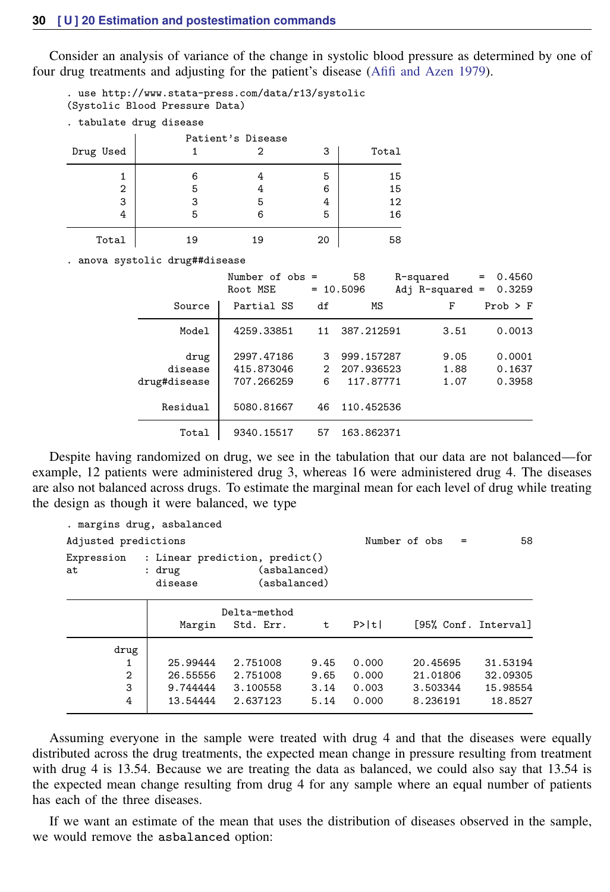Consider an analysis of variance of the change in systolic blood pressure as determined by one of four drug treatments and adjusting for the patient's disease (Afifi and Azen 1979).

```
. use http://www.stata-press.com/data/r13/systolic
(Systolic Blood Pressure Data)

. tabulate drug disease

           |       Patient's Disease
 Drug Used |         1          2          3 |     Total
-----------+---------------------------------+----------
         1 |         6          4          5 |        15 
         2 |         5          4          6 |        15 
         3 |         3          5          4 |        12 
         4 |         5          6          5 |        16 
-----------+---------------------------------+----------
     Total |        19         19         20 |        58 

. anova systolic drug##disease

                           Number of obs =      58     R-squared     =  0.4560
                           Root MSE      = 10.5096     Adj R-squared =  0.3259

                  Source |  Partial SS    df       MS           F     Prob > F
            -------------+----------------------------------------------------
                   Model |  4259.33851    11  387.212591       3.51     0.0013
                         |
                    drug |  2997.47186     3  999.157287       9.05     0.0001
                 disease |  415.873046     2  207.936523       1.88     0.1637
            drug#disease |  707.266259     6   117.87771       1.07     0.3958
                         |
                Residual |  5080.81667    46  110.452536   
            -------------+----------------------------------------------------
                   Total |  9340.15517    57  163.862371  
```

Despite having randomized on drug, we see in the tabulation that our data are not balanced—for example, 12 patients were administered drug 3, whereas 16 were administered drug 4. The diseases are also not balanced across drugs. To estimate the marginal mean for each level of drug while treating the design as though it were balanced, we type

```
. margins drug, asbalanced

Adjusted predictions                              Number of obs   =         58

Expression   : Linear prediction, predict()
at           : drug             (asbalanced)
               disease          (asbalanced)

------------------------------------------------------------------------------
             |            Delta-method
             |     Margin   Std. Err.      t    P>|t|     [95% Conf. Interval]
-------------+----------------------------------------------------------------
        drug |
          1  |   25.99444   2.751008     9.45   0.000     20.45695    31.53194
          2  |   26.55556   2.751008     9.65   0.000     21.01806    32.09305
          3  |   9.744444   3.100558     3.14   0.003     3.503344    15.98554
          4  |   13.54444   2.637123     5.14   0.000     8.236191     18.8527
------------------------------------------------------------------------------
```

Assuming everyone in the sample were treated with drug 4 and that the diseases were equally distributed across the drug treatments, the expected mean change in pressure resulting from treatment with drug 4 is 13.54. Because we are treating the data as balanced, we could also say that 13.54 is the expected mean change resulting from drug 4 for any sample where an equal number of patients has each of the three diseases.

If we want an estimate of the mean that uses the distribution of diseases observed in the sample, we would remove the asbalanced option: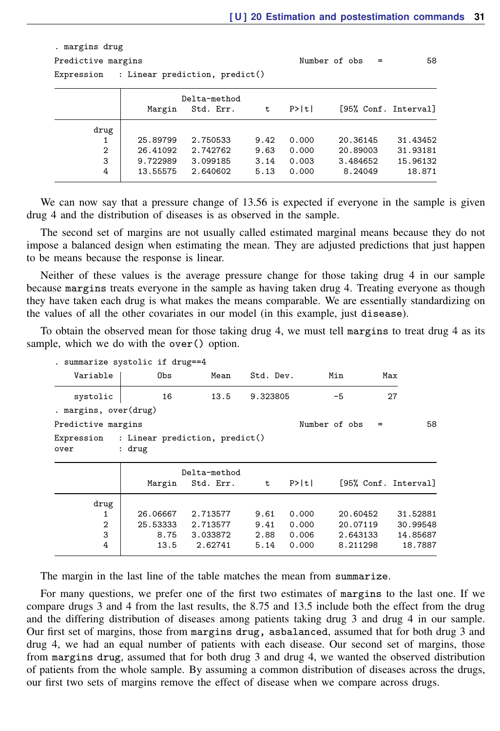```
. margins drug

Predictive margins                              Number of obs     =         58

Expression   : Linear prediction, predict()

------------------------------------------------------------------------------
             |            Delta-method
             |     Margin   Std. Err.      t    P>|t|     [95% Conf. Interval]
-------------+----------------------------------------------------------------
        drug |
          1  |   25.89799   2.750533     9.42   0.000     20.36145    31.43452
          2  |   26.41092   2.742762     9.63   0.000     20.89003    31.93181
          3  |   9.722989   3.099185     3.14   0.003     3.484652    15.96132
          4  |   13.55575   2.640602     5.13   0.000      8.24049      18.871
------------------------------------------------------------------------------
```

We can now say that a pressure change of 13.56 is expected if everyone in the sample is given drug 4 and the distribution of diseases is as observed in the sample.

The second set of margins are not usually called estimated marginal means because they do not impose a balanced design when estimating the mean. They are adjusted predictions that just happen to be means because the response is linear.

Neither of these values is the average pressure change for those taking drug 4 in our sample because `margins` treats everyone in the sample as having taken drug 4. Treating everyone as though they have taken each drug is what makes the means comparable. We are essentially standardizing on the values of all the other covariates in our model (in this example, just `disease`).

To obtain the observed mean for those taking drug 4, we must tell `margins` to treat drug 4 as its sample, which we do with the `over()` option.

```
. summarize systolic if drug==4

    Variable |        Obs        Mean    Std. Dev.       Min        Max
-------------+---------------------------------------------------------
    systolic |         16        13.5    9.323805         -5         27

. margins, over(drug)

Predictive margins                              Number of obs     =         58

Expression   : Linear prediction, predict()
over         : drug

------------------------------------------------------------------------------
             |            Delta-method
             |     Margin   Std. Err.      t    P>|t|     [95% Conf. Interval]
-------------+----------------------------------------------------------------
        drug |
          1  |   26.06667   2.713577     9.61   0.000     20.60452    31.52881
          2  |   25.53333   2.713577     9.41   0.000     20.07119    30.99548
          3  |       8.75   3.033872     2.88   0.006     2.643133    14.85687
          4  |       13.5    2.62741     5.14   0.000     8.211298     18.7887
------------------------------------------------------------------------------
```

The margin in the last line of the table matches the mean from `summarize`.

For many questions, we prefer one of the first two estimates of `margins` to the last one. If we compare drugs 3 and 4 from the last results, the 8.75 and 13.5 include both the effect from the drug and the differing distribution of diseases among patients taking drug 3 and drug 4 in our sample. Our first set of margins, those from `margins drug, asbalanced`, assumed that for both drug 3 and drug 4, we had an equal number of patients with each disease. Our second set of margins, those from `margins drug`, assumed that for both drug 3 and drug 4, we wanted the observed distribution of patients from the whole sample. By assuming a common distribution of diseases across the drugs, our first two sets of margins remove the effect of disease when we compare across drugs.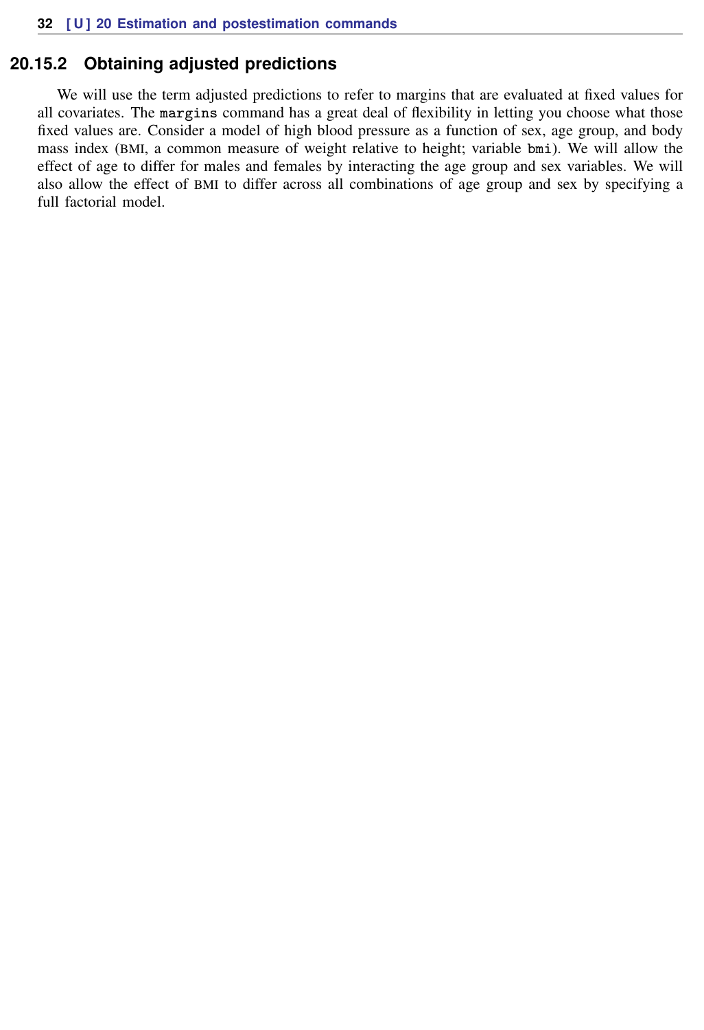### 20.15.2 Obtaining adjusted predictions

We will use the term adjusted predictions to refer to margins that are evaluated at fixed values for all covariates. The `margins` command has a great deal of flexibility in letting you choose what those fixed values are. Consider a model of high blood pressure as a function of sex, age group, and body mass index (BMI, a common measure of weight relative to height; variable `bmi`). We will allow the effect of age to differ for males and females by interacting the age group and sex variables. We will also allow the effect of BMI to differ across all combinations of age group and sex by specifying a full factorial model.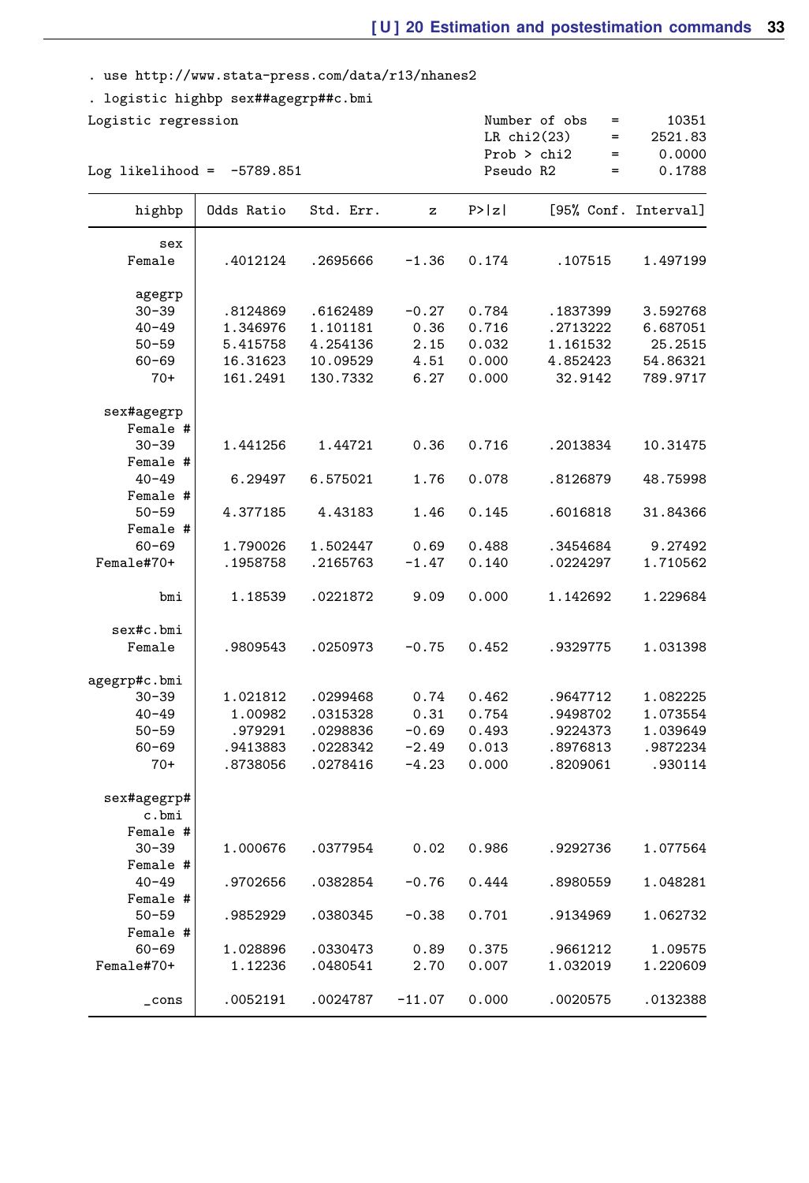```
. use http://www.stata-press.com/data/r13/nhanes2

. logistic highbp sex##agegrp##c.bmi

Logistic regression                               Number of obs   =      10351
                                                  LR chi2(23)     =    2521.83
                                                  Prob > chi2     =     0.0000
Log likelihood =  -5789.851                       Pseudo R2       =     0.1788

------------------------------------------------------------------------------
      highbp | Odds Ratio   Std. Err.      z    P>|z|     [95% Conf. Interval]
-------------+----------------------------------------------------------------
         sex |
      Female |   .4012124   .2695666    -1.36   0.174      .107515    1.497199
             |
      agegrp |
      30-39  |   .8124869   .6162489    -0.27   0.784     .1837399    3.592768
      40-49  |   1.346976   1.101181     0.36   0.716     .2713222    6.687051
      50-59  |   5.415758   4.254136     2.15   0.032     1.161532     25.2515
      60-69  |   16.31623   10.09529     4.51   0.000     4.852423    54.86321
        70+  |   161.2491   130.7332     6.27   0.000      32.9142    789.9717
             |
  sex#agegrp |
    Female # |
      30-39  |   1.441256    1.44721     0.36   0.716     .2013834    10.31475
    Female # |
      40-49  |    6.29497   6.575021     1.76   0.078     .8126879    48.75998
    Female # |
      50-59  |   4.377185    4.43183     1.46   0.145     .6016818    31.84366
    Female # |
      60-69  |   1.790026   1.502447     0.69   0.488     .3454684     9.27492
  Female#70+ |   .1958758   .2165763    -1.47   0.140     .0224297    1.710562
             |
         bmi |    1.18539   .0221872     9.09   0.000     1.142692    1.229684
             |
   sex#c.bmi |
      Female |   .9809543   .0250973    -0.75   0.452     .9329775    1.031398
             |
agegrp#c.bmi |
      30-39  |   1.021812   .0299468     0.74   0.462     .9647712    1.082225
      40-49  |    1.00982   .0315328     0.31   0.754     .9498702    1.073554
      50-59  |    .979291   .0298836    -0.69   0.493     .9224373    1.039649
      60-69  |   .9413883   .0228342    -2.49   0.013     .8976813    .9872234
        70+  |   .8738056   .0278416    -4.23   0.000     .8209061     .930114
             |
 sex#agegrp# |
       c.bmi |
    Female # |
      30-39  |   1.000676   .0377954     0.02   0.986     .9292736    1.077564
    Female # |
      40-49  |   .9702656   .0382854    -0.76   0.444     .8980559    1.048281
    Female # |
      50-59  |   .9852929   .0380345    -0.38   0.701     .9134969    1.062732
    Female # |
      60-69  |   1.028896   .0330473     0.89   0.375     .9661212     1.09575
  Female#70+ |    1.12236   .0480541     2.70   0.007     1.032019    1.220609
             |
       _cons |   .0052191   .0024787   -11.07   0.000     .0020575    .0132388
------------------------------------------------------------------------------
```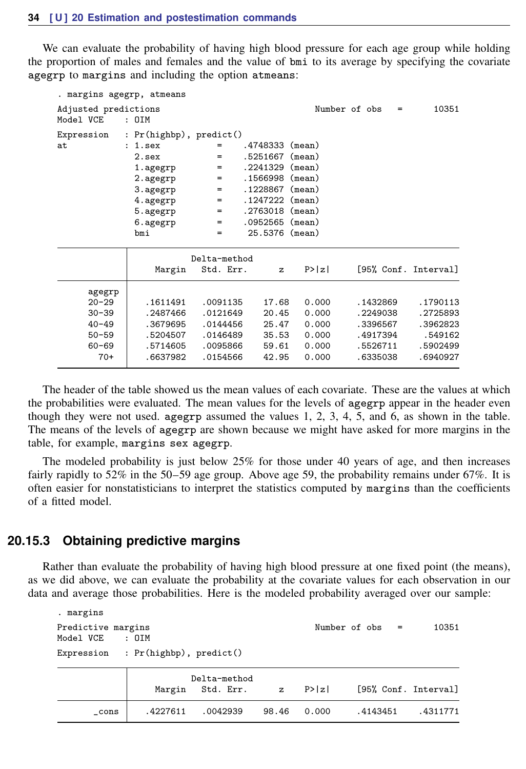We can evaluate the probability of having high blood pressure for each age group while holding the proportion of males and females and the value of `bmi` to its average by specifying the covariate `agegrp` to `margins` and including the option `atmeans`:

```
. margins agegrp, atmeans

Adjusted predictions                              Number of obs   =      10351
Model VCE    : OIM

Expression   : Pr(highbp), predict()
at           : 1.sex           =    .4748333 (mean)
               2.sex           =    .5251667 (mean)
               1.agegrp        =    .2241329 (mean)
               2.agegrp        =    .1566998 (mean)
               3.agegrp        =    .1228867 (mean)
               4.agegrp        =    .1247222 (mean)
               5.agegrp        =    .2763018 (mean)
               6.agegrp        =    .0952565 (mean)
               bmi             =     25.5376 (mean)

------------------------------------------------------------------------------
             |            Delta-method
             |     Margin   Std. Err.      z    P>|z|     [95% Conf. Interval]
-------------+----------------------------------------------------------------
      agegrp |
      20-29  |   .1611491   .0091135    17.68   0.000     .1432869    .1790113
      30-39  |   .2487466   .0121649    20.45   0.000     .2249038    .2725893
      40-49  |   .3679695   .0144456    25.47   0.000     .3396567    .3962823
      50-59  |   .5204507   .0146489    35.53   0.000     .4917394     .549162
      60-69  |   .5714605   .0095866    59.61   0.000     .5526711    .5902499
        70+  |   .6637982   .0154566    42.95   0.000     .6335038    .6940927
------------------------------------------------------------------------------
```

The header of the table showed us the mean values of each covariate. These are the values at which the probabilities were evaluated. The mean values for the levels of `agegrp` appear in the header even though they were not used. `agegrp` assumed the values 1, 2, 3, 4, 5, and 6, as shown in the table. The means of the levels of `agegrp` are shown because we might have asked for more margins in the table, for example, `margins sex agegrp`.

The modeled probability is just below 25% for those under 40 years of age, and then increases fairly rapidly to 52% in the 50–59 age group. Above age 59, the probability remains under 67%. It is often easier for nonstatisticians to interpret the statistics computed by `margins` than the coefficients of a fitted model.

## 20.15.3 Obtaining predictive margins

Rather than evaluate the probability of having high blood pressure at one fixed point (the means), as we did above, we can evaluate the probability at the covariate values for each observation in our data and average those probabilities. Here is the modeled probability averaged over our sample:

```
. margins

Predictive margins                                Number of obs   =      10351
Model VCE    : OIM

Expression   : Pr(highbp), predict()

------------------------------------------------------------------------------
             |            Delta-method
             |     Margin   Std. Err.      z    P>|z|     [95% Conf. Interval]
-------------+----------------------------------------------------------------
       _cons |   .4227611   .0042939    98.46   0.000     .4143451    .4311771
------------------------------------------------------------------------------
```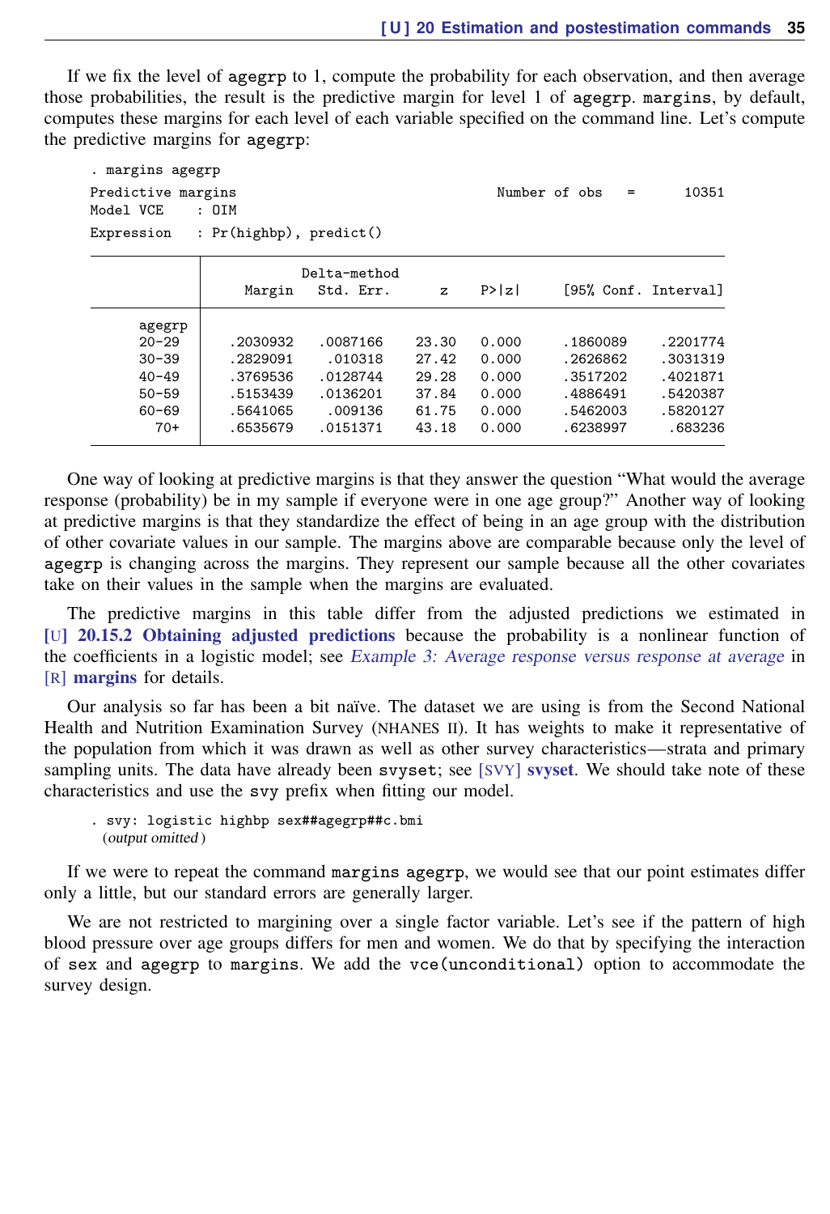If we fix the level of agegrp to 1, compute the probability for each observation, and then average those probabilities, the result is the predictive margin for level 1 of agegrp. margins, by default, computes these margins for each level of each variable specified on the command line. Let's compute the predictive margins for agegrp:

```
. margins agegrp

Predictive margins                              Number of obs     =      10351
Model VCE    : OIM

Expression   : Pr(highbp), predict()

------------------------------------------------------------------------------
             |            Delta-method
             |     Margin   Std. Err.      z    P>|z|     [95% Conf. Interval]
-------------+----------------------------------------------------------------
      agegrp |
      20-29  |   .2030932   .0087166    23.30   0.000     .1860089    .2201774
      30-39  |   .2829091    .010318    27.42   0.000     .2626862    .3031319
      40-49  |   .3769536   .0128744    29.28   0.000     .3517202    .4021871
      50-59  |   .5153439   .0136201    37.84   0.000     .4886491    .5420387
      60-69  |   .5641065    .009136    61.75   0.000     .5462003    .5820127
        70+  |   .6535679   .0151371    43.18   0.000     .6238997     .683236
------------------------------------------------------------------------------
```

One way of looking at predictive margins is that they answer the question "What would the average response (probability) be in my sample if everyone were in one age group?" Another way of looking at predictive margins is that they standardize the effect of being in an age group with the distribution of other covariate values in our sample. The margins above are comparable because only the level of agegrp is changing across the margins. They represent our sample because all the other covariates take on their values in the sample when the margins are evaluated.

The predictive margins in this table differ from the adjusted predictions we estimated in [U] **20.15.2 Obtaining adjusted predictions** because the probability is a nonlinear function of the coefficients in a logistic model; see *Example 3: Average response versus response at average* in [R] **margins** for details.

Our analysis so far has been a bit naïve. The dataset we are using is from the Second National Health and Nutrition Examination Survey (NHANES II). It has weights to make it representative of the population from which it was drawn as well as other survey characteristics—strata and primary sampling units. The data have already been svyset; see [SVY] **svyset**. We should take note of these characteristics and use the svy prefix when fitting our model.

```
. svy: logistic highbp sex##agegrp##c.bmi
  (output omitted )
```

If we were to repeat the command margins agegrp, we would see that our point estimates differ only a little, but our standard errors are generally larger.

We are not restricted to margining over a single factor variable. Let's see if the pattern of high blood pressure over age groups differs for men and women. We do that by specifying the interaction of sex and agegrp to margins. We add the vce(unconditional) option to accommodate the survey design.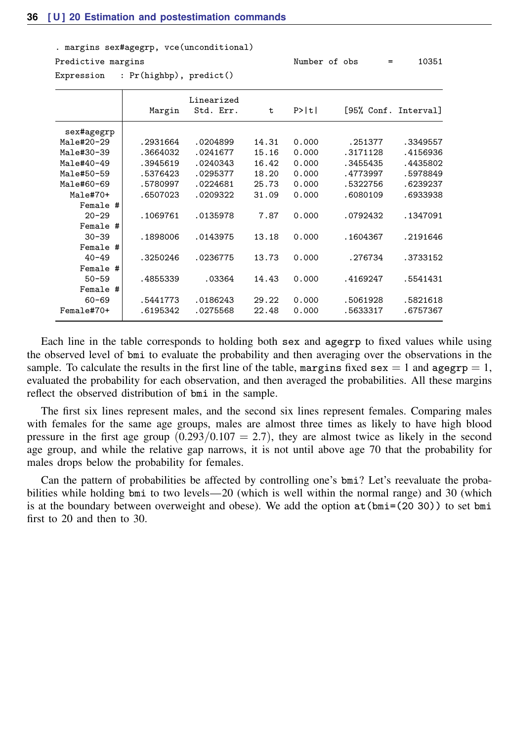```
. margins sex#agegrp, vce(unconditional)

Predictive margins                              Number of obs     =      10351

Expression   : Pr(highbp), predict()

------------------------------------------------------------------------------
             |            Linearized
             |     Margin   Std. Err.      t    P>|t|     [95% Conf. Interval]
-------------+----------------------------------------------------------------
  sex#agegrp |
  Male#20-29 |   .2931664   .0204899    14.31   0.000      .251377    .3349557
  Male#30-39 |   .3664032   .0241677    15.16   0.000     .3171128    .4156936
  Male#40-49 |   .3945619   .0240343    16.42   0.000     .3455435    .4435802
  Male#50-59 |   .5376423   .0295377    18.20   0.000     .4773997    .5978849
  Male#60-69 |   .5780997   .0224681    25.73   0.000     .5322756    .6239237
    Male#70+ |   .6507023   .0209322    31.09   0.000     .6080109    .6933938
    Female # |
       20-29 |   .1069761   .0135978     7.87   0.000     .0792432    .1347091
    Female # |
       30-39 |   .1898006   .0143975    13.18   0.000     .1604367    .2191646
    Female # |
       40-49 |   .3250246   .0236775    13.73   0.000      .276734    .3733152
    Female # |
       50-59 |   .4855339     .03364    14.43   0.000     .4169247    .5541431
    Female # |
       60-69 |   .5441773   .0186243    29.22   0.000     .5061928    .5821618
  Female#70+ |   .6195342   .0275568    22.48   0.000     .5633317    .6757367
------------------------------------------------------------------------------
```

Each line in the table corresponds to holding both sex and agegrp to fixed values while using the observed level of bmi to evaluate the probability and then averaging over the observations in the sample. To calculate the results in the first line of the table, margins fixed sex = 1 and agegrp = 1, evaluated the probability for each observation, and then averaged the probabilities. All these margins reflect the observed distribution of bmi in the sample.

The first six lines represent males, and the second six lines represent females. Comparing males with females for the same age groups, males are almost three times as likely to have high blood pressure in the first age group $(0.293/0.107 = 2.7)$, they are almost twice as likely in the second age group, and while the relative gap narrows, it is not until above age 70 that the probability for males drops below the probability for females.

Can the pattern of probabilities be affected by controlling one's bmi? Let's reevaluate the probabilities while holding bmi to two levels—20 (which is well within the normal range) and 30 (which is at the boundary between overweight and obese). We add the option at(bmi=(20 30)) to set bmi first to 20 and then to 30.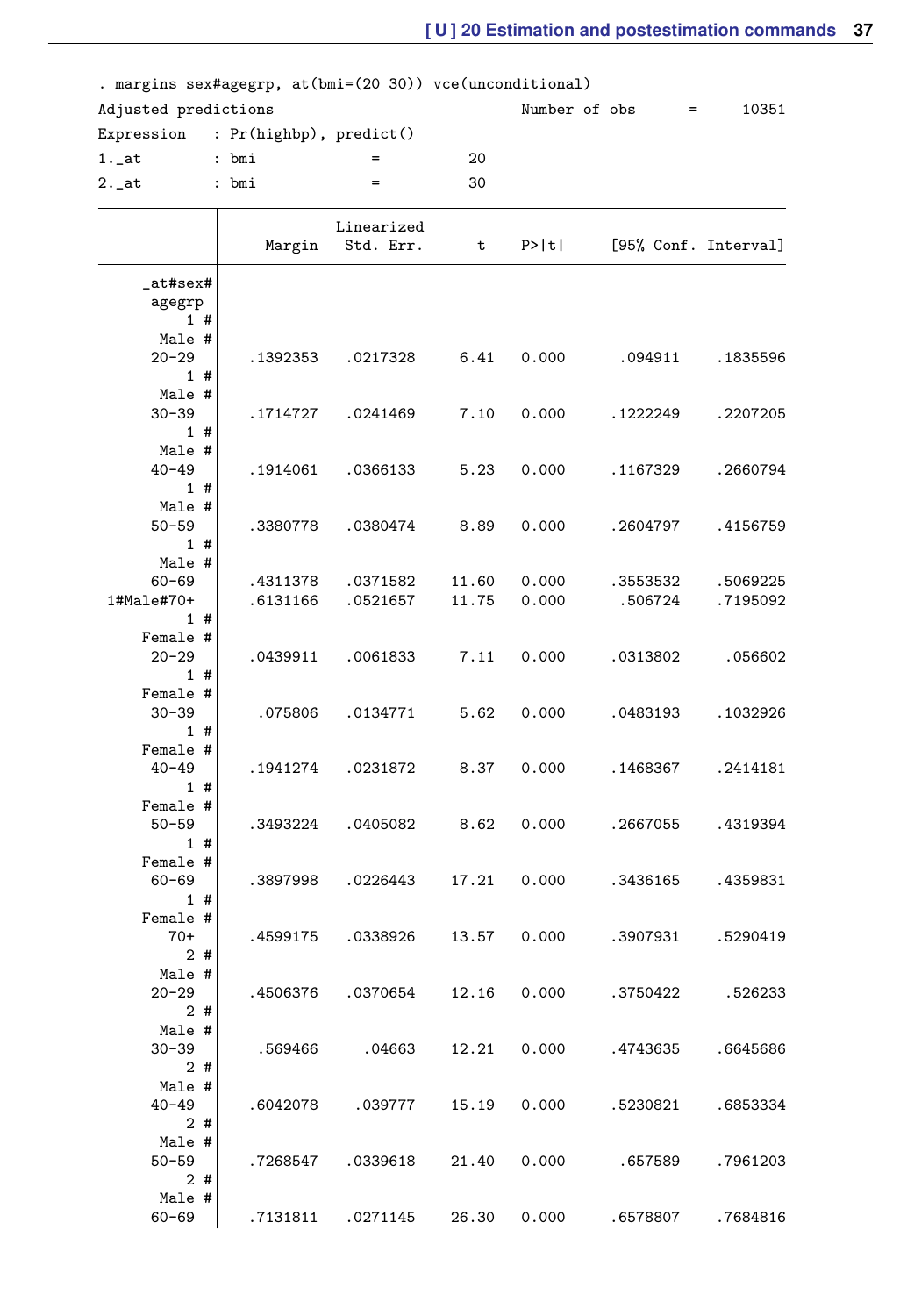```
. margins sex#agegrp, at(bmi=(20 30)) vce(unconditional)
Adjusted predictions                            Number of obs     =     10351
Expression   : Pr(highbp), predict()
1._at        : bmi             =          20
2._at        : bmi             =          30

------------------------------------------------------------------------------
             |            Linearized
             |     Margin   Std. Err.      t    P>|t|     [95% Conf. Interval]
-------------+----------------------------------------------------------------
   _at#sex#  |
     agegrp  |
         1 # |
      Male # |
      20-29  |   .1392353   .0217328     6.41   0.000      .094911    .1835596
         1 # |
      Male # |
      30-39  |   .1714727   .0241469     7.10   0.000     .1222249    .2207205
         1 # |
      Male # |
      40-49  |   .1914061   .0366133     5.23   0.000     .1167329    .2660794
         1 # |
      Male # |
      50-59  |   .3380778   .0380474     8.89   0.000     .2604797    .4156759
         1 # |
      Male # |
      60-69  |   .4311378   .0371582    11.60   0.000     .3553532    .5069225
 1#Male#70+  |   .6131166   .0521657    11.75   0.000      .506724    .7195092
         1 # |
    Female # |
      20-29  |   .0439911   .0061833     7.11   0.000     .0313802     .056602
         1 # |
    Female # |
      30-39  |    .075806   .0134771     5.62   0.000     .0483193    .1032926
         1 # |
    Female # |
      40-49  |   .1941274   .0231872     8.37   0.000     .1468367    .2414181
         1 # |
    Female # |
      50-59  |   .3493224   .0405082     8.62   0.000     .2667055    .4319394
         1 # |
    Female # |
      60-69  |   .3897998   .0226443    17.21   0.000     .3436165    .4359831
         1 # |
    Female # |
        70+  |   .4599175   .0338926    13.57   0.000     .3907931    .5290419
         2 # |
      Male # |
      20-29  |   .4506376   .0370654    12.16   0.000     .3750422     .526233
         2 # |
      Male # |
      30-39  |    .569466     .04663    12.21   0.000     .4743635    .6645686
         2 # |
      Male # |
      40-49  |   .6042078    .039777    15.19   0.000     .5230821    .6853334
         2 # |
      Male # |
      50-59  |   .7268547   .0339618    21.40   0.000      .657589    .7961203
         2 # |
      Male # |
      60-69  |   .7131811   .0271145    26.30   0.000     .6578807    .7684816
```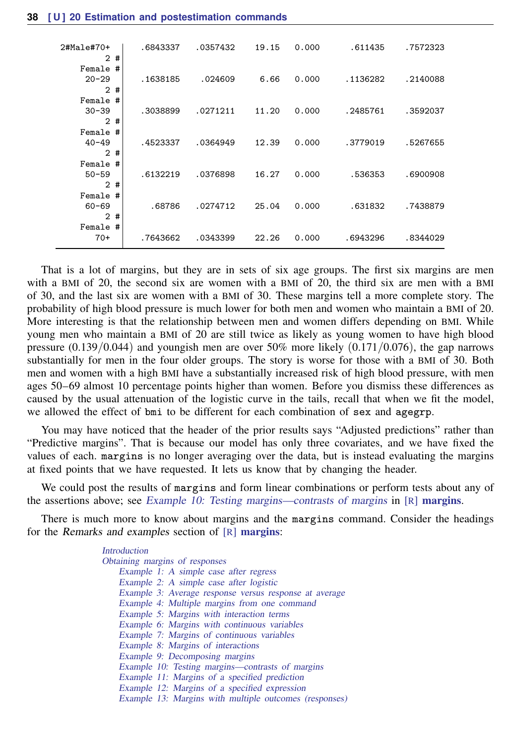```
 2#Male#70+ |   .6843337   .0357432    19.15   0.000      .611435    .7572323
        2 # |
   Female # |
      20-29 |   .1638185    .024609     6.66   0.000     .1136282    .2140088
        2 # |
   Female # |
      30-39 |   .3038899   .0271211    11.20   0.000     .2485761    .3592037
        2 # |
   Female # |
      40-49 |   .4523337   .0364949    12.39   0.000     .3779019    .5267655
        2 # |
   Female # |
      50-59 |   .6132219   .0376898    16.27   0.000      .536353    .6900908
        2 # |
   Female # |
      60-69 |     .68786   .0274712    25.04   0.000      .631832    .7438879
        2 # |
   Female # |
        70+ |   .7643662   .0343399    22.26   0.000     .6943296    .8344029
----------------------------------------------------------------------------
```

That is a lot of margins, but they are in sets of six age groups. The first six margins are men with a BMI of 20, the second six are women with a BMI of 20, the third six are men with a BMI of 30, and the last six are women with a BMI of 30. These margins tell a more complete story. The probability of high blood pressure is much lower for both men and women who maintain a BMI of 20. More interesting is that the relationship between men and women differs depending on BMI. While young men who maintain a BMI of 20 are still twice as likely as young women to have high blood pressure $(0.139/0.044)$ and youngish men are over 50% more likely $(0.171/0.076)$, the gap narrows substantially for men in the four older groups. The story is worse for those with a BMI of 30. Both men and women with a high BMI have a substantially increased risk of high blood pressure, with men ages 50–69 almost 10 percentage points higher than women. Before you dismiss these differences as caused by the usual attenuation of the logistic curve in the tails, recall that when we fit the model, we allowed the effect of `bmi` to be different for each combination of `sex` and `agegrp`.

You may have noticed that the header of the prior results says "Adjusted predictions" rather than "Predictive margins". That is because our model has only three covariates, and we have fixed the values of each. `margins` is no longer averaging over the data, but is instead evaluating the margins at fixed points that we have requested. It lets us know that by changing the header.

We could post the results of `margins` and form linear combinations or perform tests about any of the assertions above; see *Example 10: Testing margins—contrasts of margins* in [R] **margins**.

There is much more to know about margins and the `margins` command. Consider the headings for the *Remarks and examples* section of [R] **margins**:

- *Introduction*
- *Obtaining margins of responses*
  - *Example 1: A simple case after regress*
  - *Example 2: A simple case after logistic*
  - *Example 3: Average response versus response at average*
  - *Example 4: Multiple margins from one command*
  - *Example 5: Margins with interaction terms*
  - *Example 6: Margins with continuous variables*
  - *Example 7: Margins of continuous variables*
  - *Example 8: Margins of interactions*
  - *Example 9: Decomposing margins*
  - *Example 10: Testing margins—contrasts of margins*
  - *Example 11: Margins of a specified prediction*
  - *Example 12: Margins of a specified expression*
  - *Example 13: Margins with multiple outcomes (responses)*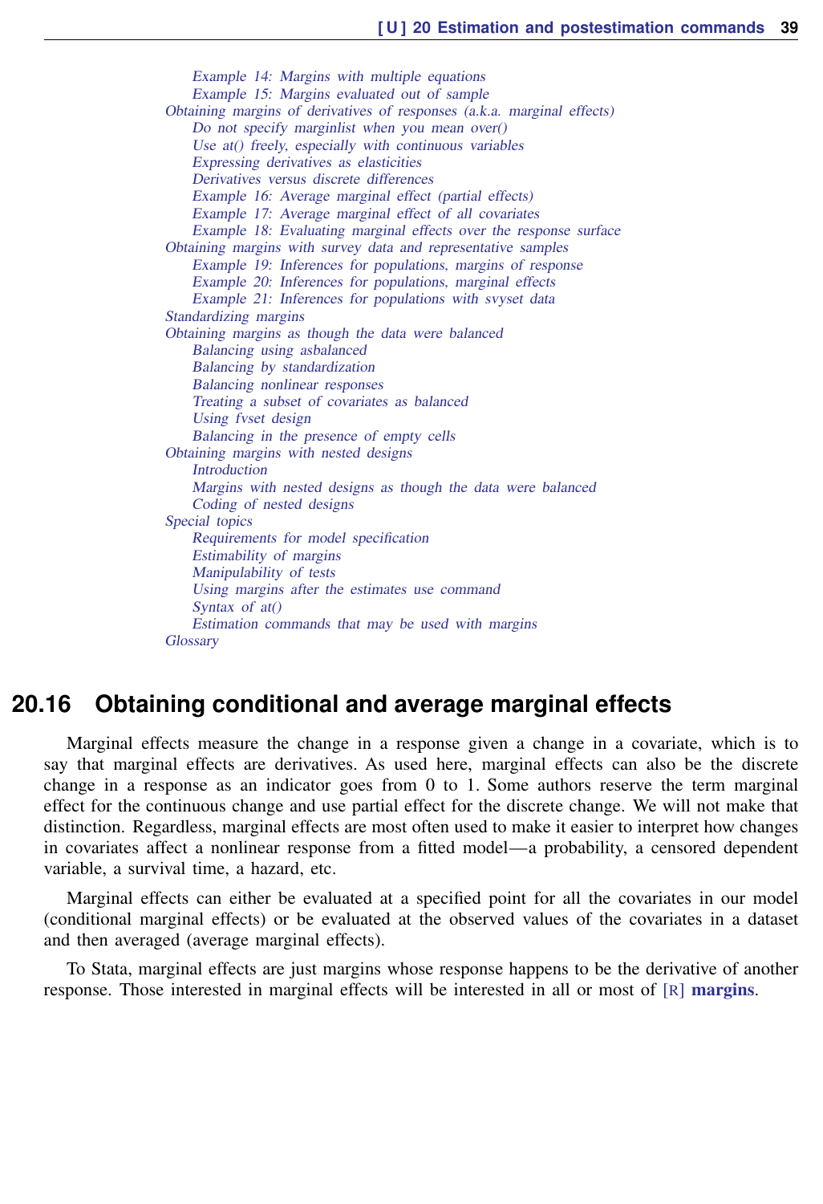*Example 14: Margins with multiple equations*
*Example 15: Margins evaluated out of sample*

*Obtaining margins of derivatives of responses (a.k.a. marginal effects)*

*Do not specify marginlist when you mean over()*
*Use at() freely, especially with continuous variables*
*Expressing derivatives as elasticities*
*Derivatives versus discrete differences*
*Example 16: Average marginal effect (partial effects)*
*Example 17: Average marginal effect of all covariates*
*Example 18: Evaluating marginal effects over the response surface*

*Obtaining margins with survey data and representative samples*

*Example 19: Inferences for populations, margins of response*
*Example 20: Inferences for populations, marginal effects*
*Example 21: Inferences for populations with svyset data*

*Standardizing margins*

*Obtaining margins as though the data were balanced*

*Balancing using asbalanced*
*Balancing by standardization*
*Balancing nonlinear responses*
*Treating a subset of covariates as balanced*
*Using fvset design*
*Balancing in the presence of empty cells*

*Obtaining margins with nested designs*

*Introduction*
*Margins with nested designs as though the data were balanced*
*Coding of nested designs*

*Special topics*

*Requirements for model specification*
*Estimability of margins*
*Manipulability of tests*
*Using margins after the estimates use command*
*Syntax of at()*
*Estimation commands that may be used with margins*

*Glossary*

## 20.16 Obtaining conditional and average marginal effects

Marginal effects measure the change in a response given a change in a covariate, which is to say that marginal effects are derivatives. As used here, marginal effects can also be the discrete change in a response as an indicator goes from 0 to 1. Some authors reserve the term marginal effect for the continuous change and use partial effect for the discrete change. We will not make that distinction. Regardless, marginal effects are most often used to make it easier to interpret how changes in covariates affect a nonlinear response from a fitted model—a probability, a censored dependent variable, a survival time, a hazard, etc.

Marginal effects can either be evaluated at a specified point for all the covariates in our model (conditional marginal effects) or be evaluated at the observed values of the covariates in a dataset and then averaged (average marginal effects).

To Stata, marginal effects are just margins whose response happens to be the derivative of another response. Those interested in marginal effects will be interested in all or most of [R] **margins**.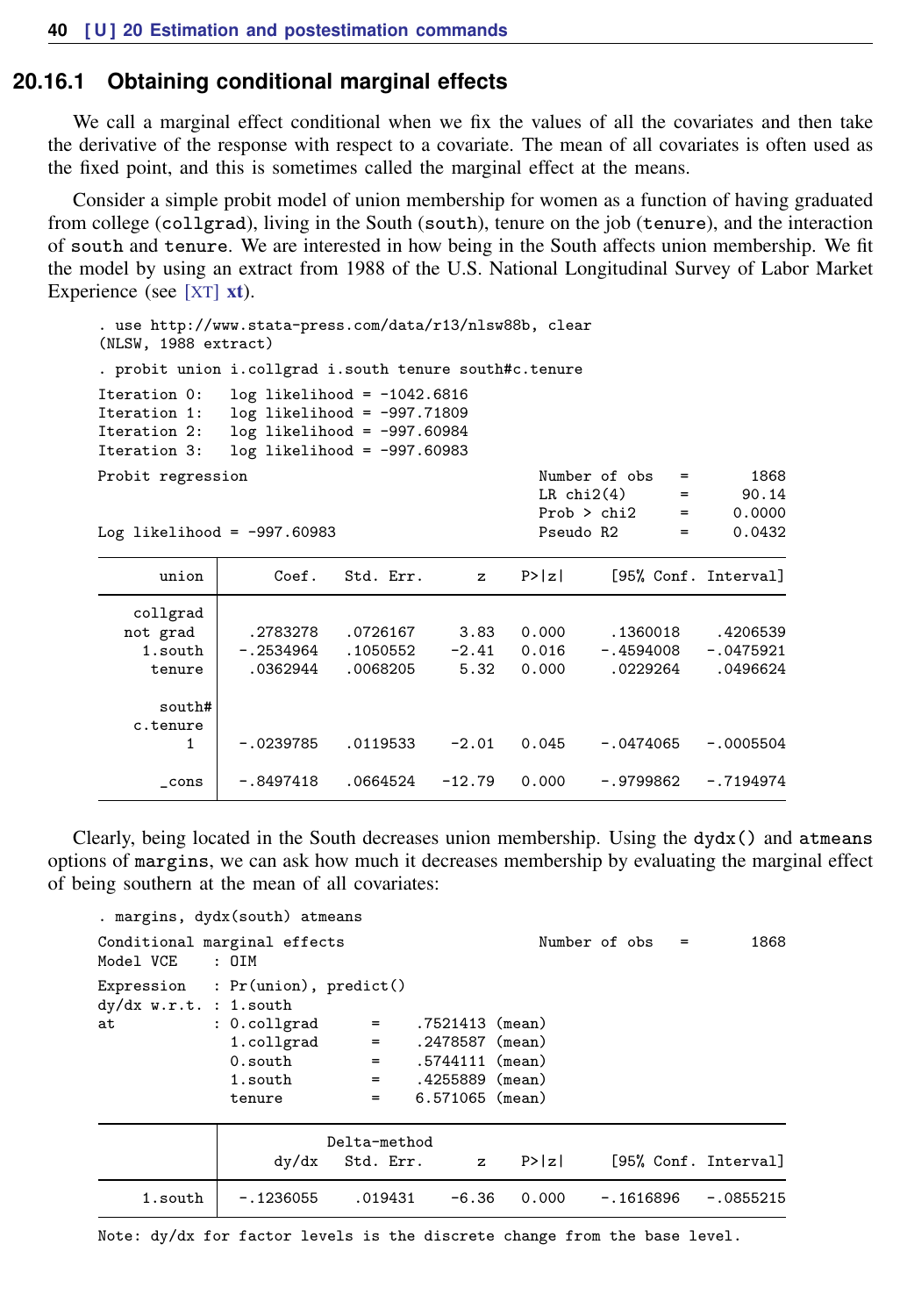### 20.16.1 Obtaining conditional marginal effects

We call a marginal effect conditional when we fix the values of all the covariates and then take the derivative of the response with respect to a covariate. The mean of all covariates is often used as the fixed point, and this is sometimes called the marginal effect at the means.

Consider a simple probit model of union membership for women as a function of having graduated from college (collgrad), living in the South (south), tenure on the job (tenure), and the interaction of south and tenure. We are interested in how being in the South affects union membership. We fit the model by using an extract from 1988 of the U.S. National Longitudinal Survey of Labor Market Experience (see [XT] **xt**).

```
. use http://www.stata-press.com/data/r13/nlsw88b, clear
(NLSW, 1988 extract)
. probit union i.collgrad i.south tenure south#c.tenure
Iteration 0:   log likelihood = -1042.6816
Iteration 1:   log likelihood = -997.71809
Iteration 2:   log likelihood = -997.60984
Iteration 3:   log likelihood = -997.60983
Probit regression                               Number of obs   =       1868
                                                LR chi2(4)      =      90.14
                                                Prob > chi2     =     0.0000
Log likelihood = -997.60983                     Pseudo R2       =     0.0432

------------------------------------------------------------------------------
       union |      Coef.   Std. Err.      z    P>|z|     [95% Conf. Interval]
-------------+----------------------------------------------------------------
    collgrad |
    not grad |   .2783278   .0726167     3.83   0.000     .1360018    .4206539
     1.south |  -.2534964   .1050552    -2.41   0.016    -.4594008   -.0475921
      tenure |   .0362944   .0068205     5.32   0.000     .0229264    .0496624
             |
      south# |
    c.tenure |
           1 |  -.0239785   .0119533    -2.01   0.045    -.0474065   -.0005504
             |
       _cons |  -.8497418   .0664524   -12.79   0.000    -.9799862   -.7194974
------------------------------------------------------------------------------
```

Clearly, being located in the South decreases union membership. Using the dydx() and atmeans options of margins, we can ask how much it decreases membership by evaluating the marginal effect of being southern at the mean of all covariates:

```
. margins, dydx(south) atmeans
Conditional marginal effects                    Number of obs   =       1868
Model VCE    : OIM
Expression   : Pr(union), predict()
dy/dx w.r.t. : 1.south
at           : 0.collgrad      =    .7521413 (mean)
               1.collgrad      =    .2478587 (mean)
               0.south         =    .5744111 (mean)
               1.south         =    .4255889 (mean)
               tenure          =    6.571065 (mean)

------------------------------------------------------------------------------
             |            Delta-method
             |      dy/dx   Std. Err.      z    P>|z|     [95% Conf. Interval]
-------------+----------------------------------------------------------------
     1.south |  -.1236055    .019431    -6.36   0.000    -.1616896   -.0855215
------------------------------------------------------------------------------
Note: dy/dx for factor levels is the discrete change from the base level.
```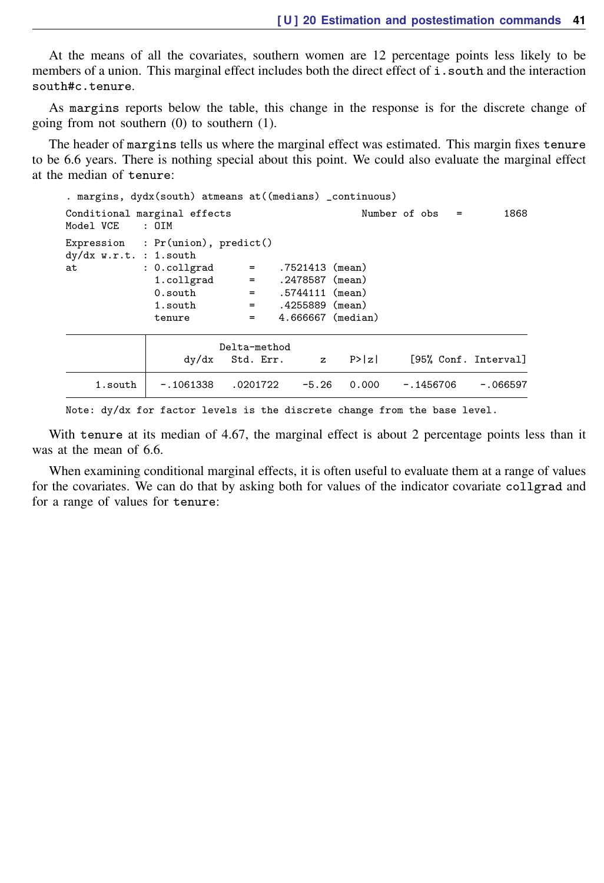At the means of all the covariates, southern women are 12 percentage points less likely to be members of a union. This marginal effect includes both the direct effect of `i.south` and the interaction `south#c.tenure`.

As `margins` reports below the table, this change in the response is for the discrete change of going from not southern (0) to southern (1).

The header of `margins` tells us where the marginal effect was estimated. This margin fixes `tenure` to be 6.6 years. There is nothing special about this point. We could also evaluate the marginal effect at the median of `tenure`:

```
. margins, dydx(south) atmeans at((medians) _continuous)

Conditional marginal effects                      Number of obs   =       1868
Model VCE    : OIM

Expression   : Pr(union), predict()
dy/dx w.r.t. : 1.south
at           : 0.collgrad      =    .7521413 (mean)
               1.collgrad      =    .2478587 (mean)
               0.south         =    .5744111 (mean)
               1.south         =    .4255889 (mean)
               tenure          =    4.666667 (median)

------------------------------------------------------------------------------
             |            Delta-method
             |      dy/dx   Std. Err.      z    P>|z|     [95% Conf. Interval]
-------------+----------------------------------------------------------------
     1.south |  -.1061338   .0201722    -5.26   0.000    -.1456706    -.066597
------------------------------------------------------------------------------
Note: dy/dx for factor levels is the discrete change from the base level.
```

With `tenure` at its median of 4.67, the marginal effect is about 2 percentage points less than it was at the mean of 6.6.

When examining conditional marginal effects, it is often useful to evaluate them at a range of values for the covariates. We can do that by asking both for values of the indicator covariate `collgrad` and for a range of values for `tenure`: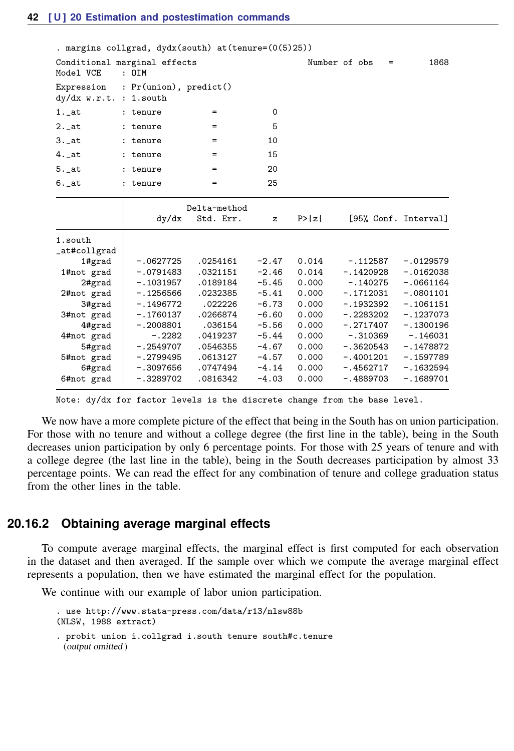```
. margins collgrad, dydx(south) at(tenure=(0(5)25))

Conditional marginal effects                      Number of obs   =       1868
Model VCE    : OIM

Expression   : Pr(union), predict()
dy/dx w.r.t. : 1.south
1._at        : tenure          =           0
2._at        : tenure          =           5
3._at        : tenure          =          10
4._at        : tenure          =          15
5._at        : tenure          =          20
6._at        : tenure          =          25

------------------------------------------------------------------------------
             |            Delta-method
             |      dy/dx   Std. Err.      z    P>|z|     [95% Conf. Interval]
-------------+----------------------------------------------------------------
1.south      |
_at#collgrad |
     1#grad  |  -.0627725   .0254161    -2.47   0.014     -.112587   -.0129579
 1#not grad  |  -.0791483   .0321151    -2.46   0.014    -.1420928   -.0162038
     2#grad  |  -.1031957   .0189184    -5.45   0.000     -.140275   -.0661164
 2#not grad  |  -.1256566   .0232385    -5.41   0.000    -.1712031   -.0801101
     3#grad  |  -.1496772    .022226    -6.73   0.000    -.1932392   -.1061151
 3#not grad  |  -.1760137   .0266874    -6.60   0.000    -.2283202   -.1237073
     4#grad  |  -.2008801    .036154    -5.56   0.000    -.2717407   -.1300196
 4#not grad  |     -.2282   .0419237    -5.44   0.000     -.310369    -.146031
     5#grad  |  -.2549707   .0546355    -4.67   0.000    -.3620543   -.1478872
 5#not grad  |  -.2799495   .0613127    -4.57   0.000    -.4001201   -.1597789
     6#grad  |  -.3097656   .0747494    -4.14   0.000    -.4562717   -.1632594
 6#not grad  |  -.3289702   .0816342    -4.03   0.000    -.4889703   -.1689701
------------------------------------------------------------------------------
Note: dy/dx for factor levels is the discrete change from the base level.
```

We now have a more complete picture of the effect that being in the South has on union participation. For those with no tenure and without a college degree (the first line in the table), being in the South decreases union participation by only 6 percentage points. For those with 25 years of tenure and with a college degree (the last line in the table), being in the South decreases participation by almost 33 percentage points. We can read the effect for any combination of tenure and college graduation status from the other lines in the table.

### 20.16.2 Obtaining average marginal effects

To compute average marginal effects, the marginal effect is first computed for each observation in the dataset and then averaged. If the sample over which we compute the average marginal effect represents a population, then we have estimated the marginal effect for the population.

We continue with our example of labor union participation.

```
. use http://www.stata-press.com/data/r13/nlsw88b
(NLSW, 1988 extract)

. probit union i.collgrad i.south tenure south#c.tenure
  (output omitted )
```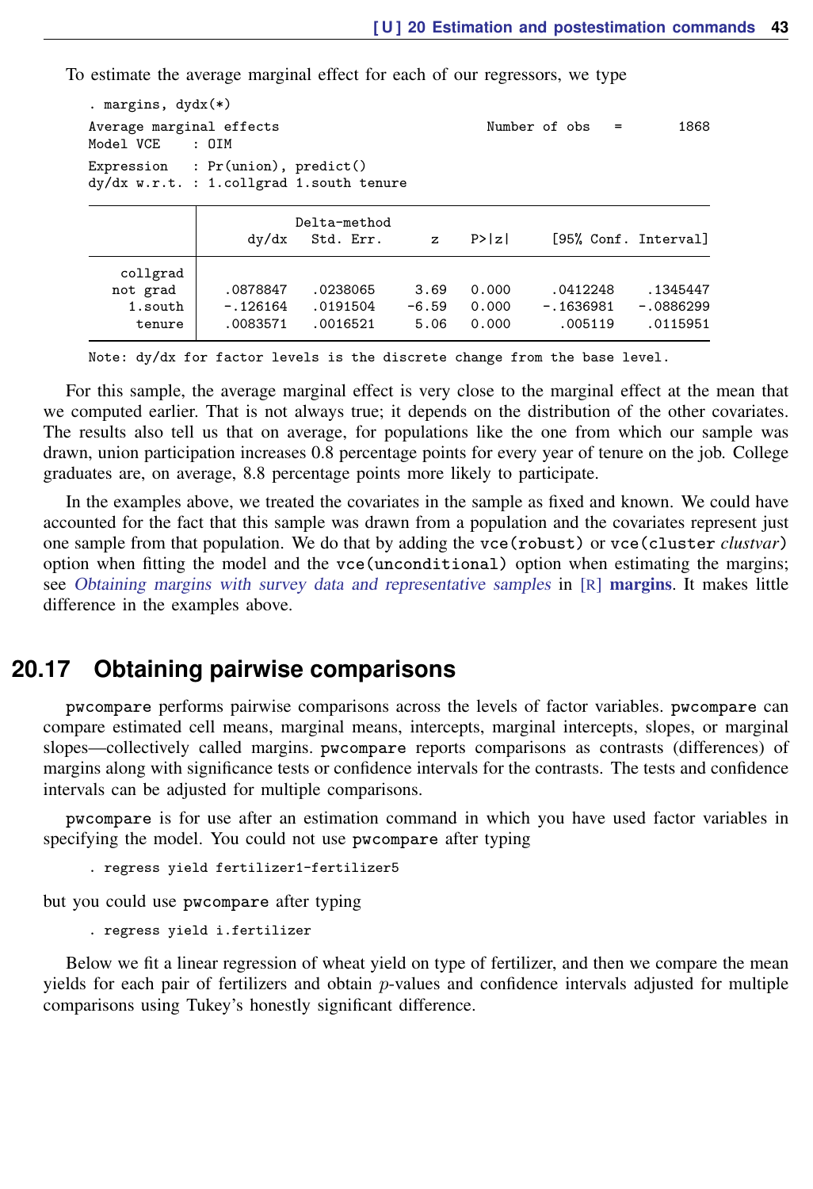To estimate the average marginal effect for each of our regressors, we type

```
. margins, dydx(*)

Average marginal effects                          Number of obs   =       1868
Model VCE    : OIM

Expression   : Pr(union), predict()
dy/dx w.r.t. : 1.collgrad 1.south tenure

------------------------------------------------------------------------------
             |            Delta-method
             |      dy/dx   Std. Err.      z    P>|z|     [95% Conf. Interval]
-------------+----------------------------------------------------------------
    collgrad |
   not grad  |   .0878847   .0238065     3.69   0.000     .0412248    .1345447
     1.south |   -.126164   .0191504    -6.59   0.000    -.1636981   -.0886299
      tenure |   .0083571   .0016521     5.06   0.000      .005119    .0115951
------------------------------------------------------------------------------
Note: dy/dx for factor levels is the discrete change from the base level.
```

For this sample, the average marginal effect is very close to the marginal effect at the mean that we computed earlier. That is not always true; it depends on the distribution of the other covariates. The results also tell us that on average, for populations like the one from which our sample was drawn, union participation increases 0.8 percentage points for every year of tenure on the job. College graduates are, on average, 8.8 percentage points more likely to participate.

In the examples above, we treated the covariates in the sample as fixed and known. We could have accounted for the fact that this sample was drawn from a population and the covariates represent just one sample from that population. We do that by adding the `vce(robust)` or `vce(cluster` *clustvar*`)` option when fitting the model and the `vce(unconditional)` option when estimating the margins; see *Obtaining margins with survey data and representative samples* in [R] **margins**. It makes little difference in the examples above.

## 20.17 Obtaining pairwise comparisons

`pwcompare` performs pairwise comparisons across the levels of factor variables. `pwcompare` can compare estimated cell means, marginal means, intercepts, marginal intercepts, slopes, or marginal slopes—collectively called margins. `pwcompare` reports comparisons as contrasts (differences) of margins along with significance tests or confidence intervals for the contrasts. The tests and confidence intervals can be adjusted for multiple comparisons.

`pwcompare` is for use after an estimation command in which you have used factor variables in specifying the model. You could not use `pwcompare` after typing

```
. regress yield fertilizer1-fertilizer5
```

but you could use `pwcompare` after typing

```
. regress yield i.fertilizer
```

Below we fit a linear regression of wheat yield on type of fertilizer, and then we compare the mean yields for each pair of fertilizers and obtain $p$-values and confidence intervals adjusted for multiple comparisons using Tukey's honestly significant difference.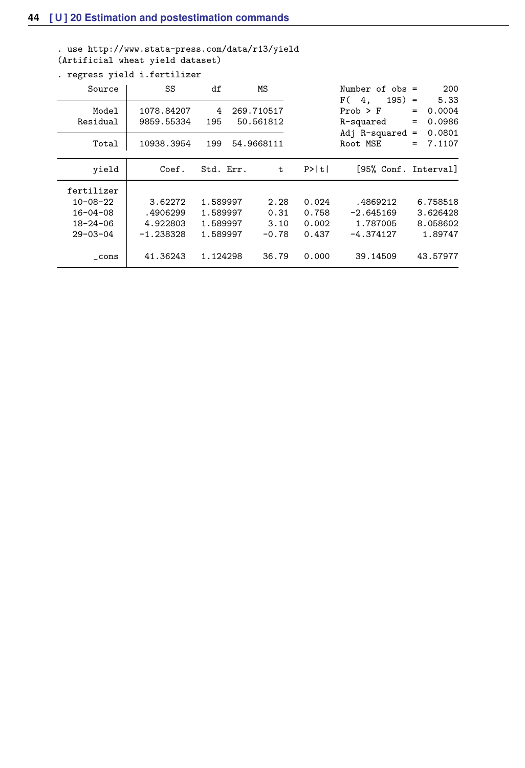```
. use http://www.stata-press.com/data/r13/yield
(Artificial wheat yield dataset)

. regress yield i.fertilizer

      Source |       SS       df       MS              Number of obs =     200
-------------+------------------------------           F(  4,   195) =    5.33
       Model |  1078.84207     4  269.710517           Prob > F      =  0.0004
    Residual |  9859.55334   195   50.561812           R-squared     =  0.0986
-------------+------------------------------           Adj R-squared =  0.0801
       Total |  10938.3954   199  54.9668111           Root MSE      =  7.1107

------------------------------------------------------------------------------
       yield |      Coef.   Std. Err.      t    P>|t|     [95% Conf. Interval]
-------------+----------------------------------------------------------------
  fertilizer |
   10-08-22  |    3.62272   1.589997     2.28   0.024     .4869212    6.758518
   16-04-08  |   .4906299   1.589997     0.31   0.758    -2.645169    3.626428
   18-24-06  |   4.922803   1.589997     3.10   0.002     1.787005    8.058602
   29-03-04  |  -1.238328   1.589997    -0.78   0.437    -4.374127     1.89747
             |
       _cons |   41.36243   1.124298    36.79   0.000     39.14509    43.57977
------------------------------------------------------------------------------
```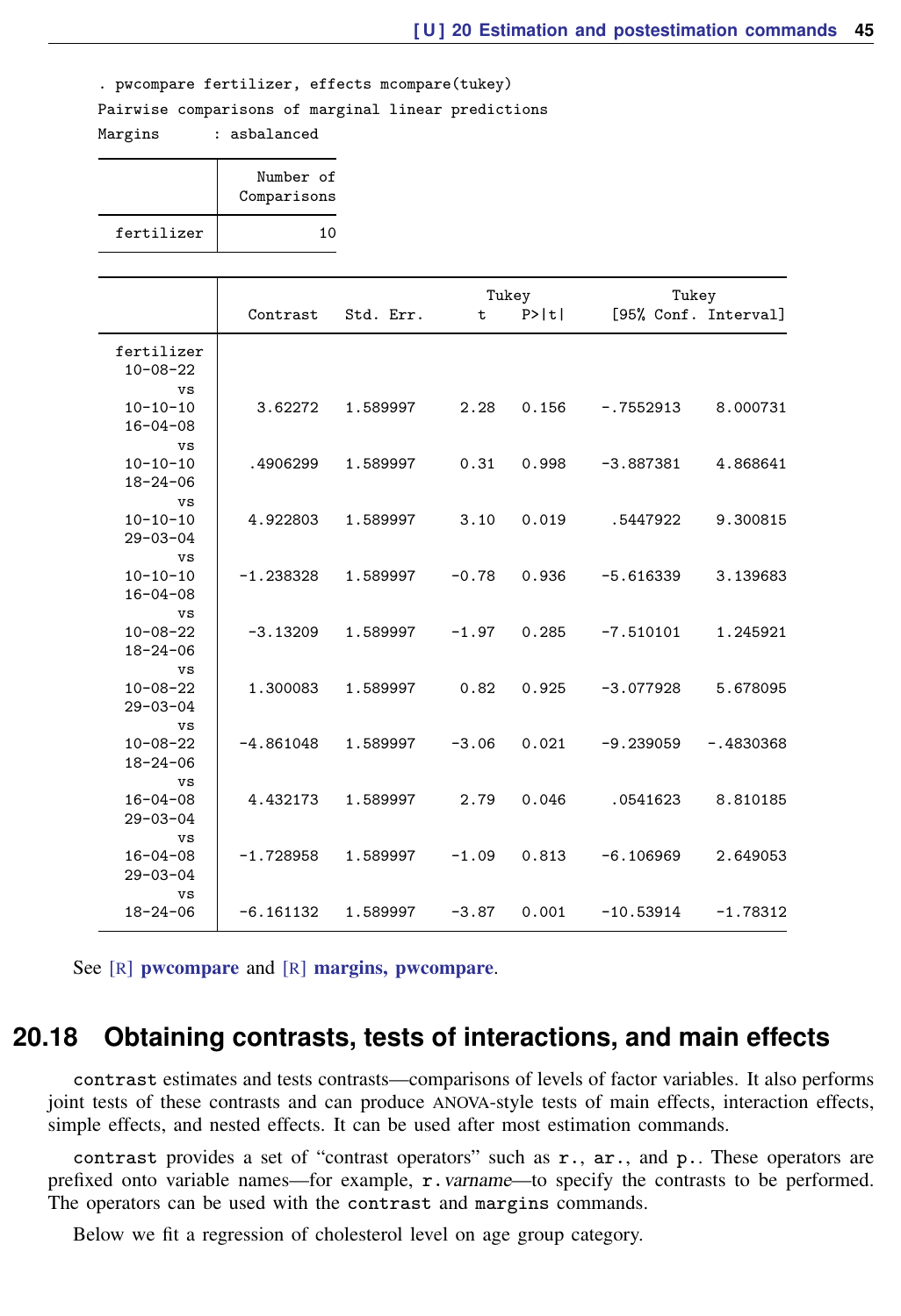```
. pwcompare fertilizer, effects mcompare(tukey)
Pairwise comparisons of marginal linear predictions
Margins      : asbalanced
```

| | Number of Comparisons |
|---|---|
| fertilizer | 10 |

| | Contrast | Std. Err. | Tukey t | Tukey P>\|t\| | Tukey [95% Conf. | Interval] |
|---|---|---|---|---|---|---|
| fertilizer | | | | | | |
| 10-08-22 vs 10-10-10 | 3.62272 | 1.589997 | 2.28 | 0.156 | -.7552913 | 8.000731 |
| 16-04-08 vs 10-10-10 | .4906299 | 1.589997 | 0.31 | 0.998 | -3.887381 | 4.868641 |
| 18-24-06 vs 10-10-10 | 4.922803 | 1.589997 | 3.10 | 0.019 | .5447922 | 9.300815 |
| 29-03-04 vs 10-10-10 | -1.238328 | 1.589997 | -0.78 | 0.936 | -5.616339 | 3.139683 |
| 16-04-08 vs 10-08-22 | -3.13209 | 1.589997 | -1.97 | 0.285 | -7.510101 | 1.245921 |
| 18-24-06 vs 10-08-22 | 1.300083 | 1.589997 | 0.82 | 0.925 | -3.077928 | 5.678095 |
| 29-03-04 vs 10-08-22 | -4.861048 | 1.589997 | -3.06 | 0.021 | -9.239059 | -.4830368 |
| 18-24-06 vs 16-04-08 | 4.432173 | 1.589997 | 2.79 | 0.046 | .0541623 | 8.810185 |
| 29-03-04 vs 16-04-08 | -1.728958 | 1.589997 | -1.09 | 0.813 | -6.106969 | 2.649053 |
| 29-03-04 vs 18-24-06 | -6.161132 | 1.589997 | -3.87 | 0.001 | -10.53914 | -1.78312 |

See [R] **pwcompare** and [R] **margins, pwcompare**.

## 20.18 Obtaining contrasts, tests of interactions, and main effects

`contrast` estimates and tests contrasts—comparisons of levels of factor variables. It also performs joint tests of these contrasts and can produce ANOVA-style tests of main effects, interaction effects, simple effects, and nested effects. It can be used after most estimation commands.

`contrast` provides a set of "contrast operators" such as `r.`, `ar.`, and `p.`. These operators are prefixed onto variable names—for example, `r.`*varname*—to specify the contrasts to be performed. The operators can be used with the `contrast` and `margins` commands.

Below we fit a regression of cholesterol level on age group category.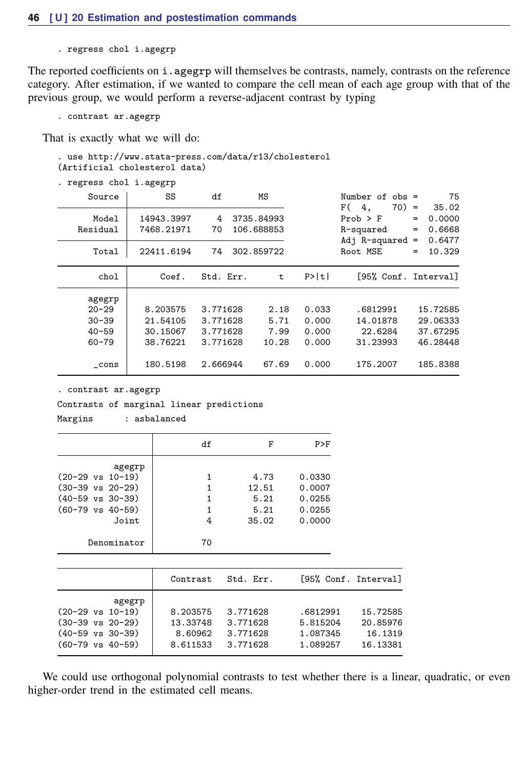```
. regress chol i.agegrp
```

The reported coefficients on `i.agegrp` will themselves be contrasts, namely, contrasts on the reference category. After estimation, if we wanted to compare the cell mean of each age group with that of the previous group, we would perform a reverse-adjacent contrast by typing

```
. contrast ar.agegrp
```

That is exactly what we will do:

```
. use http://www.stata-press.com/data/r13/cholesterol
(Artificial cholesterol data)

. regress chol i.agegrp

      Source |       SS       df       MS              Number of obs =      75
-------------+------------------------------           F(  4,    70) =   35.02
       Model |  14943.3997     4  3735.84993           Prob > F      =  0.0000
    Residual |  7468.21971    70  106.688853           R-squared     =  0.6668
-------------+------------------------------           Adj R-squared =  0.6477
       Total |  22411.6194    74  302.859722           Root MSE      =  10.329

------------------------------------------------------------------------------
        chol |      Coef.   Std. Err.      t    P>|t|     [95% Conf. Interval]
-------------+----------------------------------------------------------------
      agegrp |
      20-29  |   8.203575   3.771628     2.18   0.033     .6812991    15.72585
      30-39  |   21.54105   3.771628     5.71   0.000     14.01878    29.06333
      40-59  |   30.15067   3.771628     7.99   0.000      22.6284    37.67295
      60-79  |   38.76221   3.771628    10.28   0.000     31.23993    46.28448
             |
       _cons |   180.5198   2.666944    67.69   0.000     175.2007    185.8388
------------------------------------------------------------------------------

. contrast ar.agegrp

Contrasts of marginal linear predictions

Margins      : asbalanced

------------------------------------------------
                |         df           F        P>F
----------------+-------------------------------
         agegrp |
(20-29 vs 10-19)|          1        4.73     0.0330
(30-39 vs 20-29)|          1       12.51     0.0007
(40-59 vs 30-39)|          1        5.21     0.0255
(60-79 vs 40-59)|          1        5.21     0.0255
          Joint |          4       35.02     0.0000
                |
    Denominator |         70
------------------------------------------------

--------------------------------------------------------------
                |   Contrast   Std. Err.     [95% Conf. Interval]
----------------+---------------------------------------------
         agegrp |
(20-29 vs 10-19)|   8.203575   3.771628      .6812991    15.72585
(30-39 vs 20-29)|   13.33748   3.771628      5.815204    20.85976
(40-59 vs 30-39)|    8.60962   3.771628      1.087345     16.1319
(60-79 vs 40-59)|   8.611533   3.771628      1.089257    16.13381
--------------------------------------------------------------
```

We could use orthogonal polynomial contrasts to test whether there is a linear, quadratic, or even higher-order trend in the estimated cell means.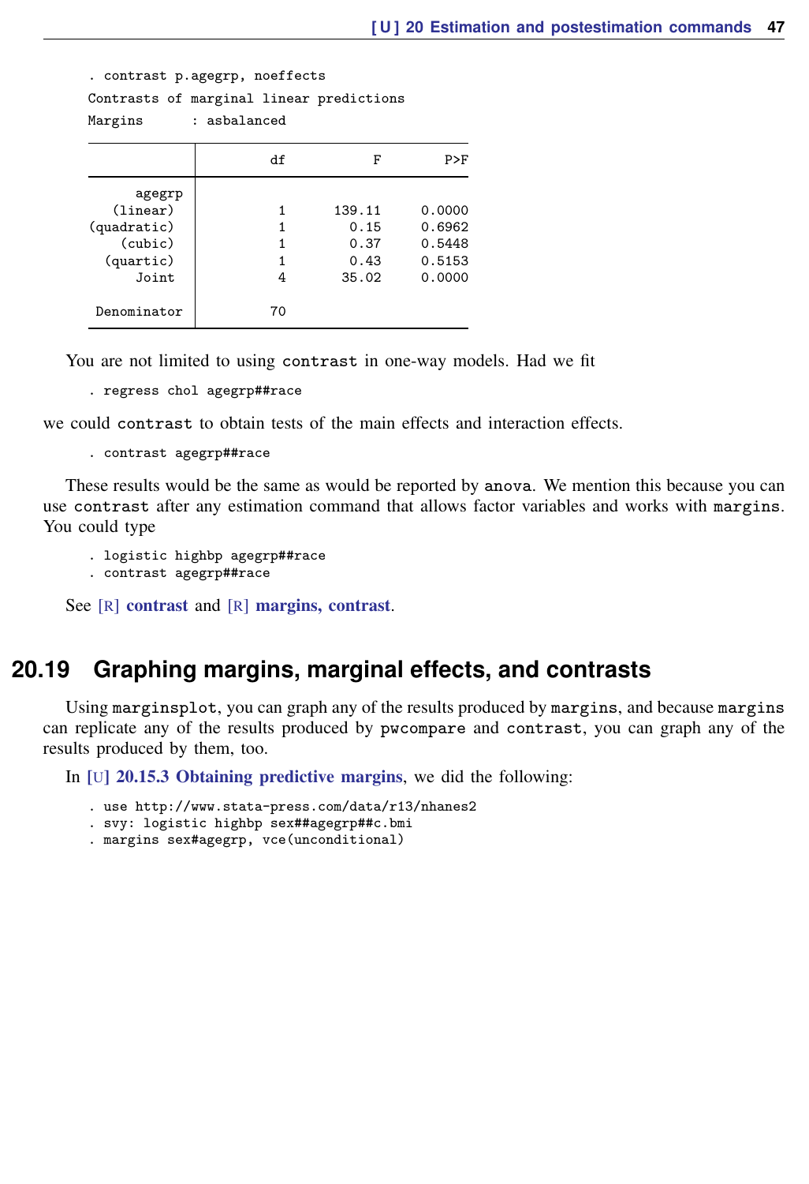```
. contrast p.agegrp, noeffects
Contrasts of marginal linear predictions
Margins      : asbalanced
```

| | df | F | P>F |
|---|---|---|---|
| agegrp | | | |
| (linear) | 1 | 139.11 | 0.0000 |
| (quadratic) | 1 | 0.15 | 0.6962 |
| (cubic) | 1 | 0.37 | 0.5448 |
| (quartic) | 1 | 0.43 | 0.5153 |
| Joint | 4 | 35.02 | 0.0000 |
| Denominator | 70 | | |

You are not limited to using `contrast` in one-way models. Had we fit

```
. regress chol agegrp##race
```

we could `contrast` to obtain tests of the main effects and interaction effects.

```
. contrast agegrp##race
```

These results would be the same as would be reported by `anova`. We mention this because you can use `contrast` after any estimation command that allows factor variables and works with `margins`. You could type

```
. logistic highbp agegrp##race
. contrast agegrp##race
```

See [R] **contrast** and [R] **margins, contrast**.

## 20.19 Graphing margins, marginal effects, and contrasts

Using `marginsplot`, you can graph any of the results produced by `margins`, and because `margins` can replicate any of the results produced by `pwcompare` and `contrast`, you can graph any of the results produced by them, too.

In [U] **20.15.3 Obtaining predictive margins**, we did the following:

```
. use http://www.stata-press.com/data/r13/nhanes2
. svy: logistic highbp sex##agegrp##c.bmi
. margins sex#agegrp, vce(unconditional)
```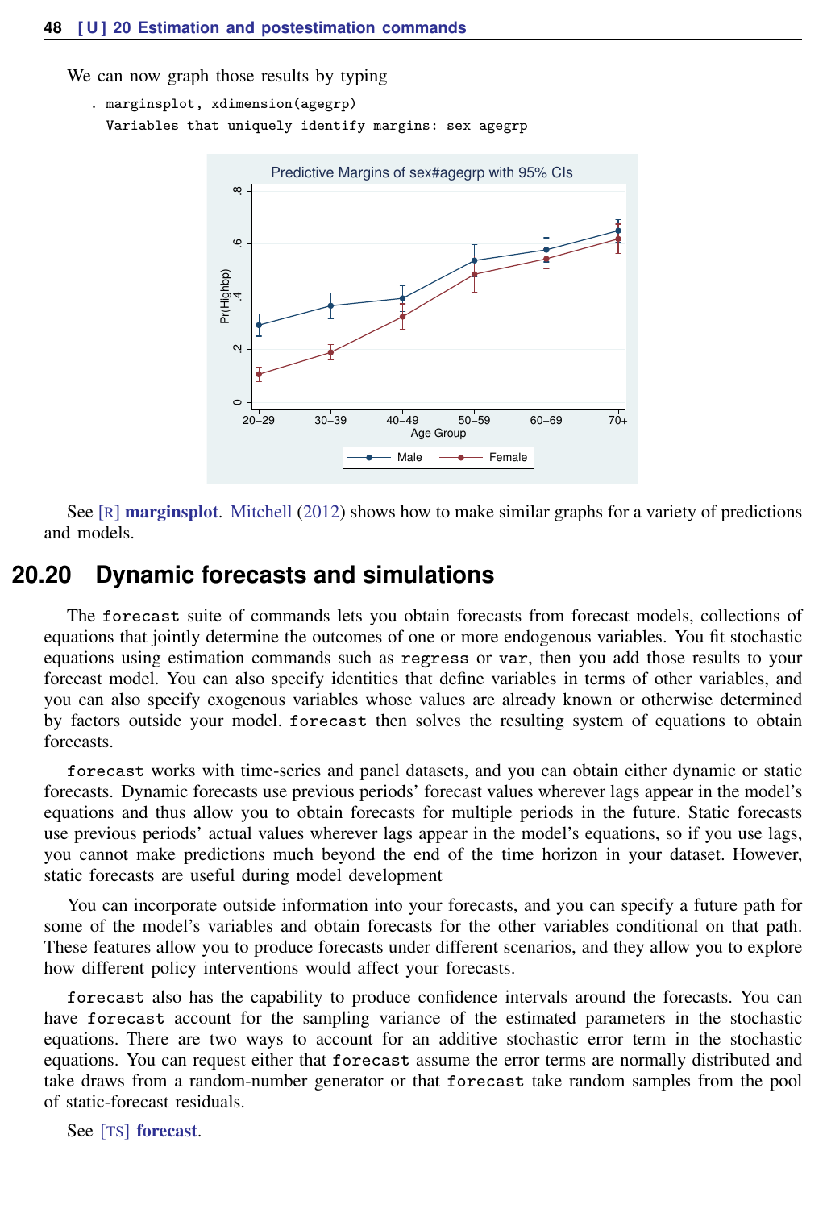We can now graph those results by typing

```
. marginsplot, xdimension(agegrp)
  Variables that uniquely identify margins: sex agegrp
```

See [R] **marginsplot**. Mitchell (2012) shows how to make similar graphs for a variety of predictions and models.

## 20.20 Dynamic forecasts and simulations

The `forecast` suite of commands lets you obtain forecasts from forecast models, collections of equations that jointly determine the outcomes of one or more endogenous variables. You fit stochastic equations using estimation commands such as `regress` or `var`, then you add those results to your forecast model. You can also specify identities that define variables in terms of other variables, and you can also specify exogenous variables whose values are already known or otherwise determined by factors outside your model. `forecast` then solves the resulting system of equations to obtain forecasts.

`forecast` works with time-series and panel datasets, and you can obtain either dynamic or static forecasts. Dynamic forecasts use previous periods' forecast values wherever lags appear in the model's equations and thus allow you to obtain forecasts for multiple periods in the future. Static forecasts use previous periods' actual values wherever lags appear in the model's equations, so if you use lags, you cannot make predictions much beyond the end of the time horizon in your dataset. However, static forecasts are useful during model development

You can incorporate outside information into your forecasts, and you can specify a future path for some of the model's variables and obtain forecasts for the other variables conditional on that path. These features allow you to produce forecasts under different scenarios, and they allow you to explore how different policy interventions would affect your forecasts.

`forecast` also has the capability to produce confidence intervals around the forecasts. You can have `forecast` account for the sampling variance of the estimated parameters in the stochastic equations. There are two ways to account for an additive stochastic error term in the stochastic equations. You can request either that `forecast` assume the error terms are normally distributed and take draws from a random-number generator or that `forecast` take random samples from the pool of static-forecast residuals.

See [TS] **forecast**.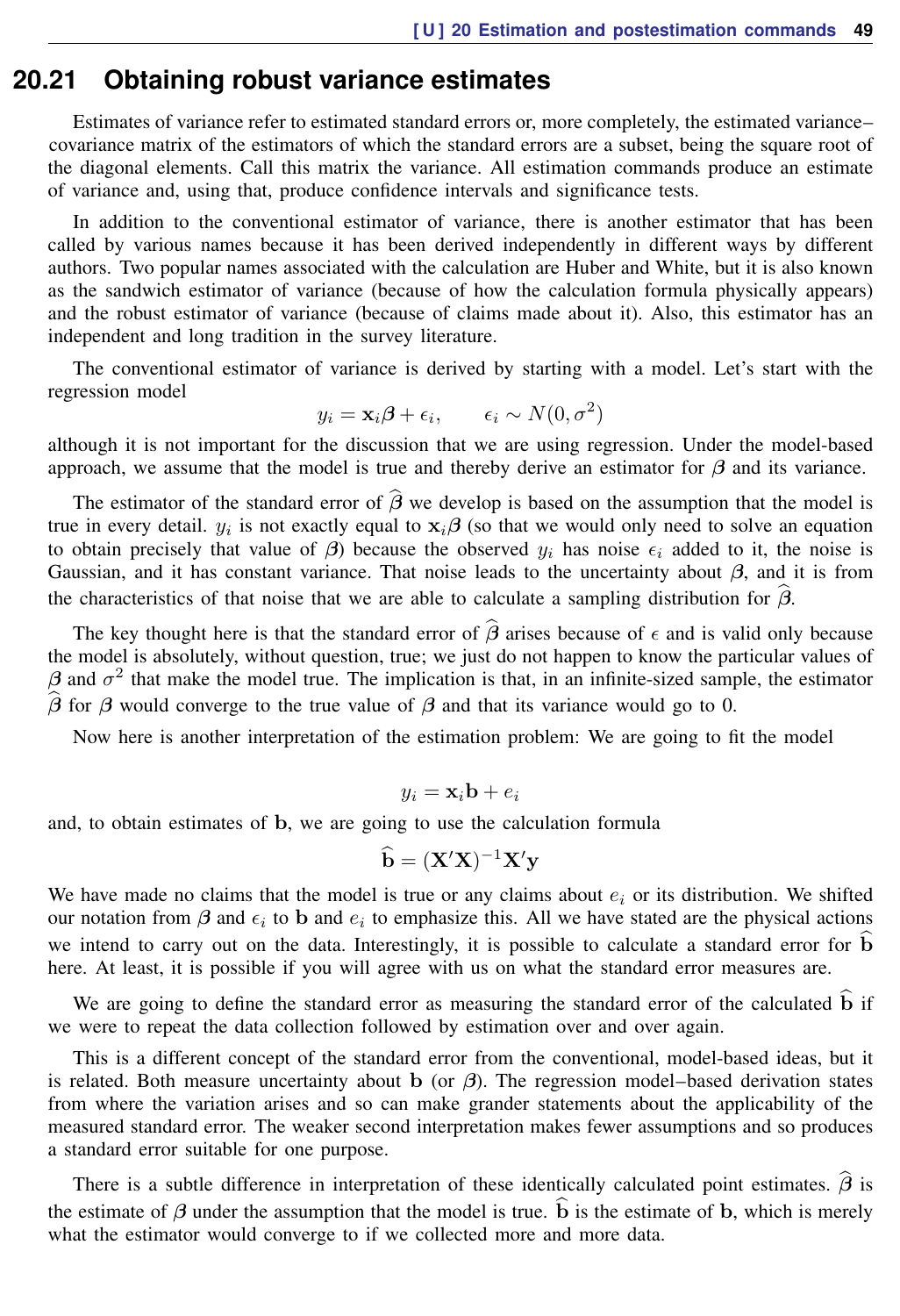## 20.21 Obtaining robust variance estimates

Estimates of variance refer to estimated standard errors or, more completely, the estimated variance–covariance matrix of the estimators of which the standard errors are a subset, being the square root of the diagonal elements. Call this matrix the variance. All estimation commands produce an estimate of variance and, using that, produce confidence intervals and significance tests.

In addition to the conventional estimator of variance, there is another estimator that has been called by various names because it has been derived independently in different ways by different authors. Two popular names associated with the calculation are Huber and White, but it is also known as the sandwich estimator of variance (because of how the calculation formula physically appears) and the robust estimator of variance (because of claims made about it). Also, this estimator has an independent and long tradition in the survey literature.

The conventional estimator of variance is derived by starting with a model. Let's start with the regression model

$$y_i = \mathbf{x}_i\boldsymbol{\beta} + \epsilon_i, \qquad \epsilon_i \sim N(0, \sigma^2)$$

although it is not important for the discussion that we are using regression. Under the model-based approach, we assume that the model is true and thereby derive an estimator for $\boldsymbol{\beta}$ and its variance.

The estimator of the standard error of $\widehat{\boldsymbol{\beta}}$ we develop is based on the assumption that the model is true in every detail. $y_i$ is not exactly equal to $\mathbf{x}_i\boldsymbol{\beta}$ (so that we would only need to solve an equation to obtain precisely that value of $\boldsymbol{\beta}$) because the observed $y_i$ has noise $\epsilon_i$ added to it, the noise is Gaussian, and it has constant variance. That noise leads to the uncertainty about $\boldsymbol{\beta}$, and it is from the characteristics of that noise that we are able to calculate a sampling distribution for $\widehat{\boldsymbol{\beta}}$.

The key thought here is that the standard error of $\widehat{\boldsymbol{\beta}}$ arises because of $\epsilon$ and is valid only because the model is absolutely, without question, true; we just do not happen to know the particular values of $\boldsymbol{\beta}$ and $\sigma^2$ that make the model true. The implication is that, in an infinite-sized sample, the estimator $\widehat{\boldsymbol{\beta}}$ for $\boldsymbol{\beta}$ would converge to the true value of $\boldsymbol{\beta}$ and that its variance would go to 0.

Now here is another interpretation of the estimation problem: We are going to fit the model

$$y_i = \mathbf{x}_i\mathbf{b} + e_i$$

and, to obtain estimates of $\mathbf{b}$, we are going to use the calculation formula

$$\widehat{\mathbf{b}} = (\mathbf{X}'\mathbf{X})^{-1}\mathbf{X}'\mathbf{y}$$

We have made no claims that the model is true or any claims about $e_i$ or its distribution. We shifted our notation from $\boldsymbol{\beta}$ and $\epsilon_i$ to $\mathbf{b}$ and $e_i$ to emphasize this. All we have stated are the physical actions we intend to carry out on the data. Interestingly, it is possible to calculate a standard error for $\widehat{\mathbf{b}}$ here. At least, it is possible if you will agree with us on what the standard error measures are.

We are going to define the standard error as measuring the standard error of the calculated $\widehat{\mathbf{b}}$ if we were to repeat the data collection followed by estimation over and over again.

This is a different concept of the standard error from the conventional, model-based ideas, but it is related. Both measure uncertainty about $\mathbf{b}$ (or $\boldsymbol{\beta}$). The regression model–based derivation states from where the variation arises and so can make grander statements about the applicability of the measured standard error. The weaker second interpretation makes fewer assumptions and so produces a standard error suitable for one purpose.

There is a subtle difference in interpretation of these identically calculated point estimates. $\widehat{\boldsymbol{\beta}}$ is the estimate of $\boldsymbol{\beta}$ under the assumption that the model is true. $\widehat{\mathbf{b}}$ is the estimate of $\mathbf{b}$, which is merely what the estimator would converge to if we collected more and more data.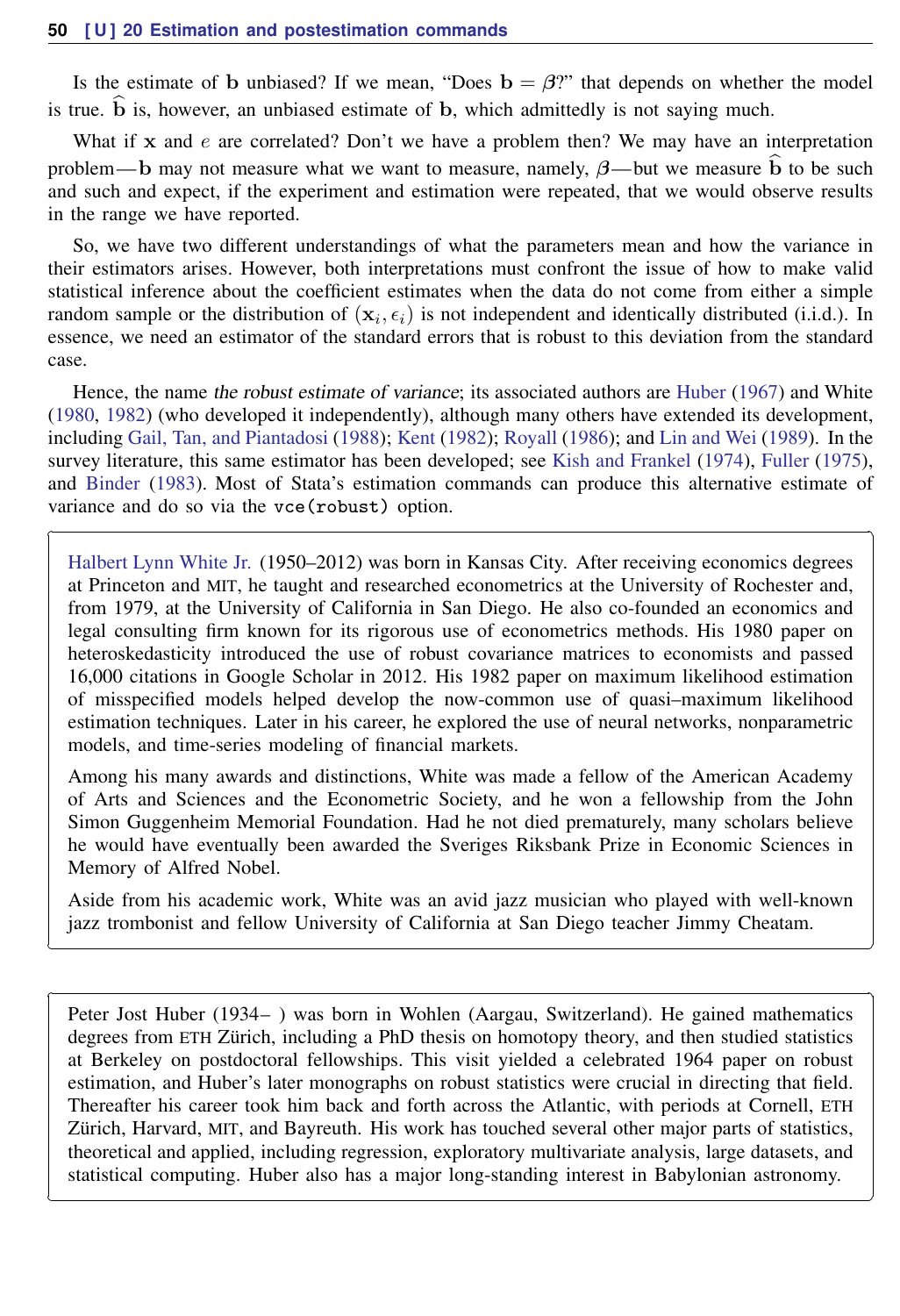Is the estimate of $\mathbf{b}$ unbiased? If we mean, "Does $\mathbf{b} = \boldsymbol{\beta}$?" that depends on whether the model is true. $\widehat{\mathbf{b}}$ is, however, an unbiased estimate of $\mathbf{b}$, which admittedly is not saying much.

What if $\mathbf{x}$ and $e$ are correlated? Don't we have a problem then? We may have an interpretation problem—$\mathbf{b}$ may not measure what we want to measure, namely, $\boldsymbol{\beta}$—but we measure $\widehat{\mathbf{b}}$ to be such and such and expect, if the experiment and estimation were repeated, that we would observe results in the range we have reported.

So, we have two different understandings of what the parameters mean and how the variance in their estimators arises. However, both interpretations must confront the issue of how to make valid statistical inference about the coefficient estimates when the data do not come from either a simple random sample or the distribution of $(\mathbf{x}_i, \epsilon_i)$ is not independent and identically distributed (i.i.d.). In essence, we need an estimator of the standard errors that is robust to this deviation from the standard case.

Hence, the name *the robust estimate of variance*; its associated authors are Huber (1967) and White (1980, 1982) (who developed it independently), although many others have extended its development, including Gail, Tan, and Piantadosi (1988); Kent (1982); Royall (1986); and Lin and Wei (1989). In the survey literature, this same estimator has been developed; see Kish and Frankel (1974), Fuller (1975), and Binder (1983). Most of Stata's estimation commands can produce this alternative estimate of variance and do so via the `vce(robust)` option.

---

Halbert Lynn White Jr. (1950–2012) was born in Kansas City. After receiving economics degrees at Princeton and MIT, he taught and researched econometrics at the University of Rochester and, from 1979, at the University of California in San Diego. He also co-founded an economics and legal consulting firm known for its rigorous use of econometrics methods. His 1980 paper on heteroskedasticity introduced the use of robust covariance matrices to economists and passed 16,000 citations in Google Scholar in 2012. His 1982 paper on maximum likelihood estimation of misspecified models helped develop the now-common use of quasi–maximum likelihood estimation techniques. Later in his career, he explored the use of neural networks, nonparametric models, and time-series modeling of financial markets.

Among his many awards and distinctions, White was made a fellow of the American Academy of Arts and Sciences and the Econometric Society, and he won a fellowship from the John Simon Guggenheim Memorial Foundation. Had he not died prematurely, many scholars believe he would have eventually been awarded the Sveriges Riksbank Prize in Economic Sciences in Memory of Alfred Nobel.

Aside from his academic work, White was an avid jazz musician who played with well-known jazz trombonist and fellow University of California at San Diego teacher Jimmy Cheatam.

---

Peter Jost Huber (1934– ) was born in Wohlen (Aargau, Switzerland). He gained mathematics degrees from ETH Zürich, including a PhD thesis on homotopy theory, and then studied statistics at Berkeley on postdoctoral fellowships. This visit yielded a celebrated 1964 paper on robust estimation, and Huber's later monographs on robust statistics were crucial in directing that field. Thereafter his career took him back and forth across the Atlantic, with periods at Cornell, ETH Zürich, Harvard, MIT, and Bayreuth. His work has touched several other major parts of statistics, theoretical and applied, including regression, exploratory multivariate analysis, large datasets, and statistical computing. Huber also has a major long-standing interest in Babylonian astronomy.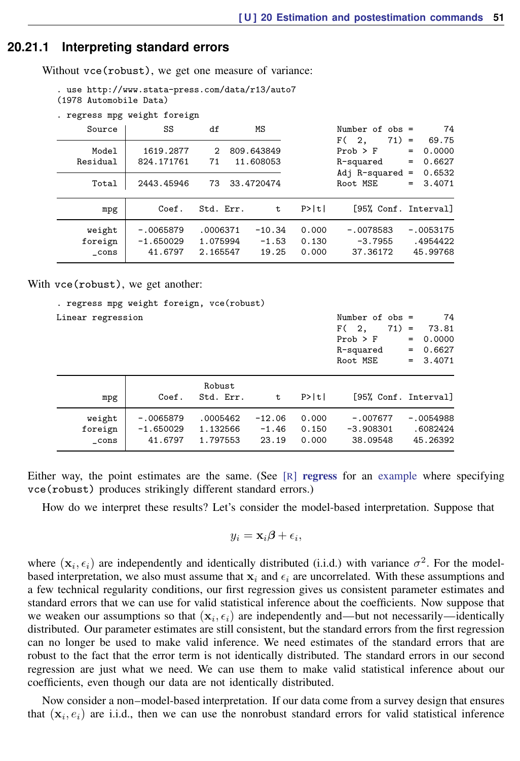### 20.21.1 Interpreting standard errors

Without vce(robust), we get one measure of variance:

```
. use http://www.stata-press.com/data/r13/auto7
(1978 Automobile Data)

. regress mpg weight foreign

      Source |       SS       df       MS              Number of obs =      74
-------------+------------------------------           F(  2,    71) =   69.75
       Model |  1619.2877     2  809.643849           Prob > F      =  0.0000
    Residual |  824.171761    71   11.608053           R-squared     =  0.6627
-------------+------------------------------           Adj R-squared =  0.6532
       Total |  2443.45946    73  33.4720474           Root MSE      =  3.4071

------------------------------------------------------------------------------
         mpg |      Coef.   Std. Err.      t    P>|t|     [95% Conf. Interval]
-------------+----------------------------------------------------------------
      weight |  -.0065879   .0006371   -10.34   0.000    -.0078583   -.0053175
     foreign |  -1.650029   1.075994    -1.53   0.130      -3.7955    .4954422
       _cons |    41.6797   2.165547    19.25   0.000     37.36172    45.99768
------------------------------------------------------------------------------
```

With vce(robust), we get another:

```
. regress mpg weight foreign, vce(robust)

Linear regression                                      Number of obs =      74
                                                       F(  2,    71) =   73.81
                                                       Prob > F      =  0.0000
                                                       R-squared     =  0.6627
                                                       Root MSE      =  3.4071

------------------------------------------------------------------------------
             |               Robust
         mpg |      Coef.   Std. Err.      t    P>|t|     [95% Conf. Interval]
-------------+----------------------------------------------------------------
      weight |  -.0065879   .0005462   -12.06   0.000     -.007677   -.0054988
     foreign |  -1.650029   1.132566    -1.46   0.150    -3.908301    .6082424
       _cons |    41.6797   1.797553    23.19   0.000     38.09548    45.26392
------------------------------------------------------------------------------
```

Either way, the point estimates are the same. (See [R] **regress** for an example where specifying vce(robust) produces strikingly different standard errors.)

How do we interpret these results? Let's consider the model-based interpretation. Suppose that

$$y_i = \mathbf{x}_i\boldsymbol{\beta} + \epsilon_i,$$

where $(\mathbf{x}_i, \epsilon_i)$ are independently and identically distributed (i.i.d.) with variance $\sigma^2$. For the model-based interpretation, we also must assume that $\mathbf{x}_i$ and $\epsilon_i$ are uncorrelated. With these assumptions and a few technical regularity conditions, our first regression gives us consistent parameter estimates and standard errors that we can use for valid statistical inference about the coefficients. Now suppose that we weaken our assumptions so that $(\mathbf{x}_i, \epsilon_i)$ are independently and—but not necessarily—identically distributed. Our parameter estimates are still consistent, but the standard errors from the first regression can no longer be used to make valid inference. We need estimates of the standard errors that are robust to the fact that the error term is not identically distributed. The standard errors in our second regression are just what we need. We can use them to make valid statistical inference about our coefficients, even though our data are not identically distributed.

Now consider a non–model-based interpretation. If our data come from a survey design that ensures that $(\mathbf{x}_i, e_i)$ are i.i.d., then we can use the nonrobust standard errors for valid statistical inference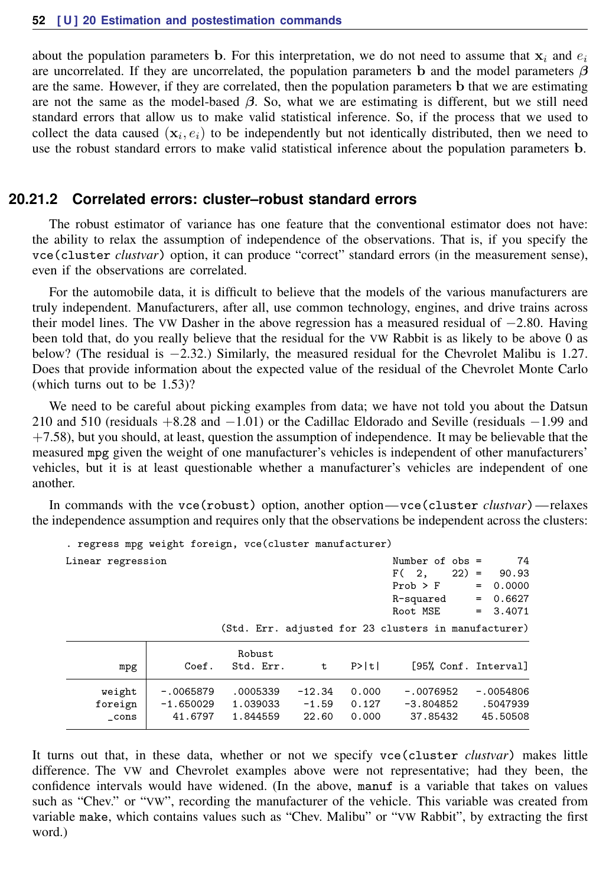about the population parameters $\mathbf{b}$. For this interpretation, we do not need to assume that $\mathbf{x}_i$ and $e_i$ are uncorrelated. If they are uncorrelated, the population parameters $\mathbf{b}$ and the model parameters $\boldsymbol{\beta}$ are the same. However, if they are correlated, then the population parameters $\mathbf{b}$ that we are estimating are not the same as the model-based $\boldsymbol{\beta}$. So, what we are estimating is different, but we still need standard errors that allow us to make valid statistical inference. So, if the process that we used to collect the data caused $(\mathbf{x}_i, e_i)$ to be independently but not identically distributed, then we need to use the robust standard errors to make valid statistical inference about the population parameters $\mathbf{b}$.

### 20.21.2 Correlated errors: cluster–robust standard errors

The robust estimator of variance has one feature that the conventional estimator does not have: the ability to relax the assumption of independence of the observations. That is, if you specify the `vce(cluster` *clustvar*`)` option, it can produce "correct" standard errors (in the measurement sense), even if the observations are correlated.

For the automobile data, it is difficult to believe that the models of the various manufacturers are truly independent. Manufacturers, after all, use common technology, engines, and drive trains across their model lines. The VW Dasher in the above regression has a measured residual of −2.80. Having been told that, do you really believe that the residual for the VW Rabbit is as likely to be above 0 as below? (The residual is −2.32.) Similarly, the measured residual for the Chevrolet Malibu is 1.27. Does that provide information about the expected value of the residual of the Chevrolet Monte Carlo (which turns out to be 1.53)?

We need to be careful about picking examples from data; we have not told you about the Datsun 210 and 510 (residuals +8.28 and −1.01) or the Cadillac Eldorado and Seville (residuals −1.99 and +7.58), but you should, at least, question the assumption of independence. It may be believable that the measured `mpg` given the weight of one manufacturer's vehicles is independent of other manufacturers' vehicles, but it is at least questionable whether a manufacturer's vehicles are independent of one another.

In commands with the `vce(robust)` option, another option—`vce(cluster` *clustvar*`)`—relaxes the independence assumption and requires only that the observations be independent across the clusters:

```
. regress mpg weight foreign, vce(cluster manufacturer)

Linear regression                                      Number of obs =      74
                                                       F(  2,    22) =   90.93
                                                       Prob > F      =  0.0000
                                                       R-squared     =  0.6627
                                                       Root MSE      =  3.4071

                             (Std. Err. adjusted for 23 clusters in manufacturer)
------------------------------------------------------------------------------
             |               Robust
         mpg |      Coef.   Std. Err.      t    P>|t|     [95% Conf. Interval]
-------------+----------------------------------------------------------------
      weight |  -.0065879   .0005339   -12.34   0.000    -.0076952   -.0054806
     foreign |  -1.650029   1.039033    -1.59   0.127    -3.804852    .5047939
       _cons |    41.6797   1.844559    22.60   0.000     37.85432    45.50508
------------------------------------------------------------------------------
```

It turns out that, in these data, whether or not we specify `vce(cluster` *clustvar*`)` makes little difference. The VW and Chevrolet examples above were not representative; had they been, the confidence intervals would have widened. (In the above, `manuf` is a variable that takes on values such as "Chev." or "VW", recording the manufacturer of the vehicle. This variable was created from variable `make`, which contains values such as "Chev. Malibu" or "VW Rabbit", by extracting the first word.)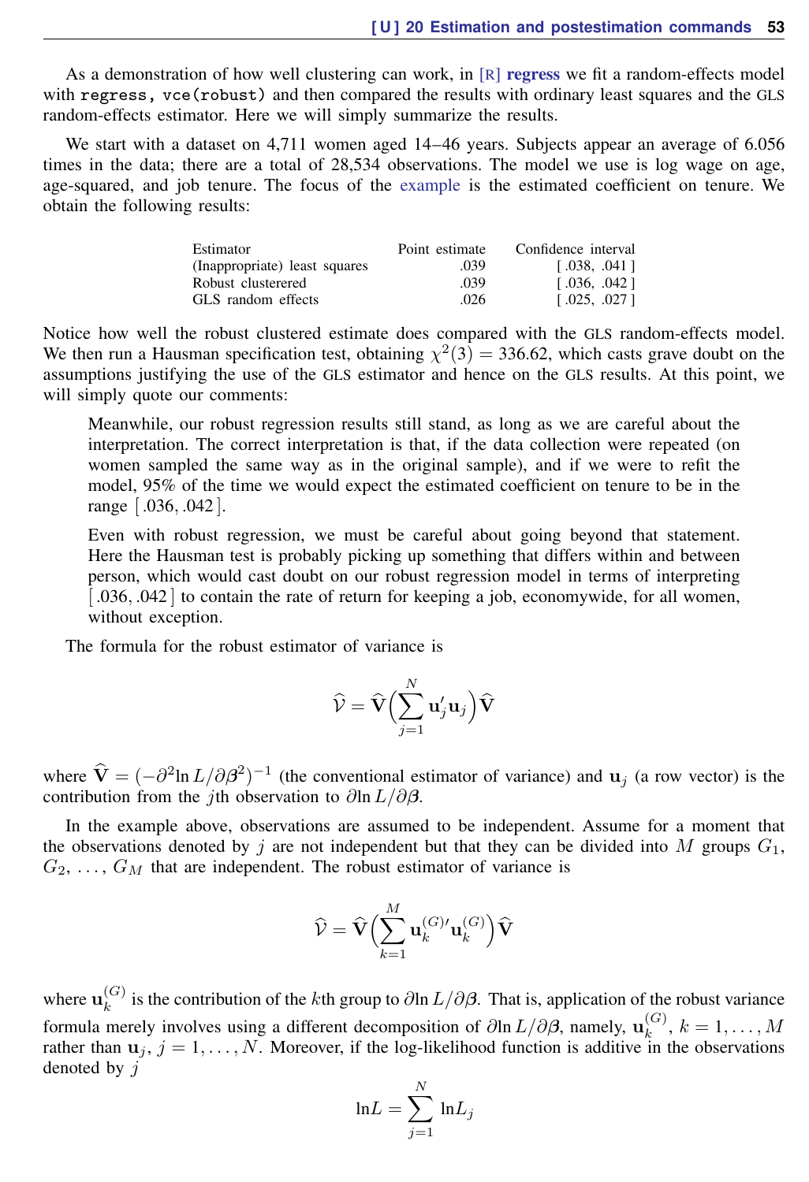As a demonstration of how well clustering can work, in [R] **regress** we fit a random-effects model with `regress, vce(robust)` and then compared the results with ordinary least squares and the GLS random-effects estimator. Here we will simply summarize the results.

We start with a dataset on 4,711 women aged 14–46 years. Subjects appear an average of 6.056 times in the data; there are a total of 28,534 observations. The model we use is log wage on age, age-squared, and job tenure. The focus of the example is the estimated coefficient on tenure. We obtain the following results:

| Estimator | Point estimate | Confidence interval |
|---|---|---|
| (Inappropriate) least squares | .039 | [ .038, .041 ] |
| Robust clusterered | .039 | [ .036, .042 ] |
| GLS random effects | .026 | [ .025, .027 ] |

Notice how well the robust clustered estimate does compared with the GLS random-effects model. We then run a Hausman specification test, obtaining $\chi^2(3) = 336.62$, which casts grave doubt on the assumptions justifying the use of the GLS estimator and hence on the GLS results. At this point, we will simply quote our comments:

> Meanwhile, our robust regression results still stand, as long as we are careful about the interpretation. The correct interpretation is that, if the data collection were repeated (on women sampled the same way as in the original sample), and if we were to refit the model, 95% of the time we would expect the estimated coefficient on tenure to be in the range [ .036, .042 ].
>
> Even with robust regression, we must be careful about going beyond that statement. Here the Hausman test is probably picking up something that differs within and between person, which would cast doubt on our robust regression model in terms of interpreting [ .036, .042 ] to contain the rate of return for keeping a job, economywide, for all women, without exception.

The formula for the robust estimator of variance is

$$\widehat{\mathcal{V}} = \widehat{\mathbf{V}}\Big(\sum_{j=1}^{N} \mathbf{u}_j' \mathbf{u}_j\Big)\widehat{\mathbf{V}}$$

where $\widehat{\mathbf{V}} = (-\partial^2 \ln L/\partial \boldsymbol{\beta}^2)^{-1}$ (the conventional estimator of variance) and $\mathbf{u}_j$ (a row vector) is the contribution from the $j$th observation to $\partial \ln L/\partial \boldsymbol{\beta}$.

In the example above, observations are assumed to be independent. Assume for a moment that the observations denoted by $j$ are not independent but that they can be divided into $M$ groups $G_1$, $G_2$, ..., $G_M$ that are independent. The robust estimator of variance is

$$\widehat{\mathcal{V}} = \widehat{\mathbf{V}}\Big(\sum_{k=1}^{M} \mathbf{u}_k^{(G)\prime} \mathbf{u}_k^{(G)}\Big)\widehat{\mathbf{V}}$$

where $\mathbf{u}_k^{(G)}$ is the contribution of the $k$th group to $\partial \ln L/\partial \boldsymbol{\beta}$. That is, application of the robust variance formula merely involves using a different decomposition of $\partial \ln L/\partial \boldsymbol{\beta}$, namely, $\mathbf{u}_k^{(G)}$, $k = 1, \dots, M$ rather than $\mathbf{u}_j$, $j = 1, \dots, N$. Moreover, if the log-likelihood function is additive in the observations denoted by $j$

$$\ln L = \sum_{j=1}^{N} \ln L_j$$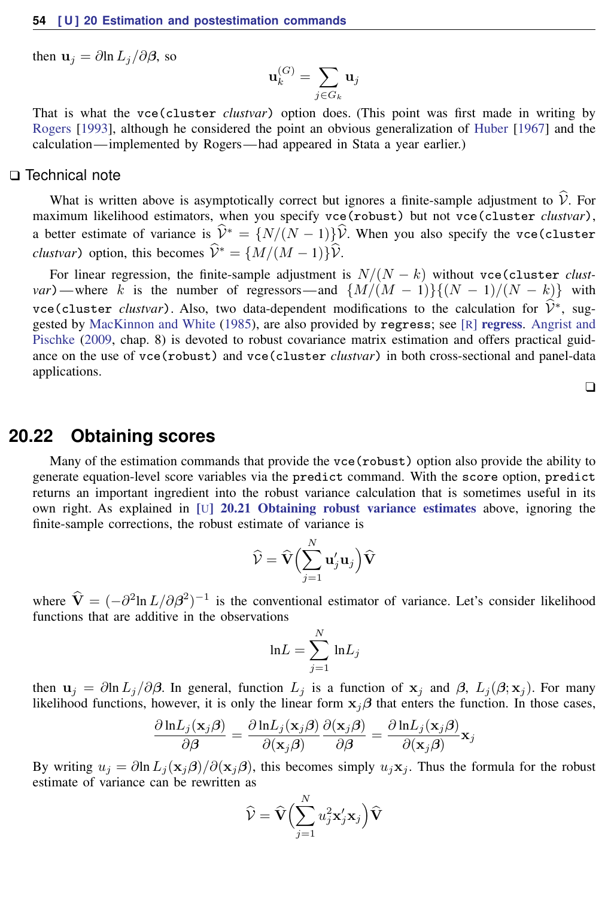then $\mathbf{u}_j = \partial \ln L_j / \partial \boldsymbol{\beta}$, so

$$\mathbf{u}_k^{(G)} = \sum_{j \in G_k} \mathbf{u}_j$$

That is what the `vce(cluster` *clustvar*`)` option does. (This point was first made in writing by Rogers [1993], although he considered the point an obvious generalization of Huber [1967] and the calculation—implemented by Rogers—had appeared in Stata a year earlier.)

### ❑ Technical note

What is written above is asymptotically correct but ignores a finite-sample adjustment to $\widehat{\mathcal{V}}$. For maximum likelihood estimators, when you specify `vce(robust)` but not `vce(cluster` *clustvar*`)`, a better estimate of variance is $\widehat{\mathcal{V}}^* = \{N/(N-1)\}\widehat{\mathcal{V}}$. When you also specify the `vce(cluster` *clustvar*`)` option, this becomes $\widehat{\mathcal{V}}^* = \{M/(M-1)\}\widehat{\mathcal{V}}$.

For linear regression, the finite-sample adjustment is $N/(N-k)$ without `vce(cluster` *clustvar*`)`—where $k$ is the number of regressors—and $\{M/(M-1)\}\{(N-1)/(N-k)\}$ with `vce(cluster` *clustvar*`)`. Also, two data-dependent modifications to the calculation for $\widehat{\mathcal{V}}^*$, suggested by MacKinnon and White (1985), are also provided by `regress`; see [R] **regress**. Angrist and Pischke (2009, chap. 8) is devoted to robust covariance matrix estimation and offers practical guidance on the use of `vce(robust)` and `vce(cluster` *clustvar*`)` in both cross-sectional and panel-data applications.

❑

## 20.22 Obtaining scores

Many of the estimation commands that provide the `vce(robust)` option also provide the ability to generate equation-level score variables via the `predict` command. With the `score` option, `predict` returns an important ingredient into the robust variance calculation that is sometimes useful in its own right. As explained in [U] **20.21 Obtaining robust variance estimates** above, ignoring the finite-sample corrections, the robust estimate of variance is

$$\widehat{\mathcal{V}} = \widehat{\mathbf{V}} \Big( \sum_{j=1}^{N} \mathbf{u}_j' \mathbf{u}_j \Big) \widehat{\mathbf{V}}$$

where $\widehat{\mathbf{V}} = (-\partial^2 \ln L / \partial \boldsymbol{\beta}^2)^{-1}$ is the conventional estimator of variance. Let's consider likelihood functions that are additive in the observations

$$\ln L = \sum_{j=1}^{N} \ln L_j$$

then $\mathbf{u}_j = \partial \ln L_j / \partial \boldsymbol{\beta}$. In general, function $L_j$ is a function of $\mathbf{x}_j$ and $\boldsymbol{\beta}$, $L_j(\boldsymbol{\beta}; \mathbf{x}_j)$. For many likelihood functions, however, it is only the linear form $\mathbf{x}_j\boldsymbol{\beta}$ that enters the function. In those cases,

$$\frac{\partial \ln L_j(\mathbf{x}_j\boldsymbol{\beta})}{\partial \boldsymbol{\beta}} = \frac{\partial \ln L_j(\mathbf{x}_j\boldsymbol{\beta})}{\partial(\mathbf{x}_j\boldsymbol{\beta})} \frac{\partial(\mathbf{x}_j\boldsymbol{\beta})}{\partial \boldsymbol{\beta}} = \frac{\partial \ln L_j(\mathbf{x}_j\boldsymbol{\beta})}{\partial(\mathbf{x}_j\boldsymbol{\beta})} \mathbf{x}_j$$

By writing $u_j = \partial \ln L_j(\mathbf{x}_j\boldsymbol{\beta}) / \partial(\mathbf{x}_j\boldsymbol{\beta})$, this becomes simply $u_j \mathbf{x}_j$. Thus the formula for the robust estimate of variance can be rewritten as

$$\widehat{\mathcal{V}} = \widehat{\mathbf{V}} \Big( \sum_{j=1}^{N} u_j^2 \mathbf{x}_j' \mathbf{x}_j \Big) \widehat{\mathbf{V}}$$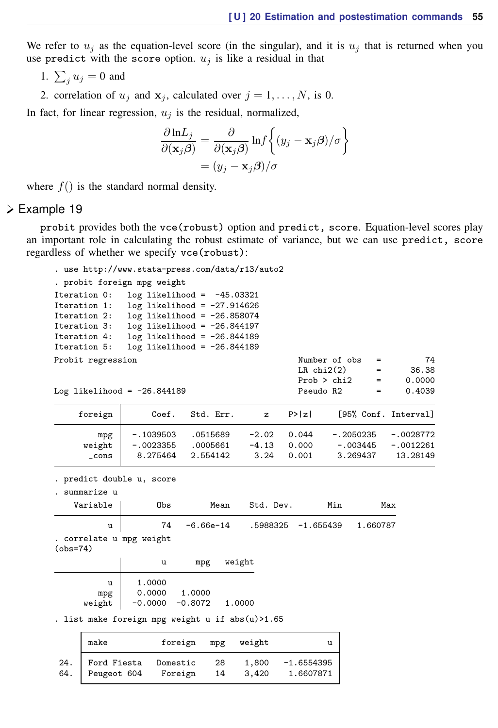We refer to $u_j$ as the equation-level score (in the singular), and it is $u_j$ that is returned when you use `predict` with the `score` option. $u_j$ is like a residual in that

1. $\sum_j u_j = 0$ and
2. correlation of $u_j$ and $\mathbf{x}_j$, calculated over $j = 1, \ldots, N$, is 0.

In fact, for linear regression, $u_j$ is the residual, normalized,

$$\frac{\partial \ln L_j}{\partial(\mathbf{x}_j\boldsymbol{\beta})} = \frac{\partial}{\partial(\mathbf{x}_j\boldsymbol{\beta})} \ln f\left\{(y_j - \mathbf{x}_j\boldsymbol{\beta})/\sigma\right\}$$
$$= (y_j - \mathbf{x}_j\boldsymbol{\beta})/\sigma$$

where $f()$ is the standard normal density.

## Example 19

`probit` provides both the `vce(robust)` option and `predict, score`. Equation-level scores play an important role in calculating the robust estimate of variance, but we can use `predict, score` regardless of whether we specify `vce(robust)`:

```
. use http://www.stata-press.com/data/r13/auto2
. probit foreign mpg weight
Iteration 0:   log likelihood =  -45.03321
Iteration 1:   log likelihood = -27.914626
Iteration 2:   log likelihood = -26.858074
Iteration 3:   log likelihood = -26.844197
Iteration 4:   log likelihood = -26.844189
Iteration 5:   log likelihood = -26.844189
Probit regression                                 Number of obs   =         74
                                                  LR chi2(2)      =      36.38
                                                  Prob > chi2     =     0.0000
Log likelihood = -26.844189                       Pseudo R2       =     0.4039

------------------------------------------------------------------------------
     foreign |      Coef.   Std. Err.      z    P>|z|     [95% Conf. Interval]
-------------+----------------------------------------------------------------
         mpg |  -.1039503   .0515689    -2.02   0.044    -.2050235   -.0028772
      weight |  -.0023355   .0005661    -4.13   0.000     -.003445   -.0012261
       _cons |   8.275464   2.554142     3.24   0.001     3.269437    13.28149
------------------------------------------------------------------------------

. predict double u, score
. summarize u

    Variable |       Obs        Mean    Std. Dev.       Min        Max
-------------+--------------------------------------------------------
           u |        74    -6.66e-14    .5988325  -1.655439   1.660787

. correlate u mpg weight
(obs=74)

             |        u      mpg   weight
-------------+---------------------------
           u |   1.0000
         mpg |   0.0000   1.0000
      weight |  -0.0000  -0.8072   1.0000

. list make foreign mpg weight u if abs(u)>1.65

     +---------------------------------------------------+
     | make          foreign   mpg   weight            u |
     |---------------------------------------------------|
 24. | Ford Fiesta   Domestic   28    1,800   -1.6554395 |
 64. | Peugeot 604   Foreign    14    3,420    1.6607871 |
     +---------------------------------------------------+
```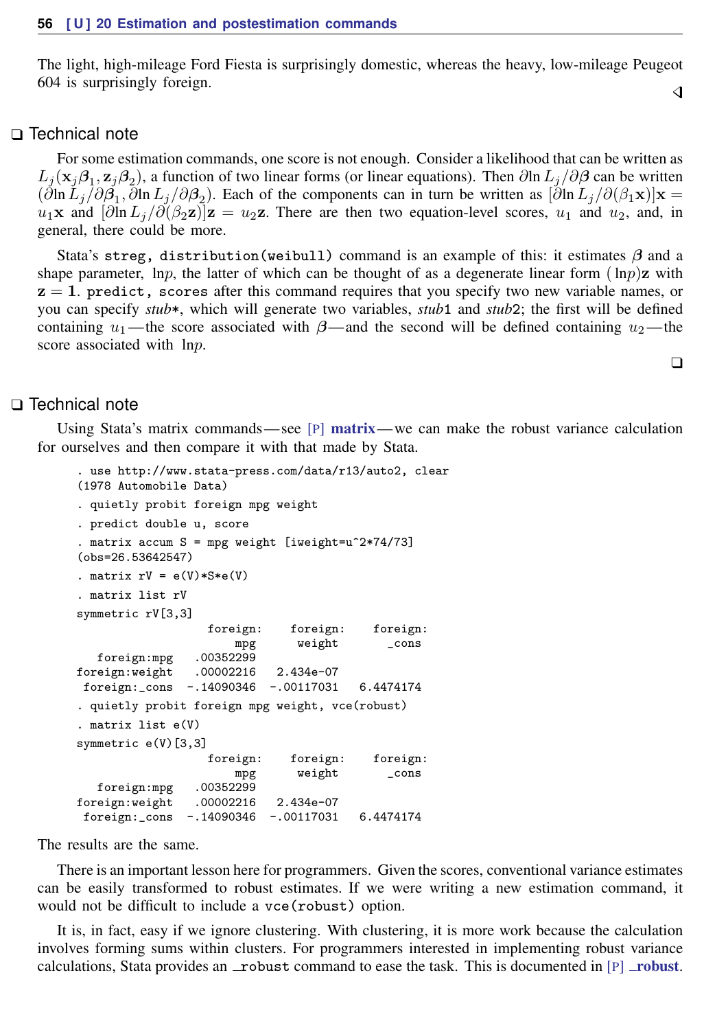The light, high-mileage Ford Fiesta is surprisingly domestic, whereas the heavy, low-mileage Peugeot 604 is surprisingly foreign.

◁

### ❑ Technical note

For some estimation commands, one score is not enough. Consider a likelihood that can be written as $L_j(\mathbf{x}_j\boldsymbol{\beta}_1, \mathbf{z}_j\boldsymbol{\beta}_2)$, a function of two linear forms (or linear equations). Then $\partial \ln L_j/\partial\boldsymbol{\beta}$ can be written $(\partial \ln L_j/\partial\boldsymbol{\beta}_1, \partial \ln L_j/\partial\boldsymbol{\beta}_2)$. Each of the components can in turn be written as $[\partial \ln L_j/\partial(\beta_1\mathbf{x})]\mathbf{x} = u_1\mathbf{x}$ and $[\partial \ln L_j/\partial(\beta_2\mathbf{z})]\mathbf{z} = u_2\mathbf{z}$. There are then two equation-level scores, $u_1$ and $u_2$, and, in general, there could be more.

Stata's `streg, distribution(weibull)` command is an example of this: it estimates $\boldsymbol{\beta}$ and a shape parameter, $\ln p$, the latter of which can be thought of as a degenerate linear form $(\ln p)\mathbf{z}$ with $\mathbf{z} = \mathbf{1}$. `predict, scores` after this command requires that you specify two new variable names, or you can specify *stub*`*`, which will generate two variables, *stub*`1` and *stub*`2`; the first will be defined containing $u_1$—the score associated with $\boldsymbol{\beta}$—and the second will be defined containing $u_2$—the score associated with $\ln p$.

❑

### ❑ Technical note

Using Stata's matrix commands—see [P] **matrix**—we can make the robust variance calculation for ourselves and then compare it with that made by Stata.

```
. use http://www.stata-press.com/data/r13/auto2, clear
(1978 Automobile Data)
. quietly probit foreign mpg weight
. predict double u, score
. matrix accum S = mpg weight [iweight=u^2*74/73]
(obs=26.53642547)
. matrix rV = e(V)*S*e(V)
. matrix list rV
symmetric rV[3,3]
                  foreign:    foreign:    foreign:
                      mpg      weight       _cons
   foreign:mpg   .00352299
foreign:weight   .00002216   2.434e-07
 foreign:_cons  -.14090346  -.00117031   6.4474174
. quietly probit foreign mpg weight, vce(robust)
. matrix list e(V)
symmetric e(V)[3,3]
                  foreign:    foreign:    foreign:
                      mpg      weight       _cons
   foreign:mpg   .00352299
foreign:weight   .00002216   2.434e-07
 foreign:_cons  -.14090346  -.00117031   6.4474174
```

The results are the same.

There is an important lesson here for programmers. Given the scores, conventional variance estimates can be easily transformed to robust estimates. If we were writing a new estimation command, it would not be difficult to include a `vce(robust)` option.

It is, in fact, easy if we ignore clustering. With clustering, it is more work because the calculation involves forming sums within clusters. For programmers interested in implementing robust variance calculations, Stata provides an `_robust` command to ease the task. This is documented in [P] **_robust**.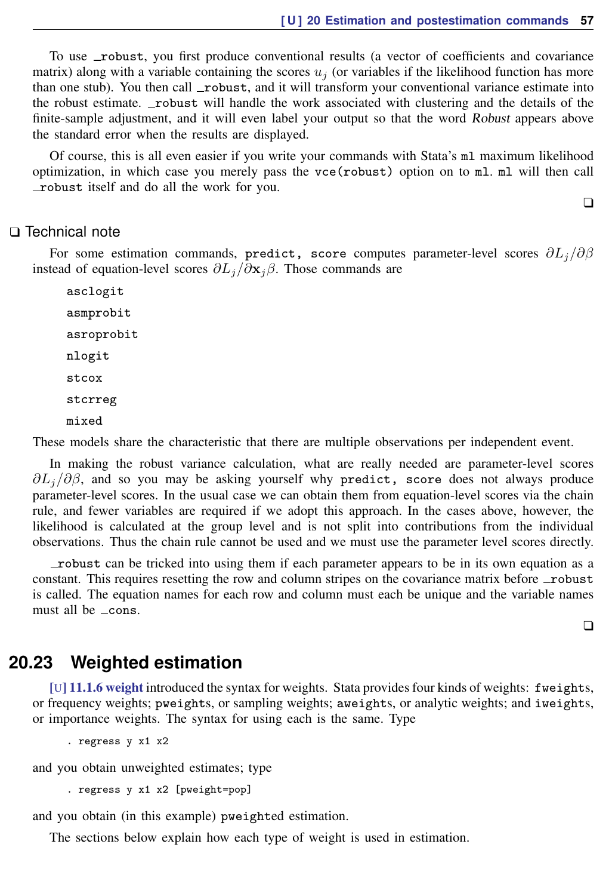To use `_robust`, you first produce conventional results (a vector of coefficients and covariance matrix) along with a variable containing the scores $u_j$ (or variables if the likelihood function has more than one stub). You then call `_robust`, and it will transform your conventional variance estimate into the robust estimate. `_robust` will handle the work associated with clustering and the details of the finite-sample adjustment, and it will even label your output so that the word *Robust* appears above the standard error when the results are displayed.

Of course, this is all even easier if you write your commands with Stata's `ml` maximum likelihood optimization, in which case you merely pass the `vce(robust)` option on to `ml`. `ml` will then call `_robust` itself and do all the work for you.

❑

❑ Technical note

For some estimation commands, `predict, score` computes parameter-level scores $\partial L_j/\partial\beta$ instead of equation-level scores $\partial L_j/\partial\mathbf{x}_j\beta$. Those commands are

```
asclogit
asmprobit
asroprobit
nlogit
stcox
stcrreg
mixed
```

These models share the characteristic that there are multiple observations per independent event.

In making the robust variance calculation, what are really needed are parameter-level scores $\partial L_j/\partial\beta$, and so you may be asking yourself why `predict, score` does not always produce parameter-level scores. In the usual case we can obtain them from equation-level scores via the chain rule, and fewer variables are required if we adopt this approach. In the cases above, however, the likelihood is calculated at the group level and is not split into contributions from the individual observations. Thus the chain rule cannot be used and we must use the parameter level scores directly.

`_robust` can be tricked into using them if each parameter appears to be in its own equation as a constant. This requires resetting the row and column stripes on the covariance matrix before `_robust` is called. The equation names for each row and column must each be unique and the variable names must all be `_cons`.

❑

## 20.23 Weighted estimation

[U] 11.1.6 weight introduced the syntax for weights. Stata provides four kinds of weights: `fweights`, or frequency weights; `pweights`, or sampling weights; `aweights`, or analytic weights; and `iweights`, or importance weights. The syntax for using each is the same. Type

```
. regress y x1 x2
```

and you obtain unweighted estimates; type

```
. regress y x1 x2 [pweight=pop]
```

and you obtain (in this example) `pweighted` estimation.

The sections below explain how each type of weight is used in estimation.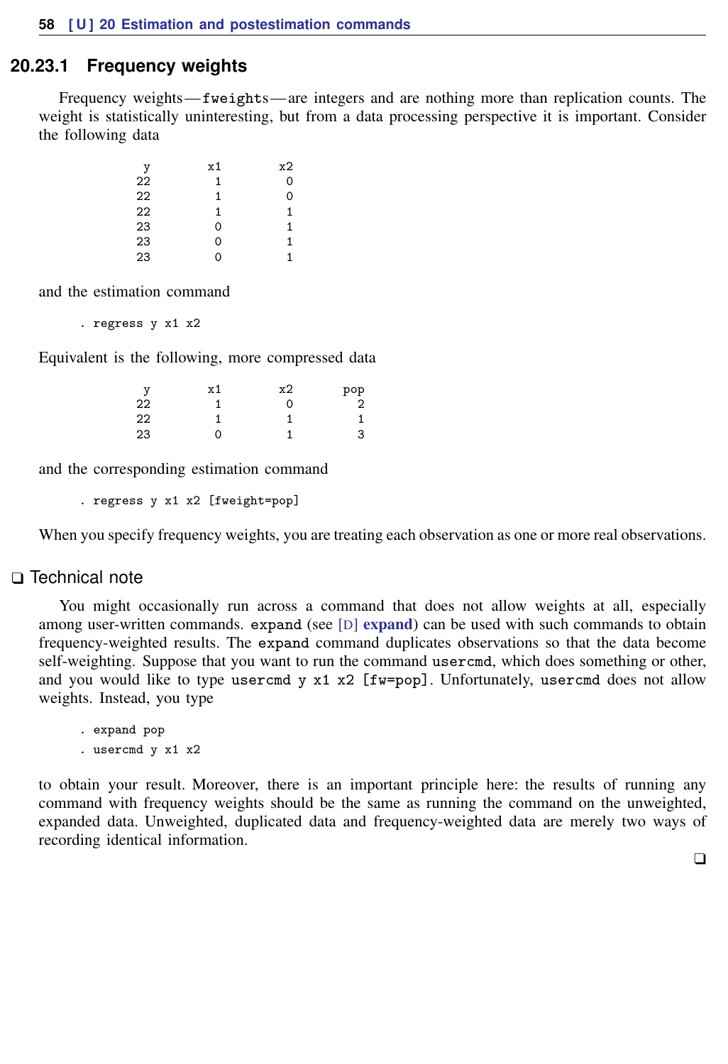### 20.23.1 Frequency weights

Frequency weights—`fweights`—are integers and are nothing more than replication counts. The weight is statistically uninteresting, but from a data processing perspective it is important. Consider the following data

```
 y     x1    x2
22      1     0
22      1     0
22      1     1
23      0     1
23      0     1
23      0     1
```

and the estimation command

```
. regress y x1 x2
```

Equivalent is the following, more compressed data

```
 y     x1    x2    pop
22      1     0      2
22      1     1      1
23      0     1      3
```

and the corresponding estimation command

```
. regress y x1 x2 [fweight=pop]
```

When you specify frequency weights, you are treating each observation as one or more real observations.

#### ❑ Technical note

You might occasionally run across a command that does not allow weights at all, especially among user-written commands. `expand` (see [D] **expand**) can be used with such commands to obtain frequency-weighted results. The `expand` command duplicates observations so that the data become self-weighting. Suppose that you want to run the command `usercmd`, which does something or other, and you would like to type `usercmd y x1 x2 [fw=pop]`. Unfortunately, `usercmd` does not allow weights. Instead, you type

```
. expand pop
. usercmd y x1 x2
```

to obtain your result. Moreover, there is an important principle here: the results of running any command with frequency weights should be the same as running the command on the unweighted, expanded data. Unweighted, duplicated data and frequency-weighted data are merely two ways of recording identical information.

❑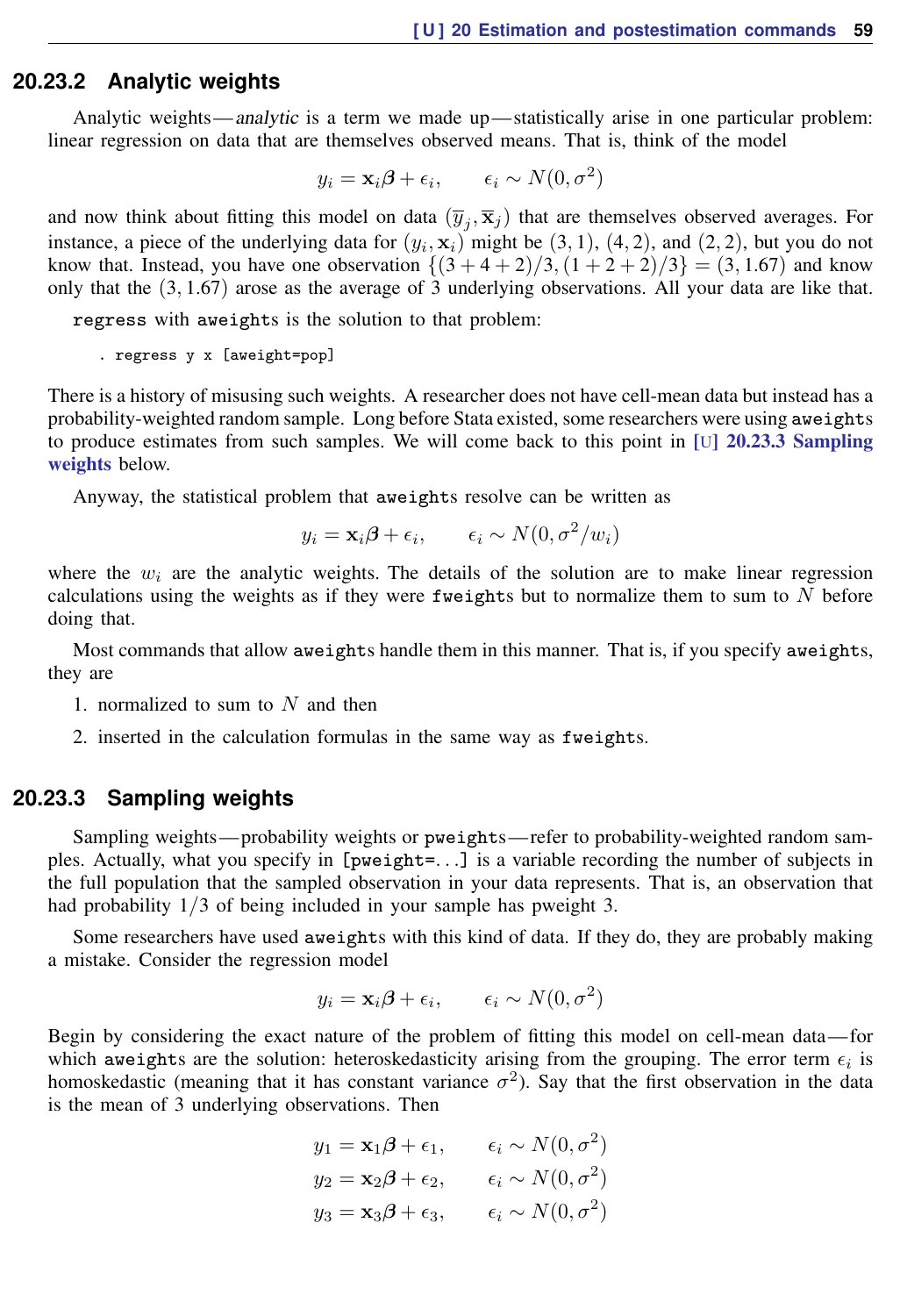### 20.23.2 Analytic weights

Analytic weights—*analytic* is a term we made up—statistically arise in one particular problem: linear regression on data that are themselves observed means. That is, think of the model

$$y_i = \mathbf{x}_i\boldsymbol{\beta} + \epsilon_i, \qquad \epsilon_i \sim N(0, \sigma^2)$$

and now think about fitting this model on data $(\overline{y}_j, \overline{\mathbf{x}}_j)$ that are themselves observed averages. For instance, a piece of the underlying data for $(y_i, \mathbf{x}_i)$ might be $(3, 1)$, $(4, 2)$, and $(2, 2)$, but you do not know that. Instead, you have one observation $\{(3 + 4 + 2)/3, (1 + 2 + 2)/3\} = (3, 1.67)$ and know only that the $(3, 1.67)$ arose as the average of 3 underlying observations. All your data are like that.

`regress` with `aweights` is the solution to that problem:

```
. regress y x [aweight=pop]
```

There is a history of misusing such weights. A researcher does not have cell-mean data but instead has a probability-weighted random sample. Long before Stata existed, some researchers were using `aweights` to produce estimates from such samples. We will come back to this point in [U] **20.23.3 Sampling weights** below.

Anyway, the statistical problem that `aweights` resolve can be written as

$$y_i = \mathbf{x}_i\boldsymbol{\beta} + \epsilon_i, \qquad \epsilon_i \sim N(0, \sigma^2/w_i)$$

where the $w_i$ are the analytic weights. The details of the solution are to make linear regression calculations using the weights as if they were `fweights` but to normalize them to sum to $N$ before doing that.

Most commands that allow `aweights` handle them in this manner. That is, if you specify `aweights`, they are

1. normalized to sum to $N$ and then
2. inserted in the calculation formulas in the same way as `fweights`.

### 20.23.3 Sampling weights

Sampling weights—probability weights or `pweights`—refer to probability-weighted random samples. Actually, what you specify in `[pweight=...]` is a variable recording the number of subjects in the full population that the sampled observation in your data represents. That is, an observation that had probability $1/3$ of being included in your sample has pweight 3.

Some researchers have used `aweights` with this kind of data. If they do, they are probably making a mistake. Consider the regression model

$$y_i = \mathbf{x}_i\boldsymbol{\beta} + \epsilon_i, \qquad \epsilon_i \sim N(0, \sigma^2)$$

Begin by considering the exact nature of the problem of fitting this model on cell-mean data—for which `aweights` are the solution: heteroskedasticity arising from the grouping. The error term $\epsilon_i$ is homoskedastic (meaning that it has constant variance $\sigma^2$). Say that the first observation in the data is the mean of 3 underlying observations. Then

$$\begin{aligned} y_1 &= \mathbf{x}_1\boldsymbol{\beta} + \epsilon_1, \qquad \epsilon_i \sim N(0, \sigma^2) \\ y_2 &= \mathbf{x}_2\boldsymbol{\beta} + \epsilon_2, \qquad \epsilon_i \sim N(0, \sigma^2) \\ y_3 &= \mathbf{x}_3\boldsymbol{\beta} + \epsilon_3, \qquad \epsilon_i \sim N(0, \sigma^2) \end{aligned}$$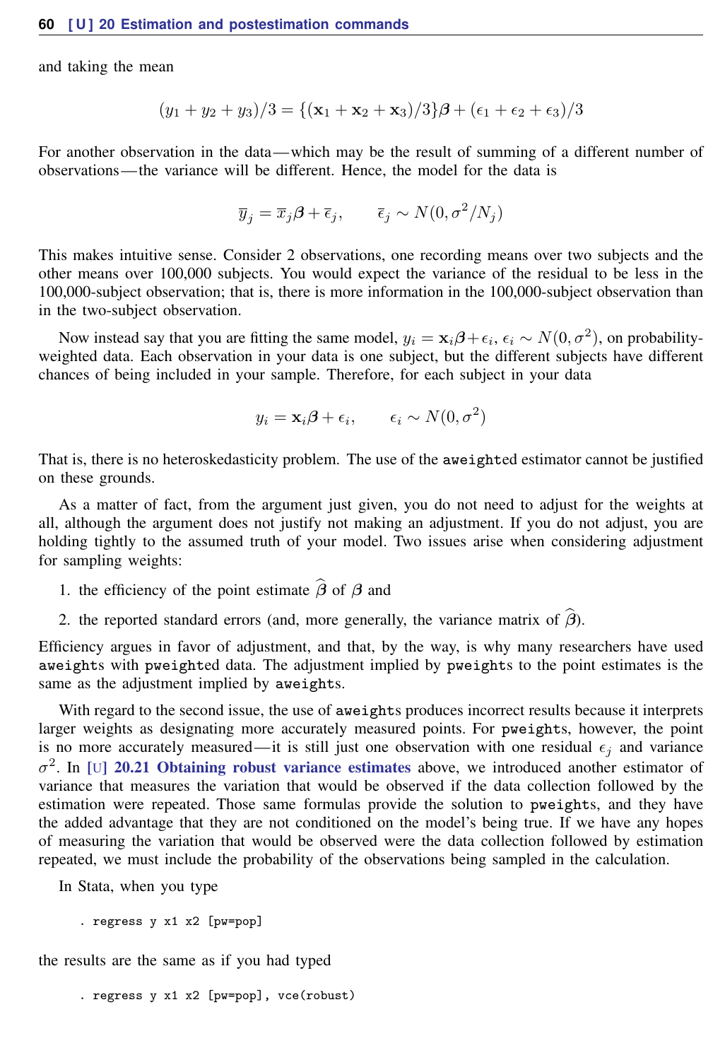and taking the mean

$$(y_1 + y_2 + y_3)/3 = \{(\mathbf{x}_1 + \mathbf{x}_2 + \mathbf{x}_3)/3\}\boldsymbol{\beta} + (\epsilon_1 + \epsilon_2 + \epsilon_3)/3$$

For another observation in the data—which may be the result of summing of a different number of observations—the variance will be different. Hence, the model for the data is

$$\overline{y}_j = \overline{x}_j\boldsymbol{\beta} + \overline{\epsilon}_j, \qquad \overline{\epsilon}_j \sim N(0, \sigma^2/N_j)$$

This makes intuitive sense. Consider 2 observations, one recording means over two subjects and the other means over 100,000 subjects. You would expect the variance of the residual to be less in the 100,000-subject observation; that is, there is more information in the 100,000-subject observation than in the two-subject observation.

Now instead say that you are fitting the same model, $y_i = \mathbf{x}_i\boldsymbol{\beta} + \epsilon_i$, $\epsilon_i \sim N(0, \sigma^2)$, on probability-weighted data. Each observation in your data is one subject, but the different subjects have different chances of being included in your sample. Therefore, for each subject in your data

$$y_i = \mathbf{x}_i\boldsymbol{\beta} + \epsilon_i, \qquad \epsilon_i \sim N(0, \sigma^2)$$

That is, there is no heteroskedasticity problem. The use of the aweighted estimator cannot be justified on these grounds.

As a matter of fact, from the argument just given, you do not need to adjust for the weights at all, although the argument does not justify not making an adjustment. If you do not adjust, you are holding tightly to the assumed truth of your model. Two issues arise when considering adjustment for sampling weights:

1. the efficiency of the point estimate $\widehat{\boldsymbol{\beta}}$ of $\boldsymbol{\beta}$ and
2. the reported standard errors (and, more generally, the variance matrix of $\widehat{\boldsymbol{\beta}}$).

Efficiency argues in favor of adjustment, and that, by the way, is why many researchers have used aweights with pweighted data. The adjustment implied by pweights to the point estimates is the same as the adjustment implied by aweights.

With regard to the second issue, the use of aweights produces incorrect results because it interprets larger weights as designating more accurately measured points. For pweights, however, the point is no more accurately measured—it is still just one observation with one residual $\epsilon_j$ and variance $\sigma^2$. In [U] **20.21 Obtaining robust variance estimates** above, we introduced another estimator of variance that measures the variation that would be observed if the data collection followed by the estimation were repeated. Those same formulas provide the solution to pweights, and they have the added advantage that they are not conditioned on the model's being true. If we have any hopes of measuring the variation that would be observed were the data collection followed by estimation repeated, we must include the probability of the observations being sampled in the calculation.

In Stata, when you type

```
. regress y x1 x2 [pw=pop]
```

the results are the same as if you had typed

```
. regress y x1 x2 [pw=pop], vce(robust)
```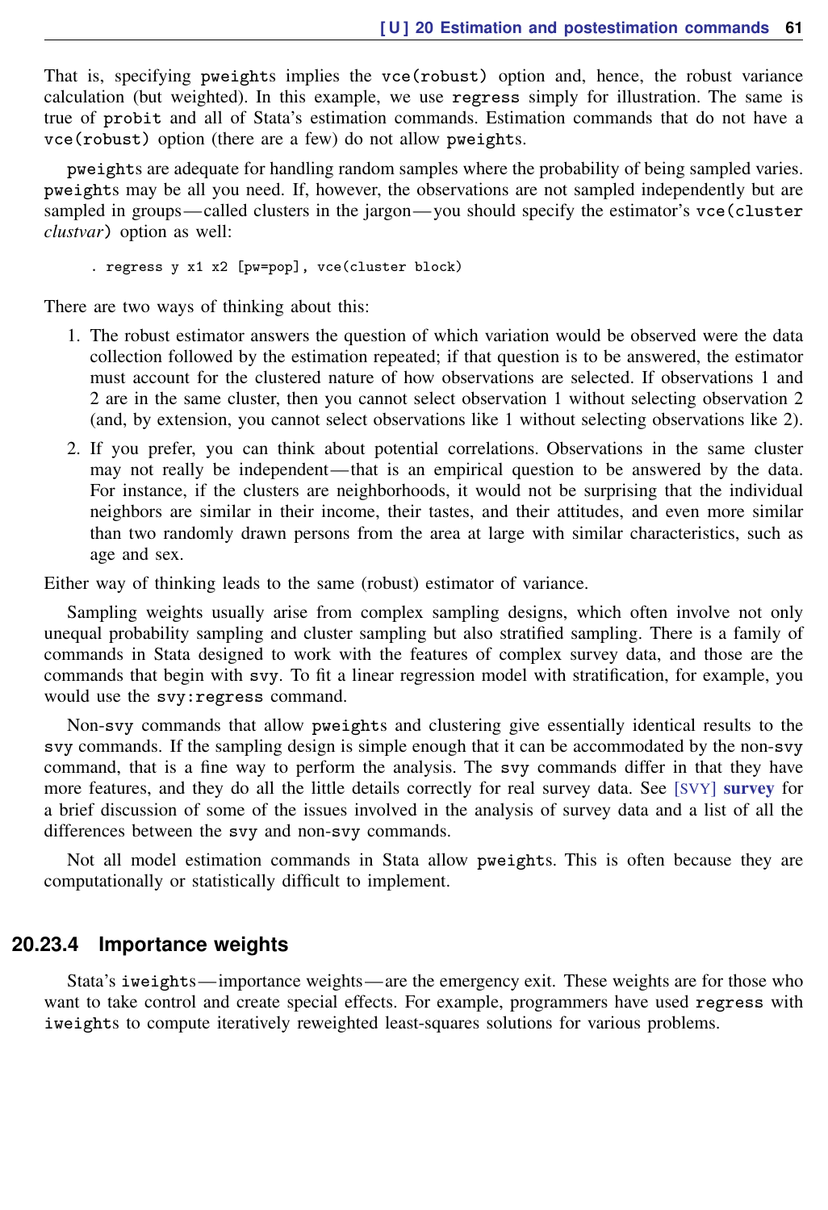That is, specifying `pweights` implies the `vce(robust)` option and, hence, the robust variance calculation (but weighted). In this example, we use `regress` simply for illustration. The same is true of `probit` and all of Stata's estimation commands. Estimation commands that do not have a `vce(robust)` option (there are a few) do not allow `pweights`.

`pweights` are adequate for handling random samples where the probability of being sampled varies. `pweights` may be all you need. If, however, the observations are not sampled independently but are sampled in groups—called clusters in the jargon—you should specify the estimator's `vce(cluster` *clustvar*`)` option as well:

```
. regress y x1 x2 [pw=pop], vce(cluster block)
```

There are two ways of thinking about this:

1. The robust estimator answers the question of which variation would be observed were the data collection followed by the estimation repeated; if that question is to be answered, the estimator must account for the clustered nature of how observations are selected. If observations 1 and 2 are in the same cluster, then you cannot select observation 1 without selecting observation 2 (and, by extension, you cannot select observations like 1 without selecting observations like 2).
2. If you prefer, you can think about potential correlations. Observations in the same cluster may not really be independent—that is an empirical question to be answered by the data. For instance, if the clusters are neighborhoods, it would not be surprising that the individual neighbors are similar in their income, their tastes, and their attitudes, and even more similar than two randomly drawn persons from the area at large with similar characteristics, such as age and sex.

Either way of thinking leads to the same (robust) estimator of variance.

Sampling weights usually arise from complex sampling designs, which often involve not only unequal probability sampling and cluster sampling but also stratified sampling. There is a family of commands in Stata designed to work with the features of complex survey data, and those are the commands that begin with `svy`. To fit a linear regression model with stratification, for example, you would use the `svy:regress` command.

Non-`svy` commands that allow `pweights` and clustering give essentially identical results to the `svy` commands. If the sampling design is simple enough that it can be accommodated by the non-`svy` command, that is a fine way to perform the analysis. The `svy` commands differ in that they have more features, and they do all the little details correctly for real survey data. See [SVY] **survey** for a brief discussion of some of the issues involved in the analysis of survey data and a list of all the differences between the `svy` and non-`svy` commands.

Not all model estimation commands in Stata allow `pweights`. This is often because they are computationally or statistically difficult to implement.

### 20.23.4 Importance weights

Stata's `iweights`—importance weights—are the emergency exit. These weights are for those who want to take control and create special effects. For example, programmers have used `regress` with `iweights` to compute iteratively reweighted least-squares solutions for various problems.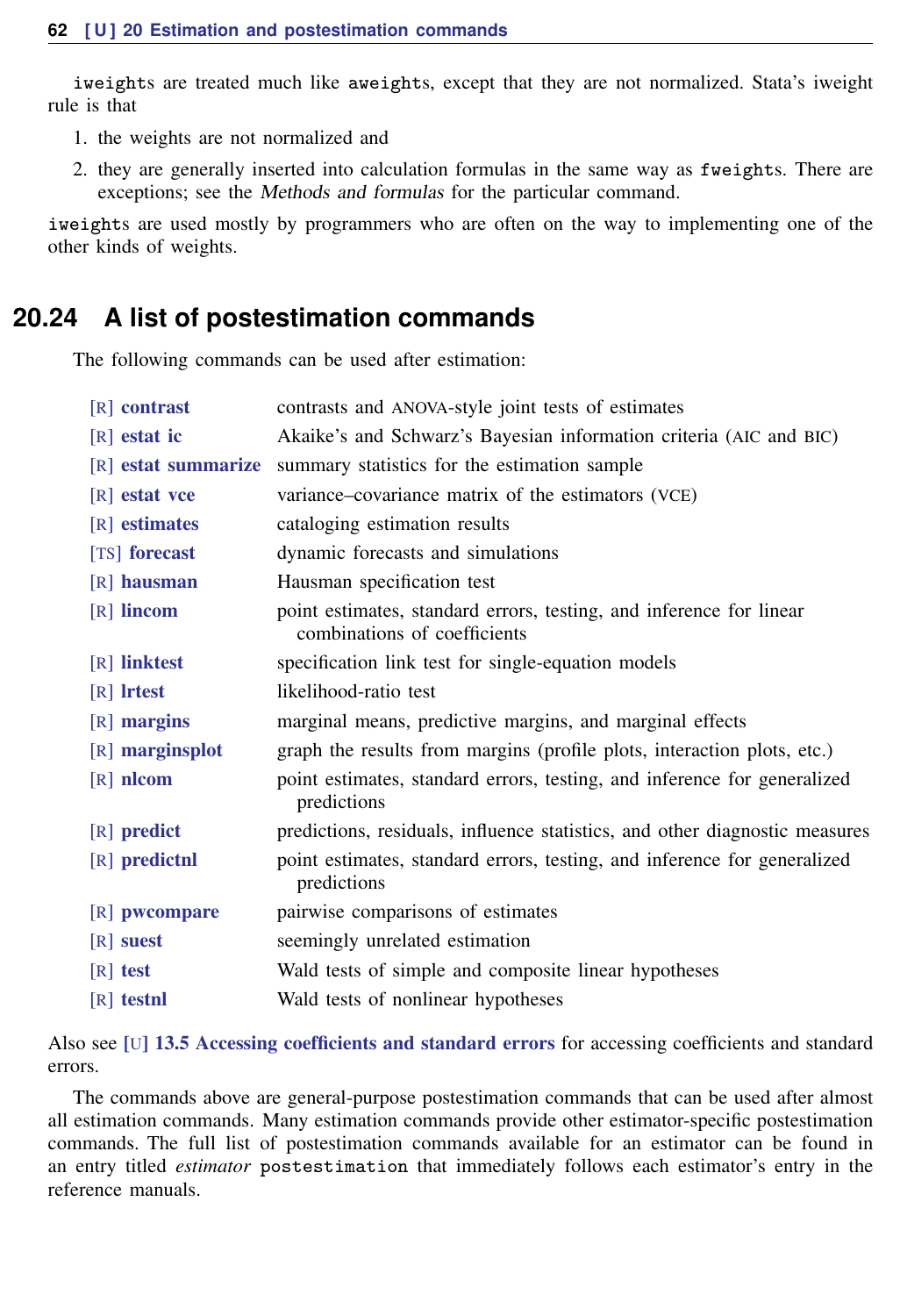iweights are treated much like aweights, except that they are not normalized. Stata's iweight rule is that

1. the weights are not normalized and
2. they are generally inserted into calculation formulas in the same way as fweights. There are exceptions; see the *Methods and formulas* for the particular command.

iweights are used mostly by programmers who are often on the way to implementing one of the other kinds of weights.

## 20.24 A list of postestimation commands

The following commands can be used after estimation:

| | |
|---|---|
| [R] **contrast** | contrasts and ANOVA-style joint tests of estimates |
| [R] **estat ic** | Akaike's and Schwarz's Bayesian information criteria (AIC and BIC) |
| [R] **estat summarize** | summary statistics for the estimation sample |
| [R] **estat vce** | variance–covariance matrix of the estimators (VCE) |
| [R] **estimates** | cataloging estimation results |
| [TS] **forecast** | dynamic forecasts and simulations |
| [R] **hausman** | Hausman specification test |
| [R] **lincom** | point estimates, standard errors, testing, and inference for linear combinations of coefficients |
| [R] **linktest** | specification link test for single-equation models |
| [R] **lrtest** | likelihood-ratio test |
| [R] **margins** | marginal means, predictive margins, and marginal effects |
| [R] **marginsplot** | graph the results from margins (profile plots, interaction plots, etc.) |
| [R] **nlcom** | point estimates, standard errors, testing, and inference for generalized predictions |
| [R] **predict** | predictions, residuals, influence statistics, and other diagnostic measures |
| [R] **predictnl** | point estimates, standard errors, testing, and inference for generalized predictions |
| [R] **pwcompare** | pairwise comparisons of estimates |
| [R] **suest** | seemingly unrelated estimation |
| [R] **test** | Wald tests of simple and composite linear hypotheses |
| [R] **testnl** | Wald tests of nonlinear hypotheses |

Also see [U] **13.5 Accessing coefficients and standard errors** for accessing coefficients and standard errors.

The commands above are general-purpose postestimation commands that can be used after almost all estimation commands. Many estimation commands provide other estimator-specific postestimation commands. The full list of postestimation commands available for an estimator can be found in an entry titled *estimator* postestimation that immediately follows each estimator's entry in the reference manuals.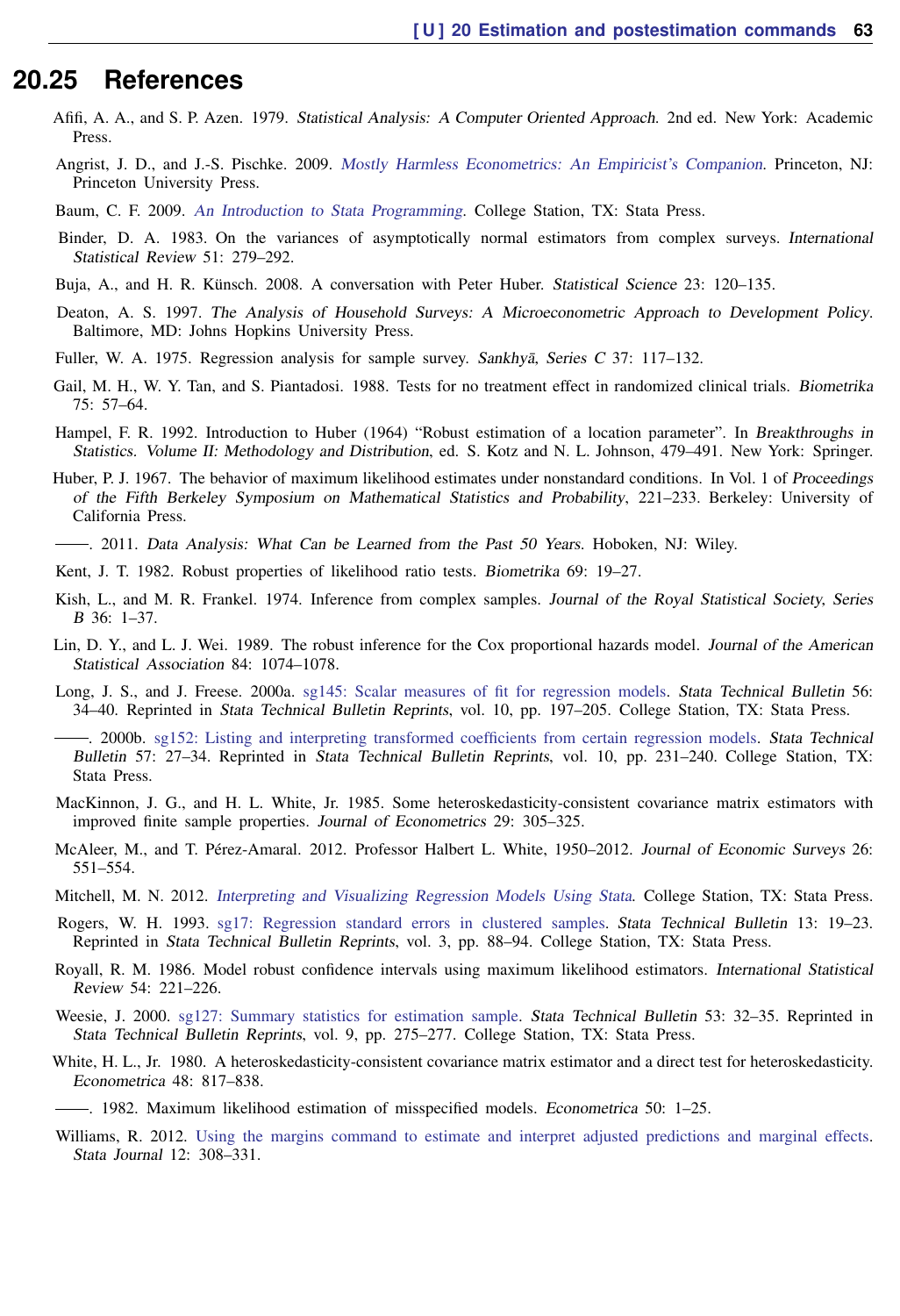## 20.25 References

Afifi, A. A., and S. P. Azen. 1979. *Statistical Analysis: A Computer Oriented Approach*. 2nd ed. New York: Academic Press.

Angrist, J. D., and J.-S. Pischke. 2009. *Mostly Harmless Econometrics: An Empiricist's Companion*. Princeton, NJ: Princeton University Press.

Baum, C. F. 2009. *An Introduction to Stata Programming*. College Station, TX: Stata Press.

Binder, D. A. 1983. On the variances of asymptotically normal estimators from complex surveys. *International Statistical Review* 51: 279–292.

Buja, A., and H. R. Künsch. 2008. A conversation with Peter Huber. *Statistical Science* 23: 120–135.

Deaton, A. S. 1997. *The Analysis of Household Surveys: A Microeconometric Approach to Development Policy*. Baltimore, MD: Johns Hopkins University Press.

Fuller, W. A. 1975. Regression analysis for sample survey. *Sankhyā, Series C* 37: 117–132.

Gail, M. H., W. Y. Tan, and S. Piantadosi. 1988. Tests for no treatment effect in randomized clinical trials. *Biometrika* 75: 57–64.

Hampel, F. R. 1992. Introduction to Huber (1964) "Robust estimation of a location parameter". In *Breakthroughs in Statistics. Volume II: Methodology and Distribution*, ed. S. Kotz and N. L. Johnson, 479–491. New York: Springer.

Huber, P. J. 1967. The behavior of maximum likelihood estimates under nonstandard conditions. In Vol. 1 of *Proceedings of the Fifth Berkeley Symposium on Mathematical Statistics and Probability*, 221–233. Berkeley: University of California Press.

———. 2011. *Data Analysis: What Can be Learned from the Past 50 Years*. Hoboken, NJ: Wiley.

Kent, J. T. 1982. Robust properties of likelihood ratio tests. *Biometrika* 69: 19–27.

Kish, L., and M. R. Frankel. 1974. Inference from complex samples. *Journal of the Royal Statistical Society, Series B* 36: 1–37.

Lin, D. Y., and L. J. Wei. 1989. The robust inference for the Cox proportional hazards model. *Journal of the American Statistical Association* 84: 1074–1078.

Long, J. S., and J. Freese. 2000a. sg145: Scalar measures of fit for regression models. *Stata Technical Bulletin* 56: 34–40. Reprinted in *Stata Technical Bulletin Reprints*, vol. 10, pp. 197–205. College Station, TX: Stata Press.

———. 2000b. sg152: Listing and interpreting transformed coefficients from certain regression models. *Stata Technical Bulletin* 57: 27–34. Reprinted in *Stata Technical Bulletin Reprints*, vol. 10, pp. 231–240. College Station, TX: Stata Press.

MacKinnon, J. G., and H. L. White, Jr. 1985. Some heteroskedasticity-consistent covariance matrix estimators with improved finite sample properties. *Journal of Econometrics* 29: 305–325.

McAleer, M., and T. Pérez-Amaral. 2012. Professor Halbert L. White, 1950–2012. *Journal of Economic Surveys* 26: 551–554.

Mitchell, M. N. 2012. *Interpreting and Visualizing Regression Models Using Stata*. College Station, TX: Stata Press.

Rogers, W. H. 1993. sg17: Regression standard errors in clustered samples. *Stata Technical Bulletin* 13: 19–23. Reprinted in *Stata Technical Bulletin Reprints*, vol. 3, pp. 88–94. College Station, TX: Stata Press.

Royall, R. M. 1986. Model robust confidence intervals using maximum likelihood estimators. *International Statistical Review* 54: 221–226.

Weesie, J. 2000. sg127: Summary statistics for estimation sample. *Stata Technical Bulletin* 53: 32–35. Reprinted in *Stata Technical Bulletin Reprints*, vol. 9, pp. 275–277. College Station, TX: Stata Press.

White, H. L., Jr. 1980. A heteroskedasticity-consistent covariance matrix estimator and a direct test for heteroskedasticity. *Econometrica* 48: 817–838.

———. 1982. Maximum likelihood estimation of misspecified models. *Econometrica* 50: 1–25.

Williams, R. 2012. Using the margins command to estimate and interpret adjusted predictions and marginal effects. *Stata Journal* 12: 308–331.